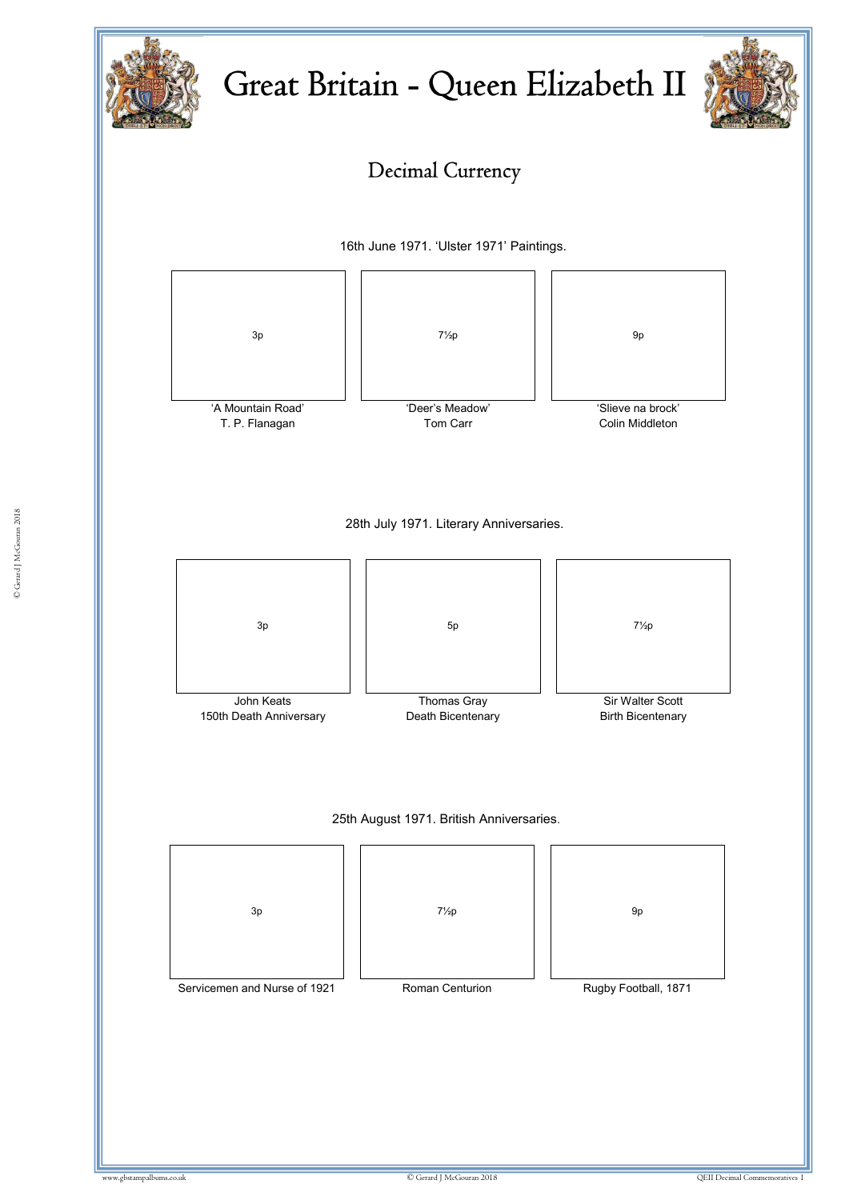# Great Britain - Queen Elizabeth II

## Decimal Currency

16th June 1971. 'Ulster 1971' Paintings.

| 3p | 7½p | 9p |
| --- | --- | --- |
| 'A Mountain Road' T. P. Flanagan | 'Deer's Meadow' Tom Carr | 'Slieve na brock' Colin Middleton |

28th July 1971. Literary Anniversaries.

| 3p | 5p | 7½p |
| --- | --- | --- |
| John Keats 150th Death Anniversary | Thomas Gray Death Bicentenary | Sir Walter Scott Birth Bicentenary |

25th August 1971. British Anniversaries.

| 3p | 7½p | 9p |
| --- | --- | --- |
| Servicemen and Nurse of 1921 | Roman Centurion | Rugby Football, 1871 |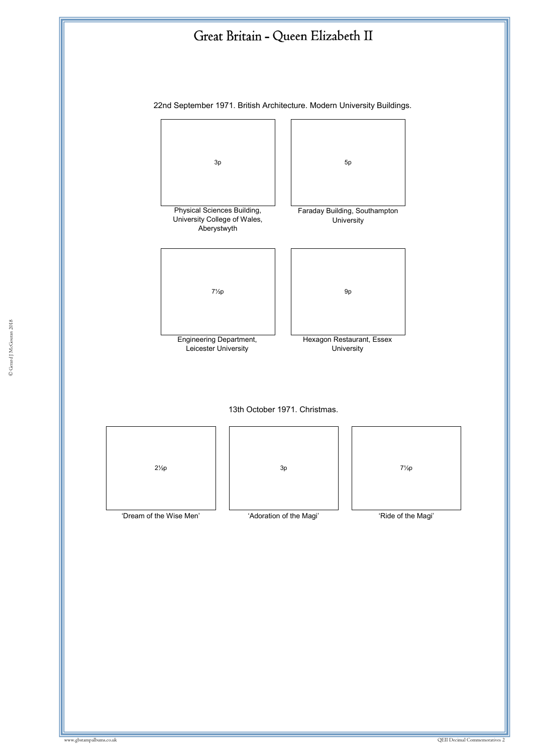# Great Britain - Queen Elizabeth II

22nd September 1971. British Architecture. Modern University Buildings.

3p

Physical Sciences Building, University College of Wales, Aberystwyth

5p

Faraday Building, Southampton University

7½p

Engineering Department, Leicester University

9p

Hexagon Restaurant, Essex University

13th October 1971. Christmas.

2½p

'Dream of the Wise Men'

3p

'Adoration of the Magi'

7½p

'Ride of the Magi'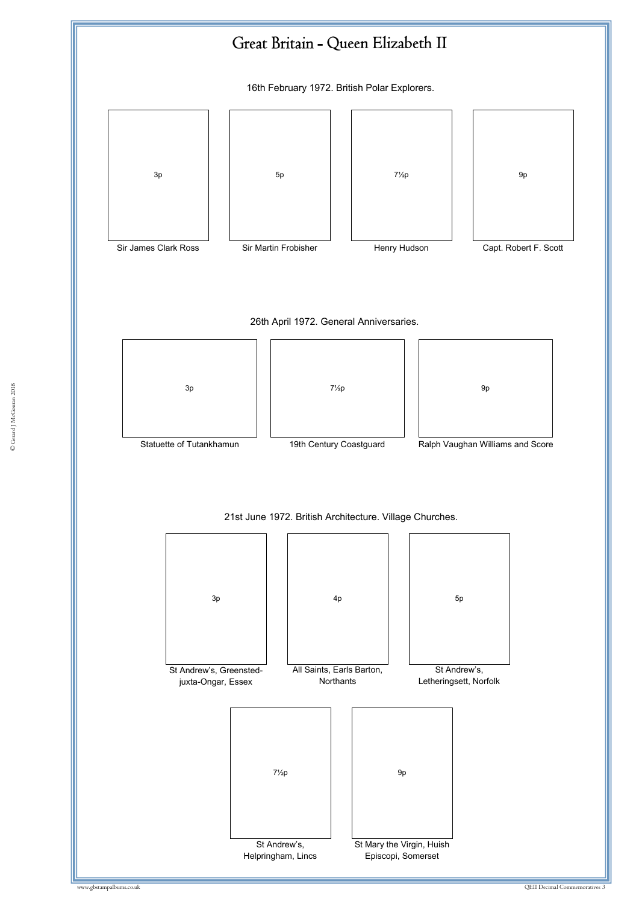# Great Britain - Queen Elizabeth II

16th February 1972. British Polar Explorers.

| 3p | 5p | 7½p | 9p |
|---|---|---|---|
| Sir James Clark Ross | Sir Martin Frobisher | Henry Hudson | Capt. Robert F. Scott |

26th April 1972. General Anniversaries.

| 3p | 7½p | 9p |
|---|---|---|
| Statuette of Tutankhamun | 19th Century Coastguard | Ralph Vaughan Williams and Score |

21st June 1972. British Architecture. Village Churches.

| 3p | 4p | 5p |
|---|---|---|
| St Andrew's, Greensted-juxta-Ongar, Essex | All Saints, Earls Barton, Northants | St Andrew's, Letheringsett, Norfolk |

| 7½p | 9p |
|---|---|
| St Andrew's, Helpringham, Lincs | St Mary the Virgin, Huish Episcopi, Somerset |

© Gerard J McGouran 2018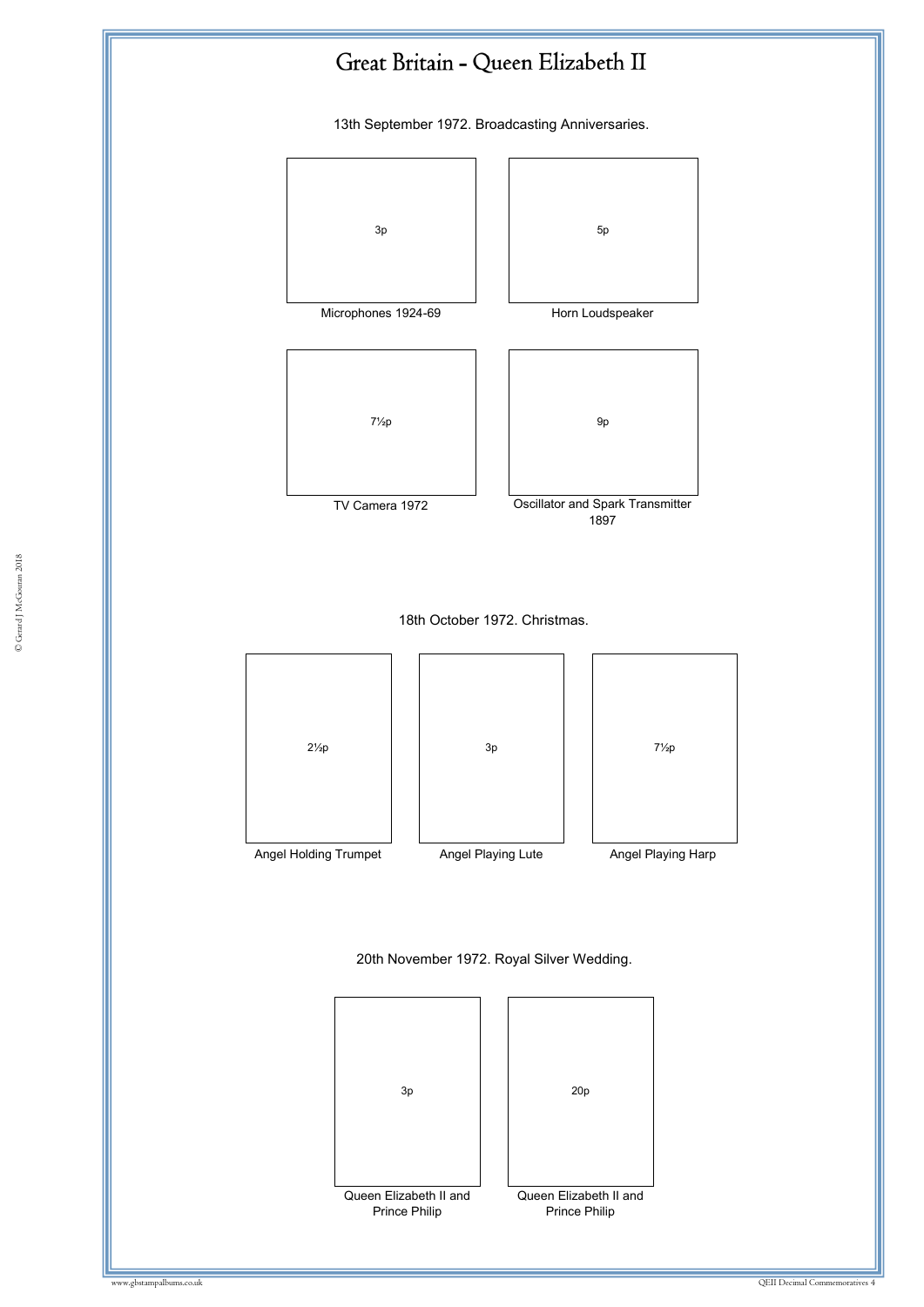# Great Britain - Queen Elizabeth II

13th September 1972. Broadcasting Anniversaries.

3p

Microphones 1924-69

5p

Horn Loudspeaker

7½p

TV Camera 1972

9p

Oscillator and Spark Transmitter 1897

18th October 1972. Christmas.

2½p

Angel Holding Trumpet

3p

Angel Playing Lute

7½p

Angel Playing Harp

20th November 1972. Royal Silver Wedding.

3p

Queen Elizabeth II and Prince Philip

20p

Queen Elizabeth II and Prince Philip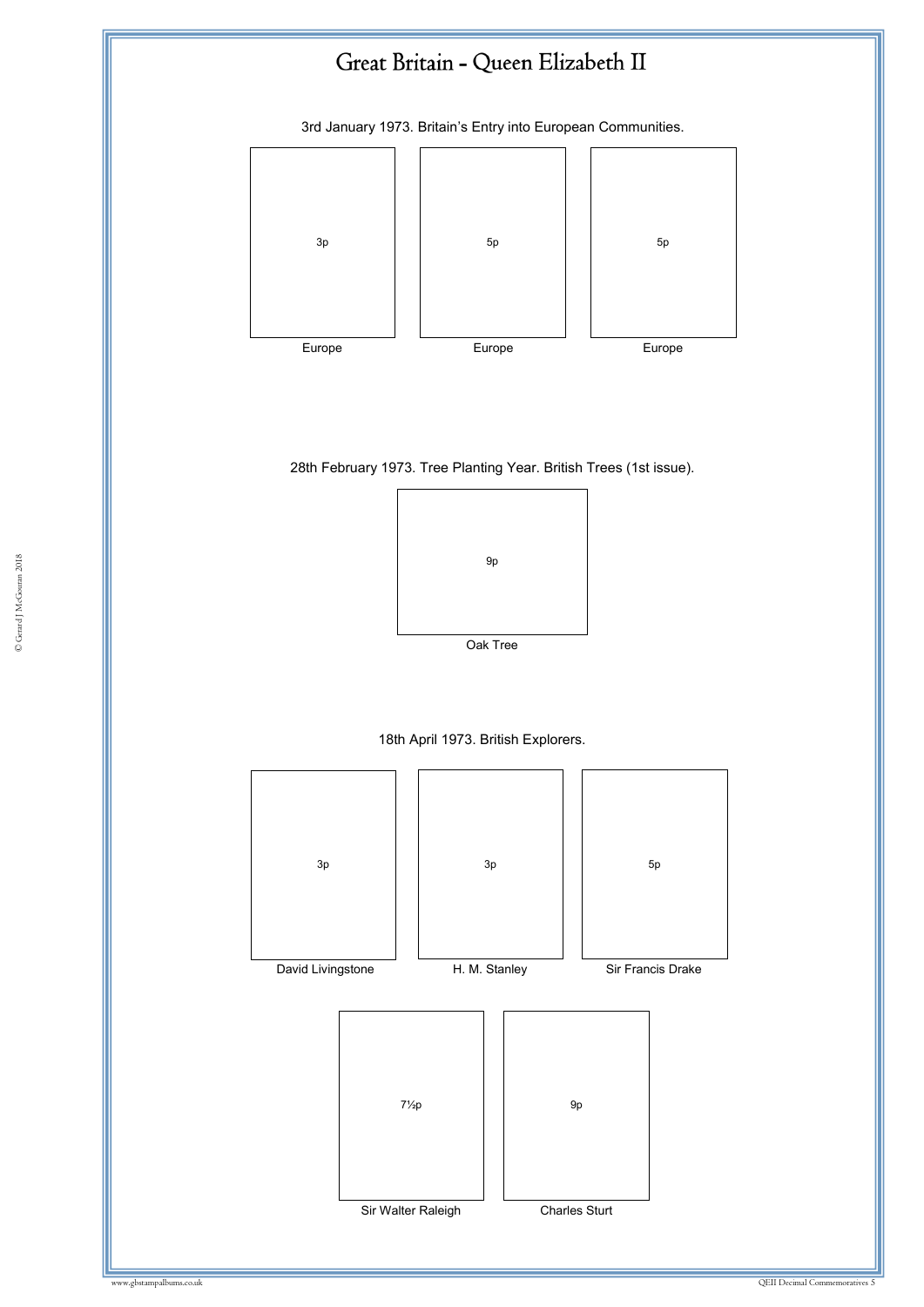# Great Britain - Queen Elizabeth II

3rd January 1973. Britain's Entry into European Communities.

3p

Europe

5p

Europe

5p

Europe

28th February 1973. Tree Planting Year. British Trees (1st issue).

9p

Oak Tree

18th April 1973. British Explorers.

3p

David Livingstone

3p

H. M. Stanley

5p

Sir Francis Drake

7½p

Sir Walter Raleigh

9p

Charles Sturt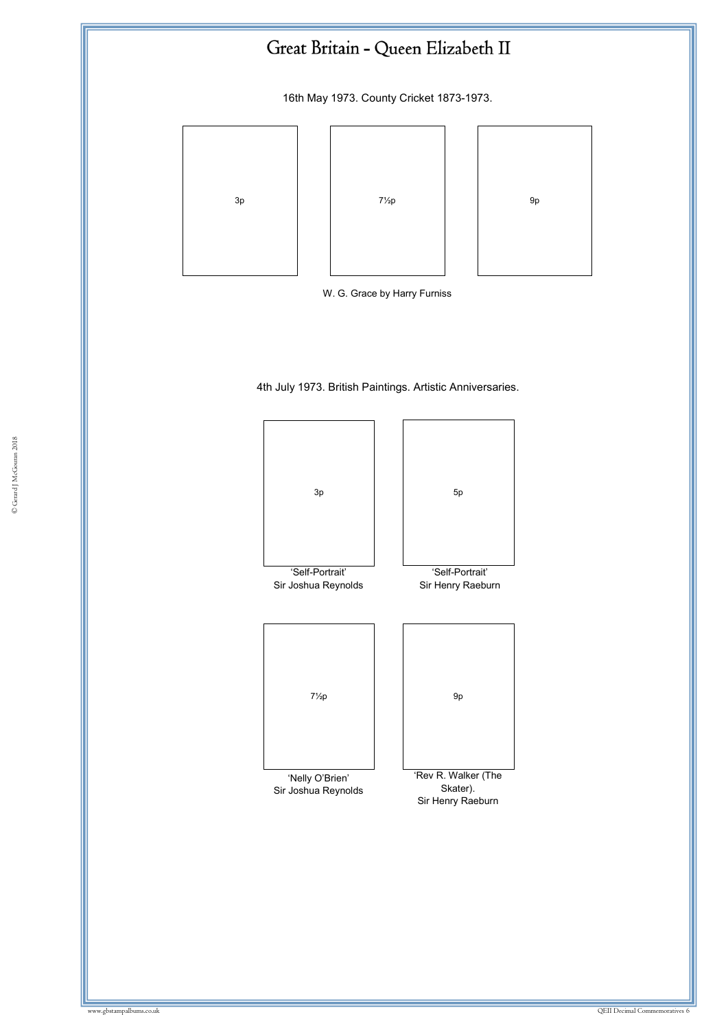# Great Britain - Queen Elizabeth II

16th May 1973. County Cricket 1873-1973.

3p

7½p

9p

W. G. Grace by Harry Furniss

4th July 1973. British Paintings. Artistic Anniversaries.

3p

'Self-Portrait'
Sir Joshua Reynolds

5p

'Self-Portrait'
Sir Henry Raeburn

7½p

'Nelly O'Brien'
Sir Joshua Reynolds

9p

'Rev R. Walker (The Skater).
Sir Henry Raeburn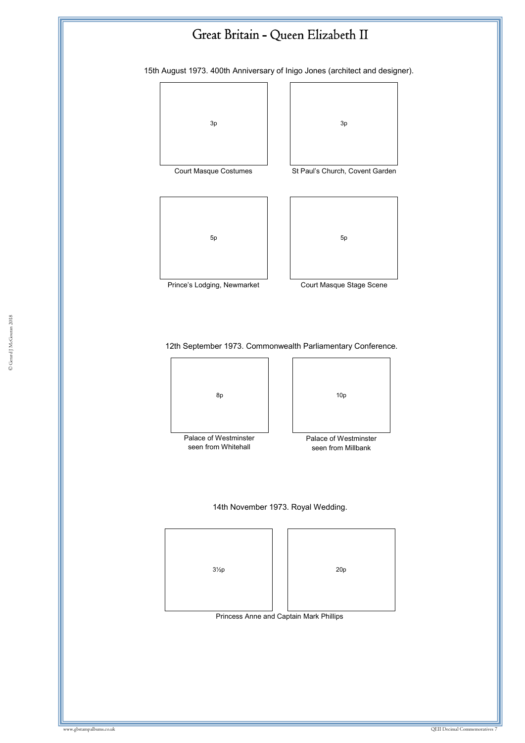# Great Britain - Queen Elizabeth II

15th August 1973. 400th Anniversary of Inigo Jones (architect and designer).

3p

Court Masque Costumes

3p

St Paul's Church, Covent Garden

5p

Prince's Lodging, Newmarket

5p

Court Masque Stage Scene

12th September 1973. Commonwealth Parliamentary Conference.

8p

Palace of Westminster seen from Whitehall

10p

Palace of Westminster seen from Millbank

14th November 1973. Royal Wedding.

3½p

20p

Princess Anne and Captain Mark Phillips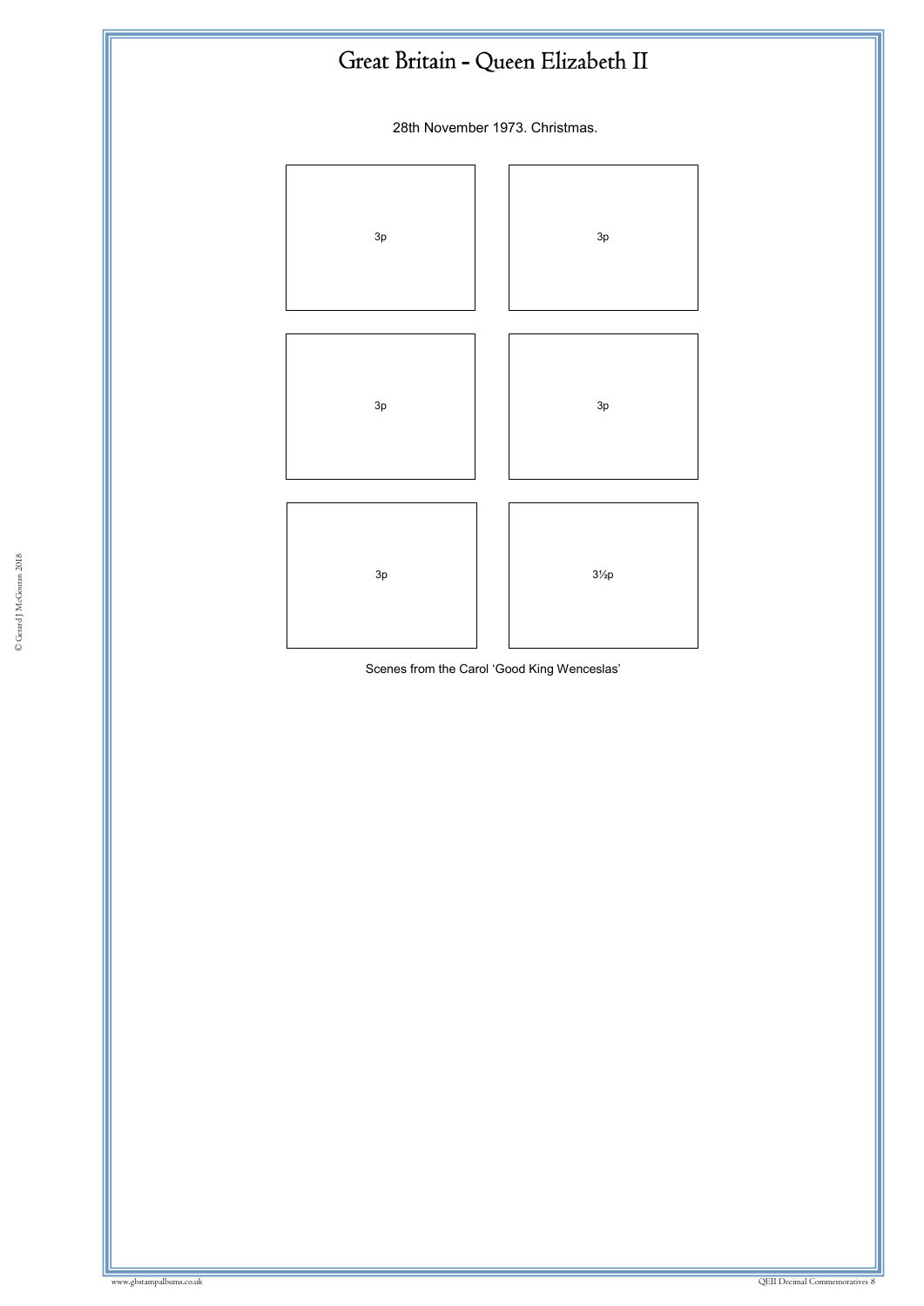# Great Britain - Queen Elizabeth II

28th November 1973. Christmas.

| | |
|---|---|
| 3p | 3p |
| 3p | 3p |
| 3p | 3½p |

Scenes from the Carol 'Good King Wenceslas'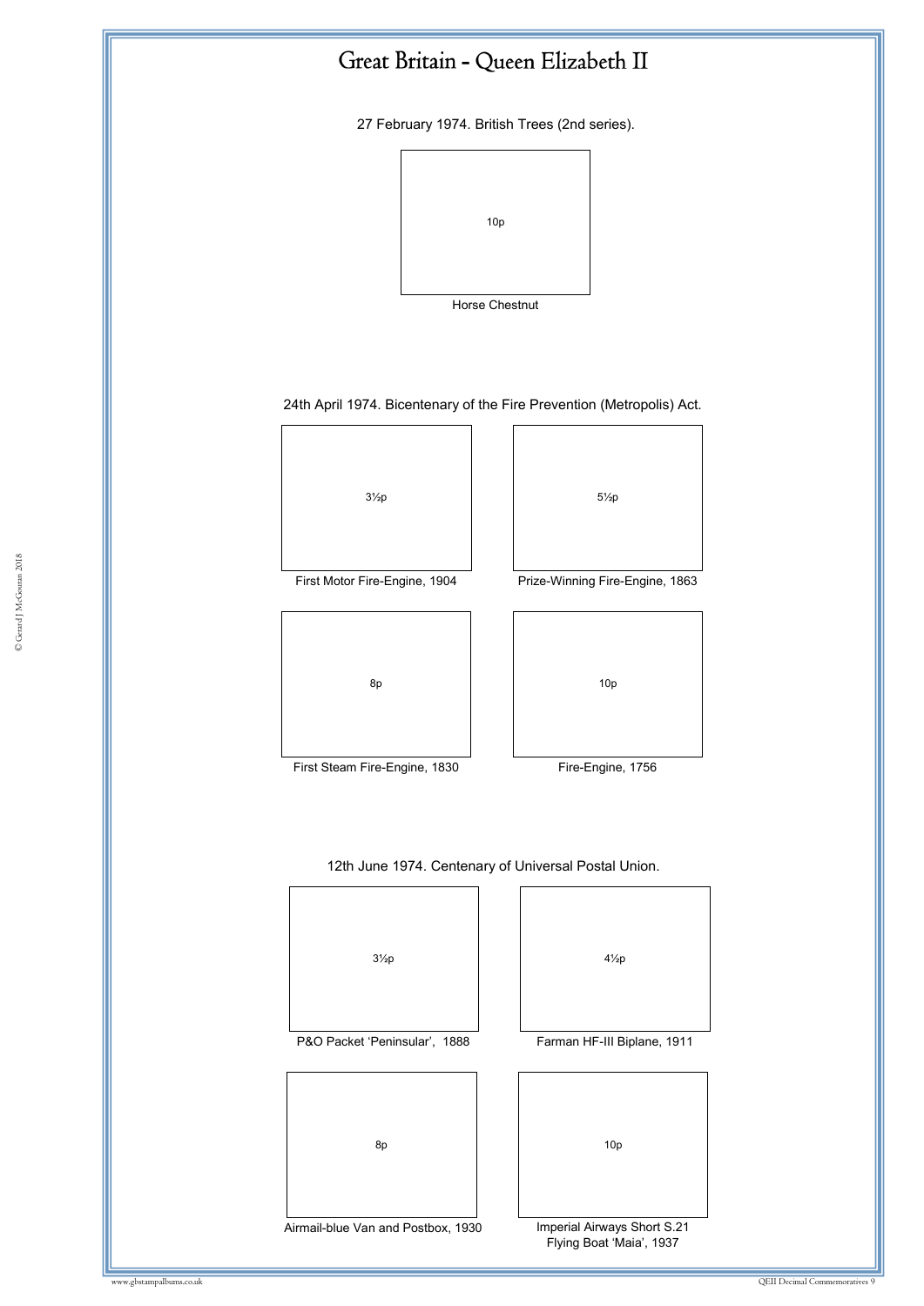# Great Britain - Queen Elizabeth II

27 February 1974. British Trees (2nd series).

10p

Horse Chestnut

24th April 1974. Bicentenary of the Fire Prevention (Metropolis) Act.

3½p

First Motor Fire-Engine, 1904

5½p

Prize-Winning Fire-Engine, 1863

8p

First Steam Fire-Engine, 1830

10p

Fire-Engine, 1756

12th June 1974. Centenary of Universal Postal Union.

3½p

P&O Packet 'Peninsular', 1888

4½p

Farman HF-III Biplane, 1911

8p

Airmail-blue Van and Postbox, 1930

10p

Imperial Airways Short S.21 Flying Boat 'Maia', 1937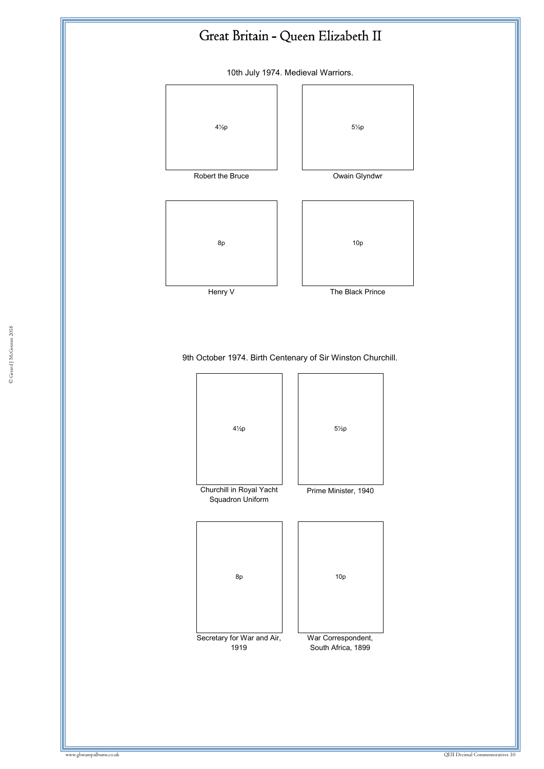# Great Britain - Queen Elizabeth II

10th July 1974. Medieval Warriors.

4½p
Robert the Bruce

5½p
Owain Glyndwr

8p
Henry V

10p
The Black Prince

9th October 1974. Birth Centenary of Sir Winston Churchill.

4½p
Churchill in Royal Yacht Squadron Uniform

5½p
Prime Minister, 1940

8p
Secretary for War and Air, 1919

10p
War Correspondent, South Africa, 1899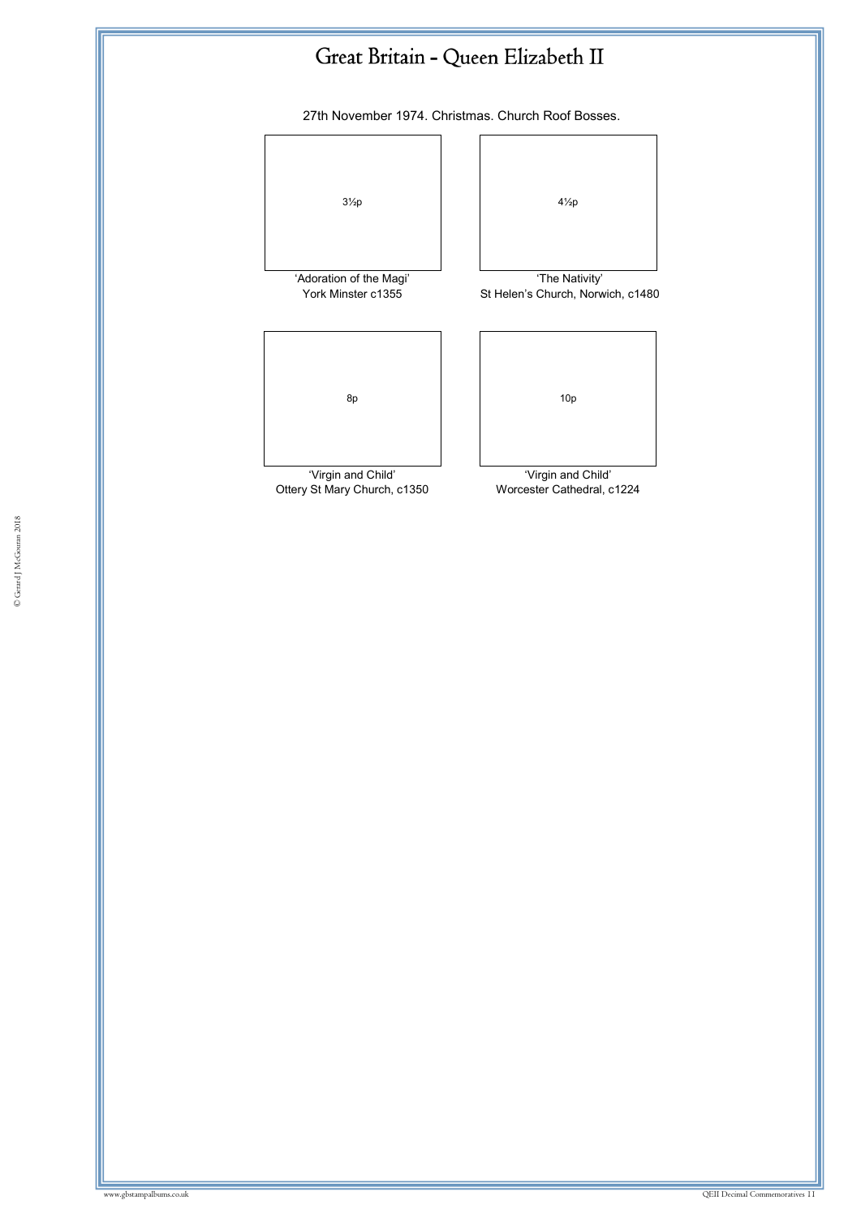# Great Britain - Queen Elizabeth II

27th November 1974. Christmas. Church Roof Bosses.

3½p

'Adoration of the Magi'
York Minster c1355

4½p

'The Nativity'
St Helen's Church, Norwich, c1480

8p

'Virgin and Child'
Ottery St Mary Church, c1350

10p

'Virgin and Child'
Worcester Cathedral, c1224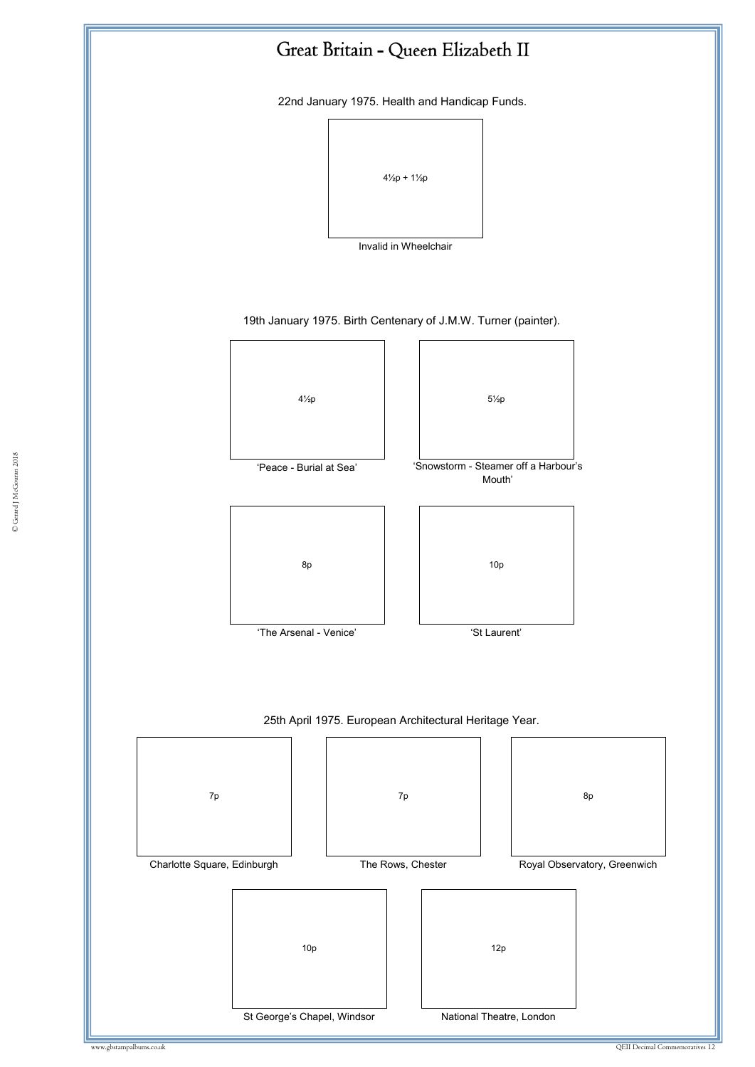# Great Britain - Queen Elizabeth II

22nd January 1975. Health and Handicap Funds.

4½p + 1½p

Invalid in Wheelchair

19th January 1975. Birth Centenary of J.M.W. Turner (painter).

4½p

'Peace - Burial at Sea'

5½p

'Snowstorm - Steamer off a Harbour's Mouth'

8p

'The Arsenal - Venice'

10p

'St Laurent'

25th April 1975. European Architectural Heritage Year.

7p

Charlotte Square, Edinburgh

7p

The Rows, Chester

8p

Royal Observatory, Greenwich

10p

St George's Chapel, Windsor

12p

National Theatre, London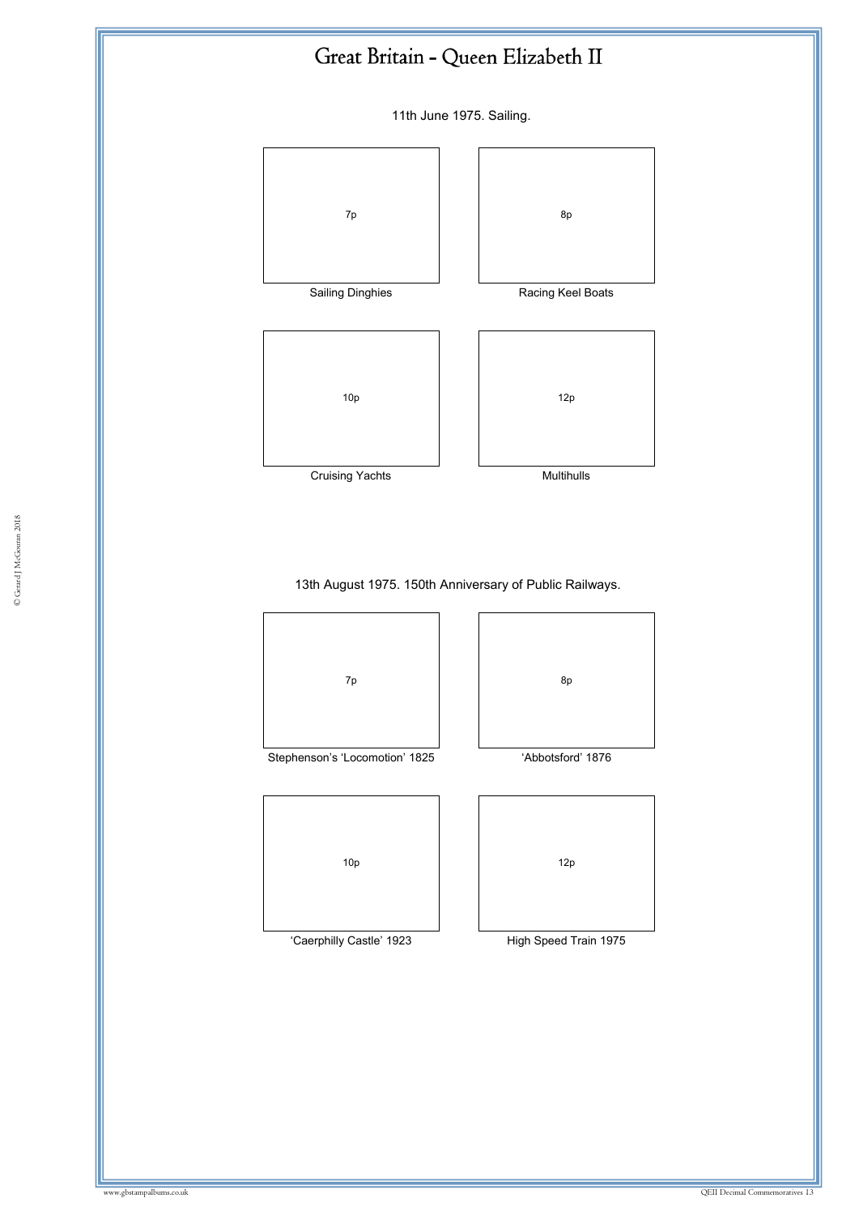# Great Britain - Queen Elizabeth II

11th June 1975. Sailing.

| 7p | 8p |
|---|---|
| Sailing Dinghies | Racing Keel Boats |
| 10p | 12p |
| Cruising Yachts | Multihulls |

13th August 1975. 150th Anniversary of Public Railways.

| 7p | 8p |
|---|---|
| Stephenson's 'Locomotion' 1825 | 'Abbotsford' 1876 |
| 10p | 12p |
| 'Caerphilly Castle' 1923 | High Speed Train 1975 |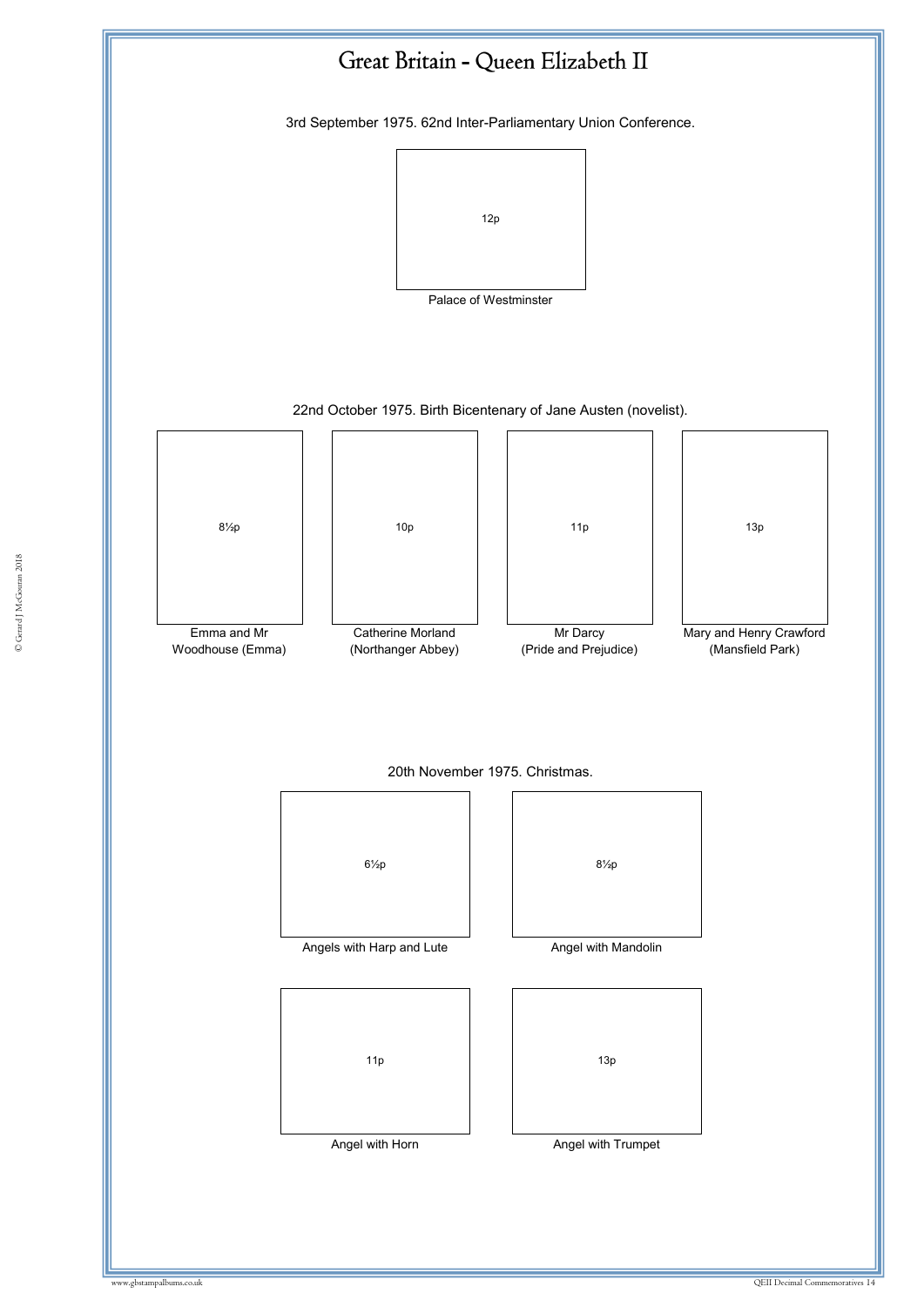# Great Britain - Queen Elizabeth II

3rd September 1975. 62nd Inter-Parliamentary Union Conference.

12p

Palace of Westminster

22nd October 1975. Birth Bicentenary of Jane Austen (novelist).

8½p

Emma and Mr Woodhouse (Emma)

10p

Catherine Morland (Northanger Abbey)

11p

Mr Darcy (Pride and Prejudice)

13p

Mary and Henry Crawford (Mansfield Park)

20th November 1975. Christmas.

6½p

Angels with Harp and Lute

8½p

Angel with Mandolin

11p

Angel with Horn

13p

Angel with Trumpet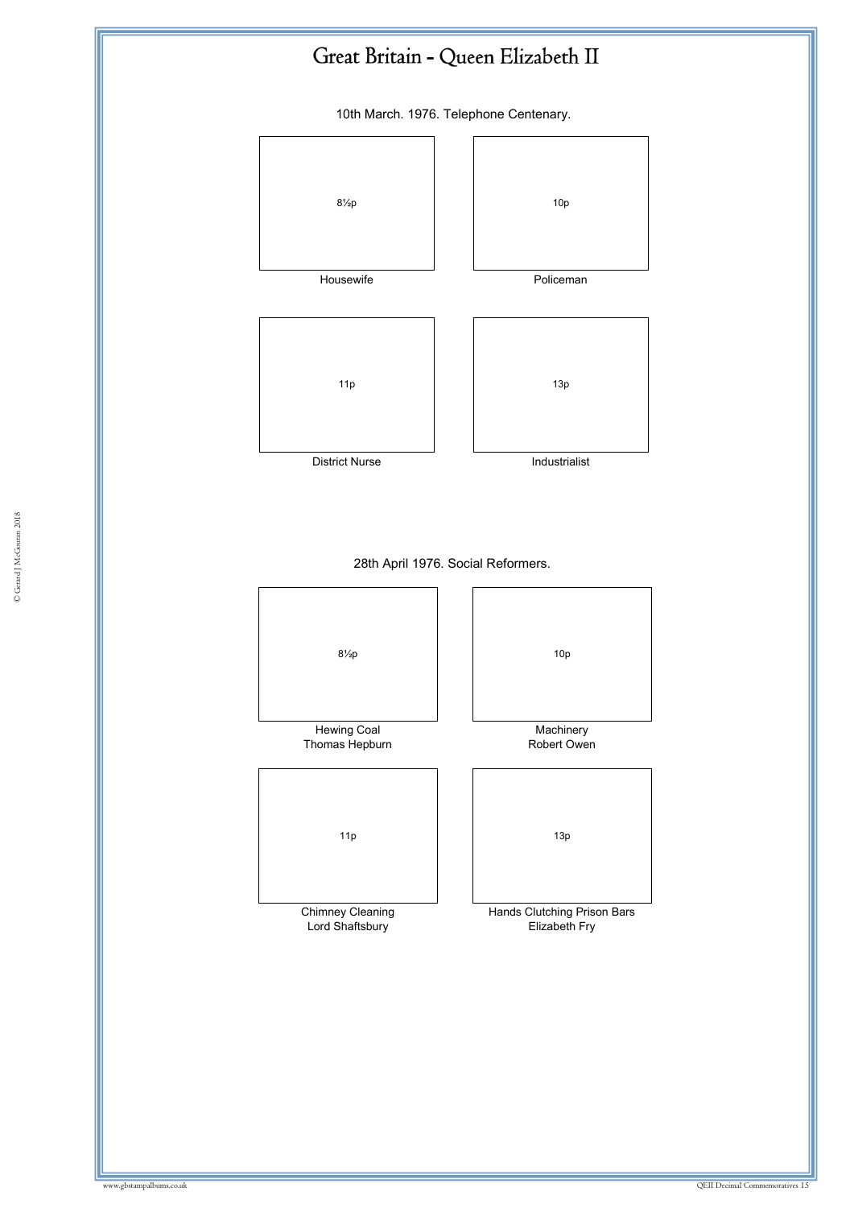# Great Britain - Queen Elizabeth II

10th March. 1976. Telephone Centenary.

8½p

Housewife

10p

Policeman

11p

District Nurse

13p

Industrialist

28th April 1976. Social Reformers.

8½p

Hewing Coal
Thomas Hepburn

10p

Machinery
Robert Owen

11p

Chimney Cleaning
Lord Shaftsbury

13p

Hands Clutching Prison Bars
Elizabeth Fry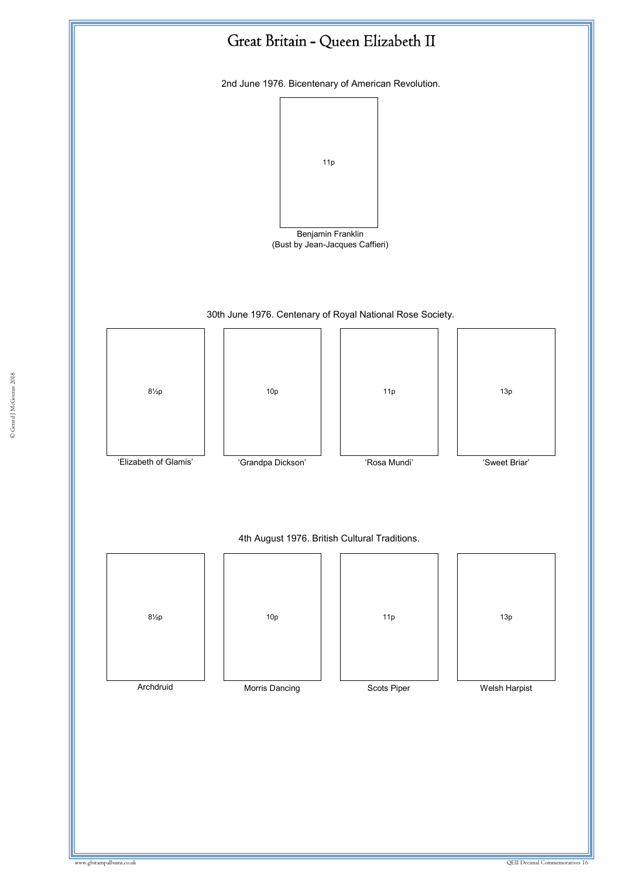# Great Britain - Queen Elizabeth II

2nd June 1976. Bicentenary of American Revolution.

11p

Benjamin Franklin
(Bust by Jean-Jacques Caffieri)

30th June 1976. Centenary of Royal National Rose Society.

| 8½p | 10p | 11p | 13p |
|---|---|---|---|
| 'Elizabeth of Glamis' | 'Grandpa Dickson' | 'Rosa Mundi' | 'Sweet Briar' |

4th August 1976. British Cultural Traditions.

| 8½p | 10p | 11p | 13p |
|---|---|---|---|
| Archdruid | Morris Dancing | Scots Piper | Welsh Harpist |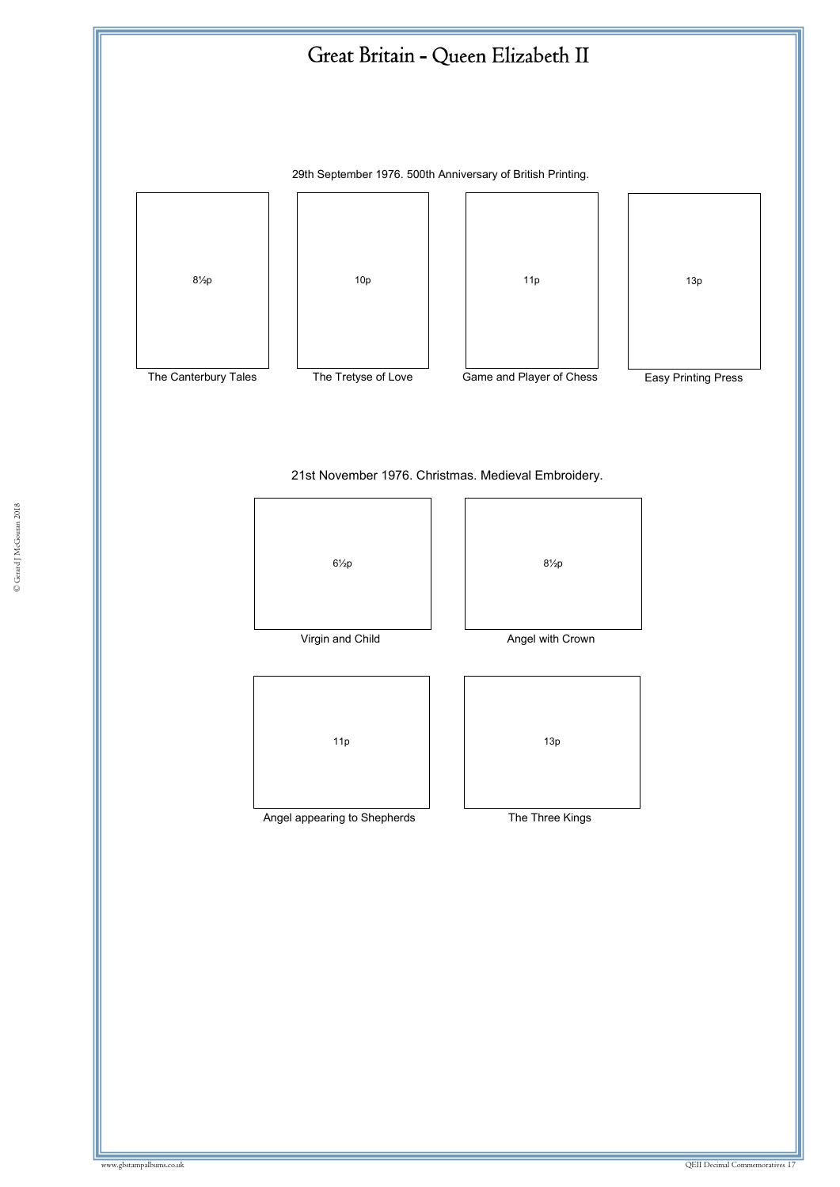# Great Britain - Queen Elizabeth II

29th September 1976. 500th Anniversary of British Printing.

8½p

The Canterbury Tales

10p

The Tretyse of Love

11p

Game and Player of Chess

13p

Easy Printing Press

21st November 1976. Christmas. Medieval Embroidery.

6½p

Virgin and Child

8½p

Angel with Crown

11p

Angel appearing to Shepherds

13p

The Three Kings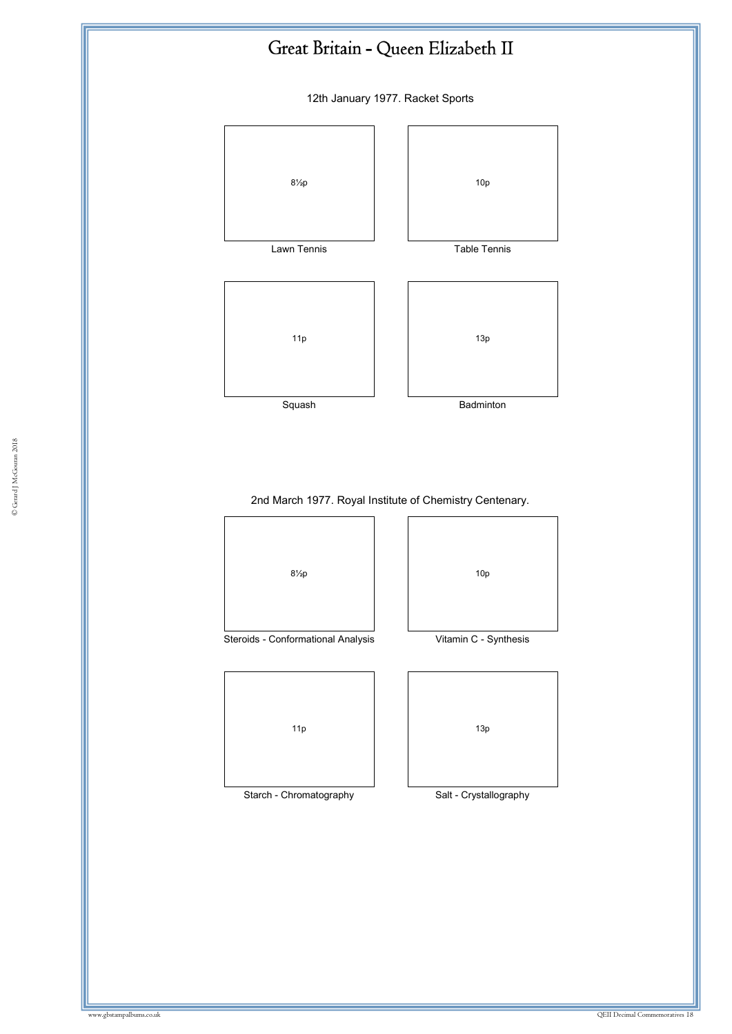# Great Britain - Queen Elizabeth II

## 12th January 1977. Racket Sports

8½p

Lawn Tennis

10p

Table Tennis

11p

Squash

13p

Badminton

## 2nd March 1977. Royal Institute of Chemistry Centenary.

8½p

Steroids - Conformational Analysis

10p

Vitamin C - Synthesis

11p

Starch - Chromatography

13p

Salt - Crystallography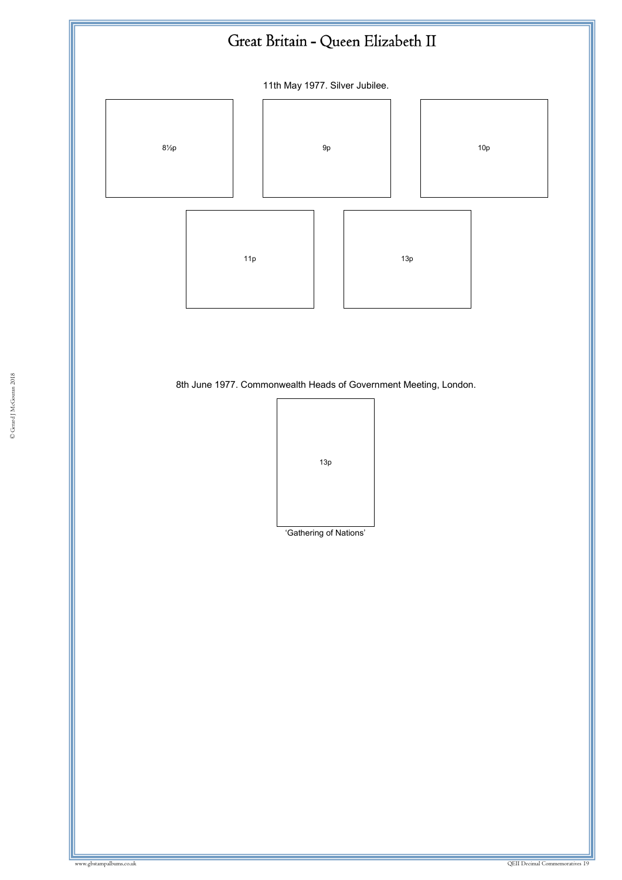# Great Britain - Queen Elizabeth II

11th May 1977. Silver Jubilee.

8½p

9p

10p

11p

13p

8th June 1977. Commonwealth Heads of Government Meeting, London.

13p

'Gathering of Nations'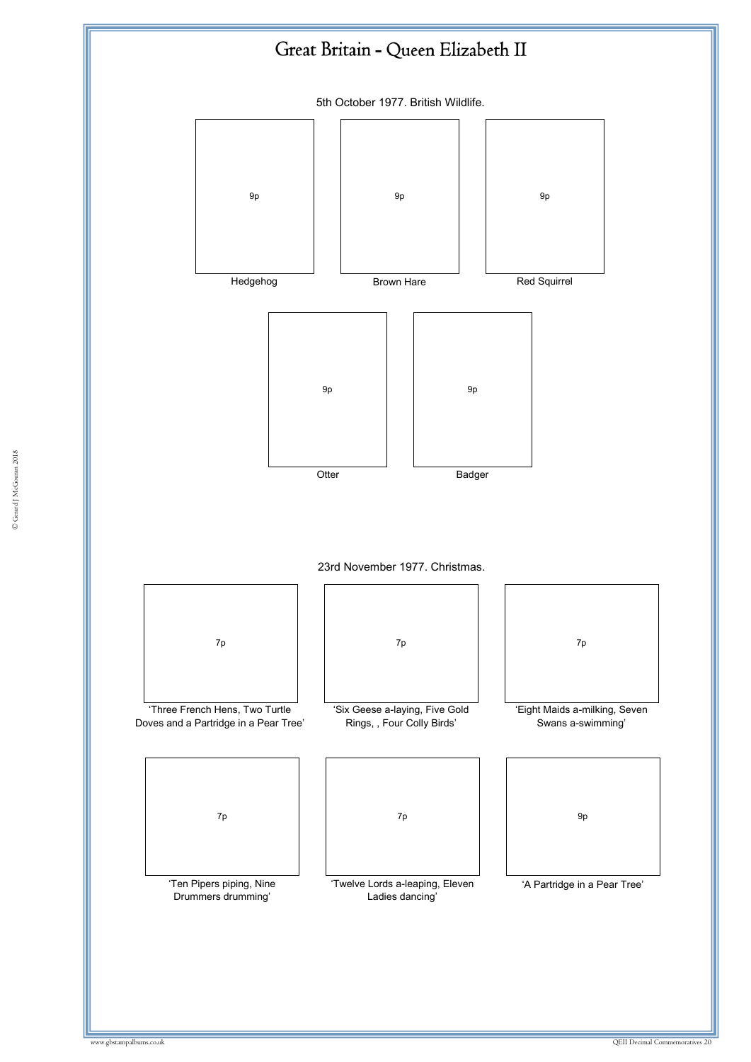# Great Britain - Queen Elizabeth II

5th October 1977. British Wildlife.

9p

Hedgehog

9p

Brown Hare

9p

Red Squirrel

9p

Otter

9p

Badger

23rd November 1977. Christmas.

7p

'Three French Hens, Two Turtle Doves and a Partridge in a Pear Tree'

7p

'Six Geese a-laying, Five Gold Rings, , Four Colly Birds'

7p

'Eight Maids a-milking, Seven Swans a-swimming'

7p

'Ten Pipers piping, Nine Drummers drumming'

7p

'Twelve Lords a-leaping, Eleven Ladies dancing'

9p

'A Partridge in a Pear Tree'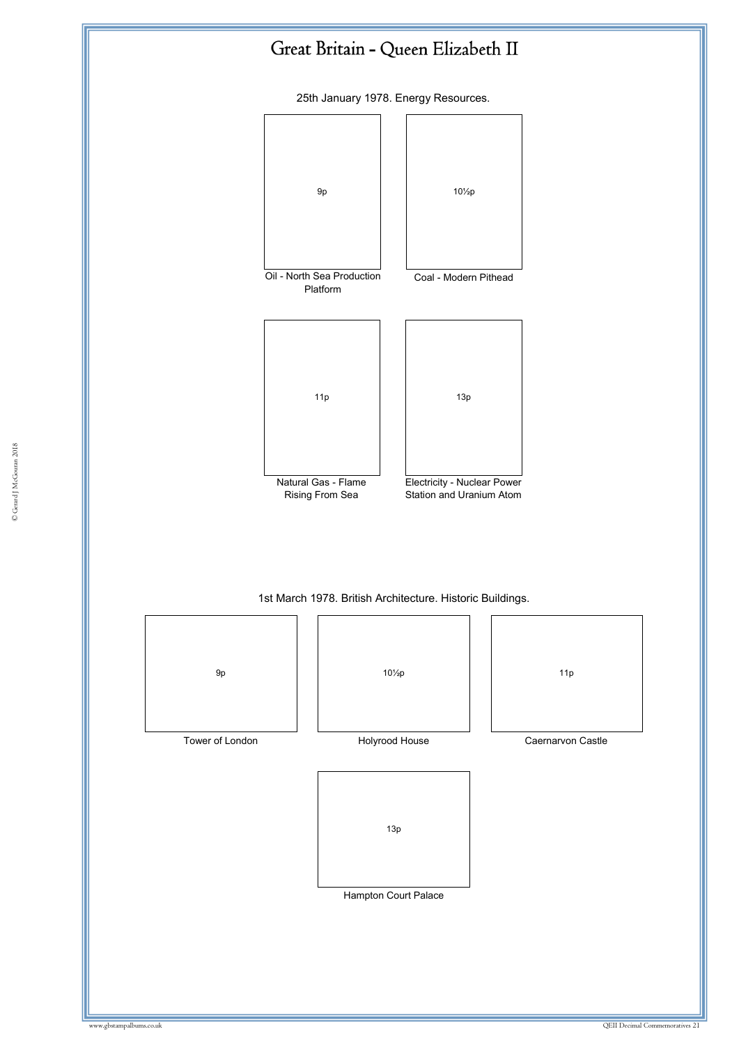# Great Britain - Queen Elizabeth II

25th January 1978. Energy Resources.

9p

Oil - North Sea Production Platform

10½p

Coal - Modern Pithead

11p

Natural Gas - Flame Rising From Sea

13p

Electricity - Nuclear Power Station and Uranium Atom

1st March 1978. British Architecture. Historic Buildings.

9p

Tower of London

10½p

Holyrood House

11p

Caernarvon Castle

13p

Hampton Court Palace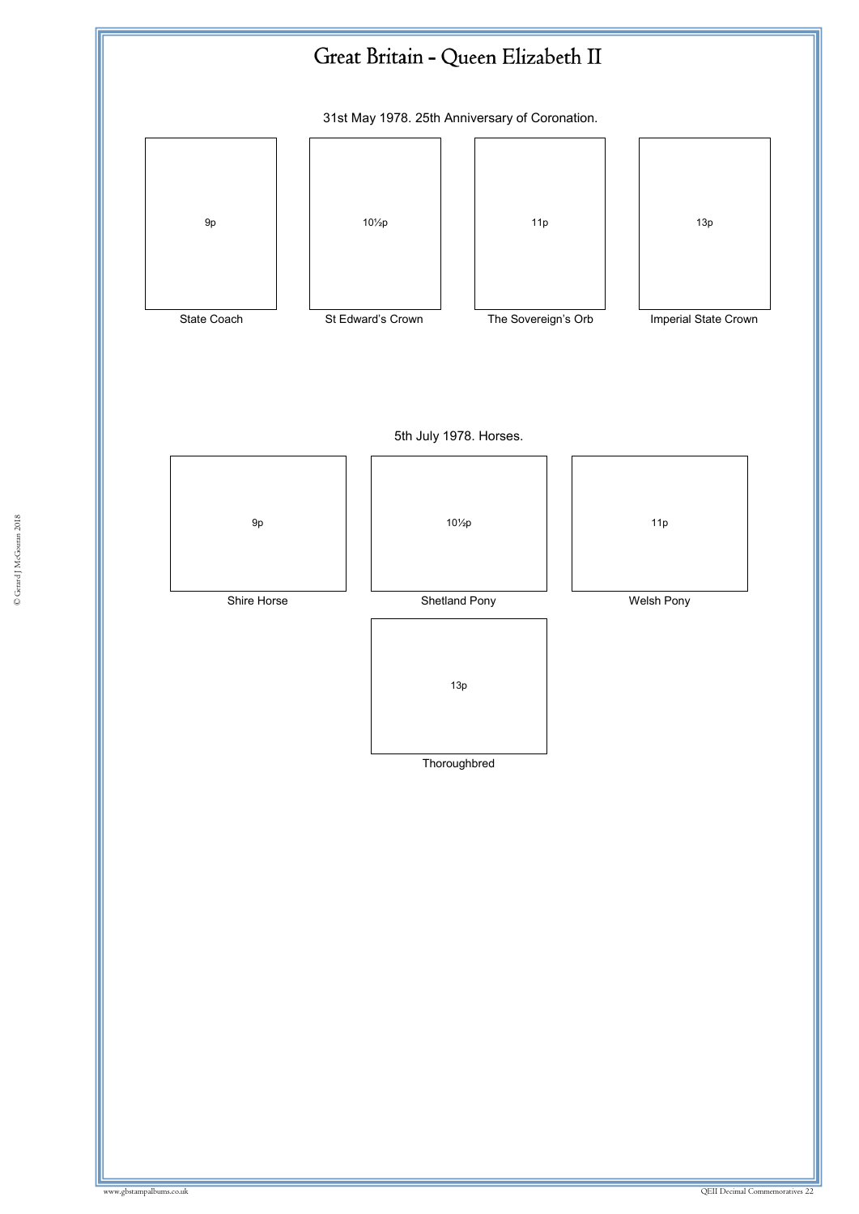# Great Britain - Queen Elizabeth II

31st May 1978. 25th Anniversary of Coronation.

9p

State Coach

10½p

St Edward's Crown

11p

The Sovereign's Orb

13p

Imperial State Crown

5th July 1978. Horses.

9p

Shire Horse

10½p

Shetland Pony

11p

Welsh Pony

13p

Thoroughbred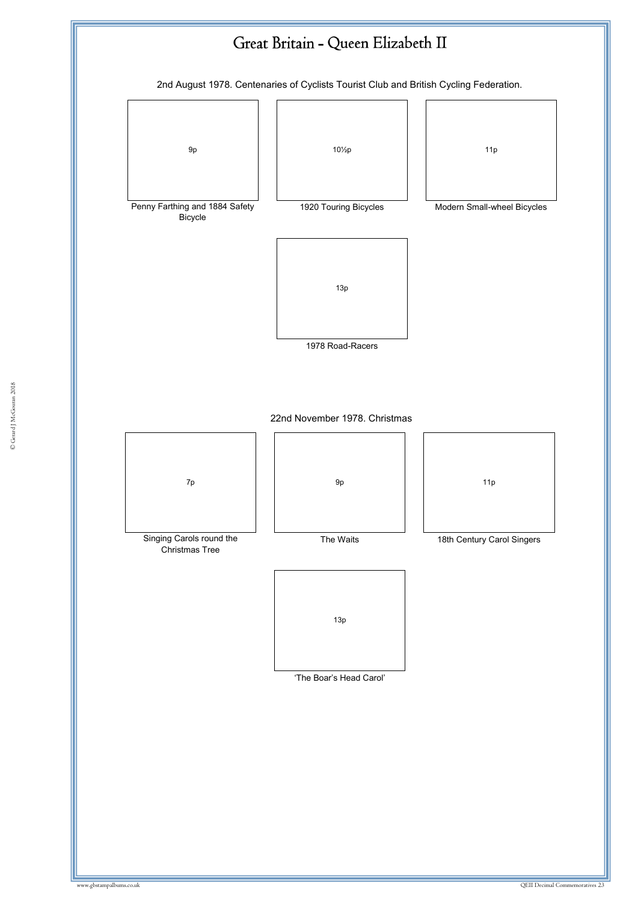# Great Britain - Queen Elizabeth II

2nd August 1978. Centenaries of Cyclists Tourist Club and British Cycling Federation.

9p

Penny Farthing and 1884 Safety Bicycle

10½p

1920 Touring Bicycles

11p

Modern Small-wheel Bicycles

13p

1978 Road-Racers

22nd November 1978. Christmas

7p

Singing Carols round the Christmas Tree

9p

The Waits

11p

18th Century Carol Singers

13p

'The Boar's Head Carol'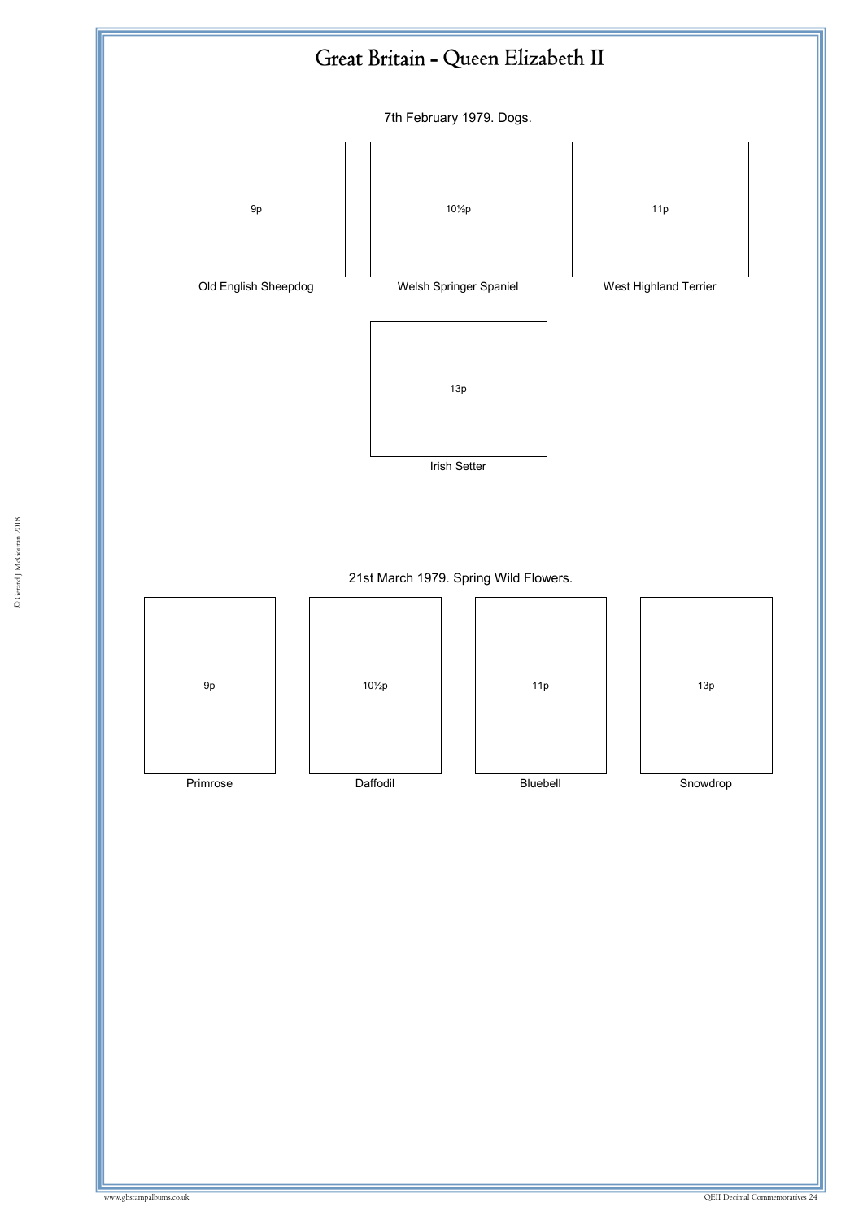# Great Britain - Queen Elizabeth II

7th February 1979. Dogs.

9p
Old English Sheepdog

10½p
Welsh Springer Spaniel

11p
West Highland Terrier

13p
Irish Setter

21st March 1979. Spring Wild Flowers.

9p
Primrose

10½p
Daffodil

11p
Bluebell

13p
Snowdrop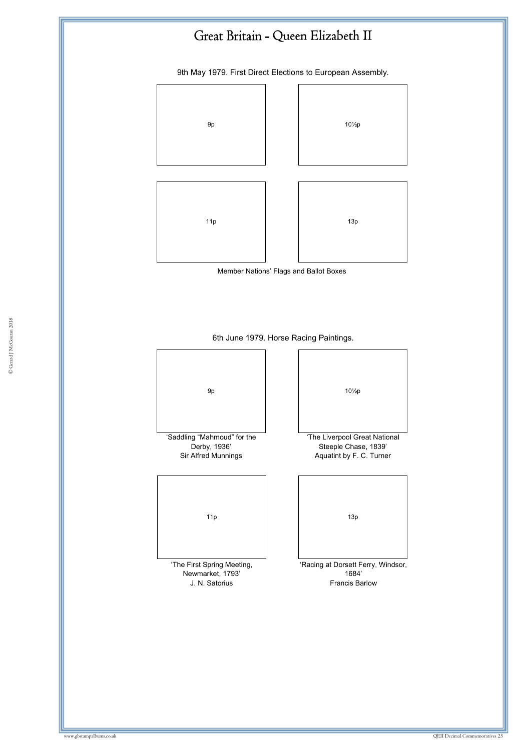# Great Britain - Queen Elizabeth II

9th May 1979. First Direct Elections to European Assembly.

9p

10½p

11p

13p

Member Nations' Flags and Ballot Boxes

6th June 1979. Horse Racing Paintings.

9p

'Saddling "Mahmoud" for the Derby, 1936'
Sir Alfred Munnings

10½p

'The Liverpool Great National Steeple Chase, 1839'
Aquatint by F. C. Turner

11p

'The First Spring Meeting, Newmarket, 1793'
J. N. Satorius

13p

'Racing at Dorsett Ferry, Windsor, 1684'
Francis Barlow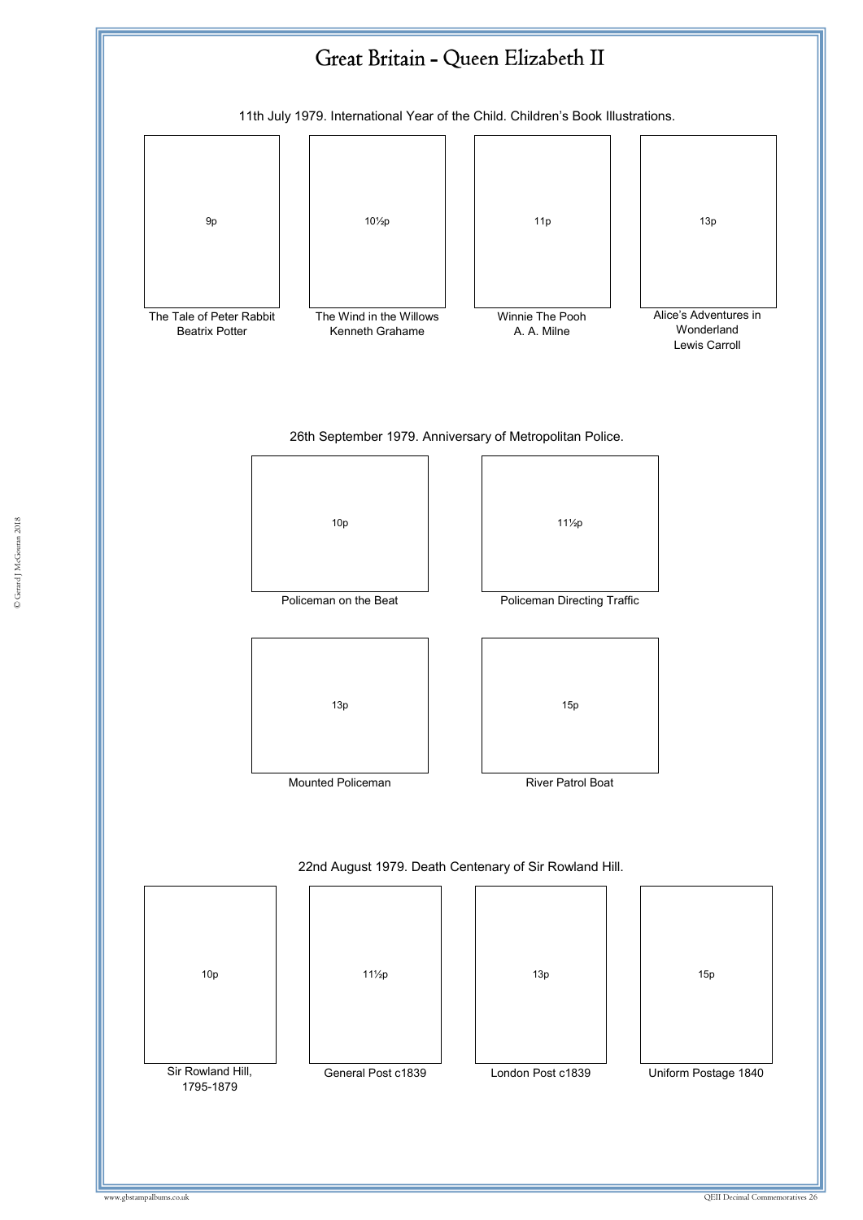# Great Britain - Queen Elizabeth II

11th July 1979. International Year of the Child. Children's Book Illustrations.

| 9p | 10½p | 11p | 13p |
|---|---|---|---|
| The Tale of Peter Rabbit<br>Beatrix Potter | The Wind in the Willows<br>Kenneth Grahame | Winnie The Pooh<br>A. A. Milne | Alice's Adventures in Wonderland<br>Lewis Carroll |

26th September 1979. Anniversary of Metropolitan Police.

| 10p | 11½p |
|---|---|
| Policeman on the Beat | Policeman Directing Traffic |
| 13p | 15p |
| Mounted Policeman | River Patrol Boat |

22nd August 1979. Death Centenary of Sir Rowland Hill.

| 10p | 11½p | 13p | 15p |
|---|---|---|---|
| Sir Rowland Hill,<br>1795-1879 | General Post c1839 | London Post c1839 | Uniform Postage 1840 |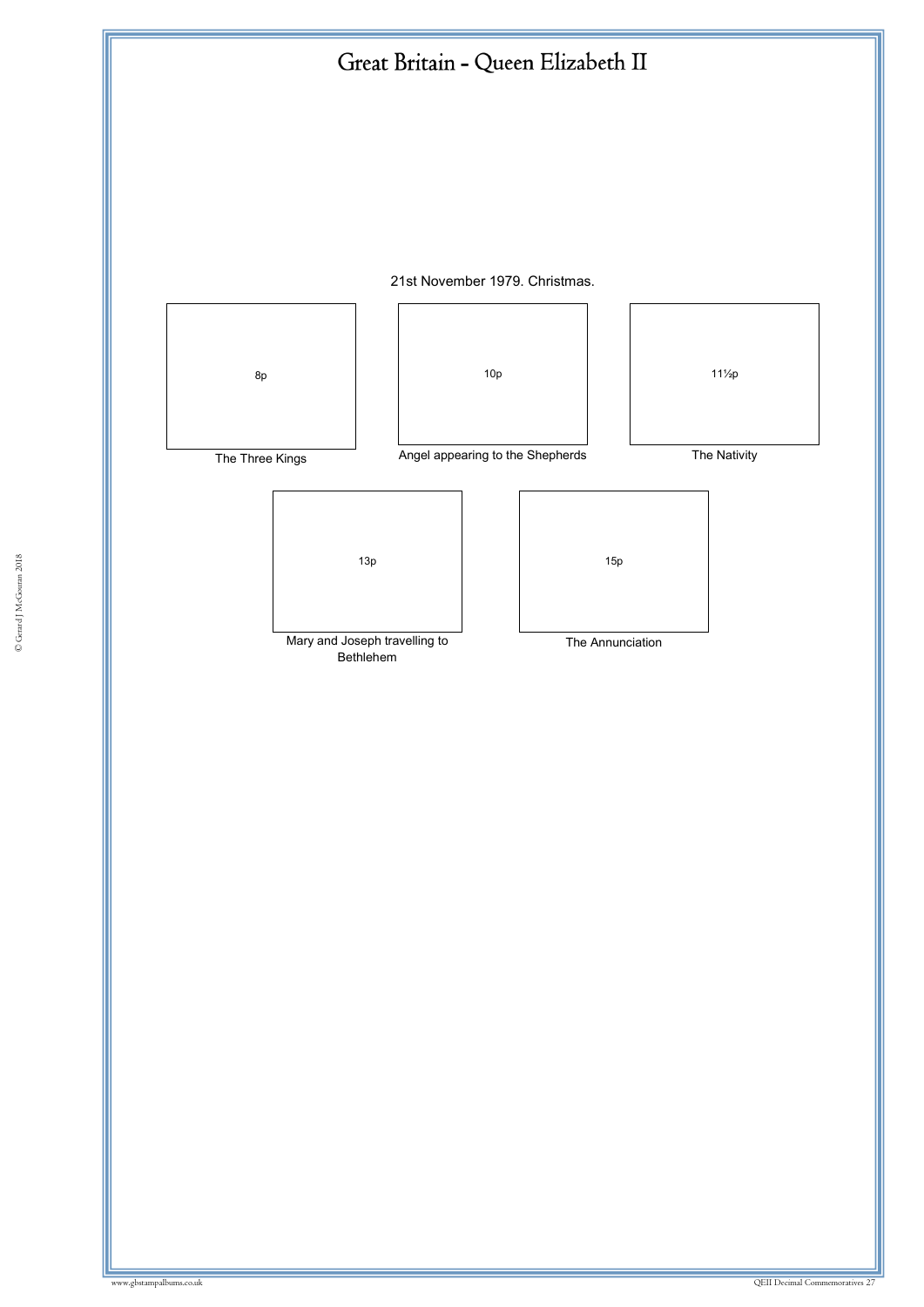# Great Britain - Queen Elizabeth II

21st November 1979. Christmas.

8p

The Three Kings

10p

Angel appearing to the Shepherds

11½p

The Nativity

13p

Mary and Joseph travelling to Bethlehem

15p

The Annunciation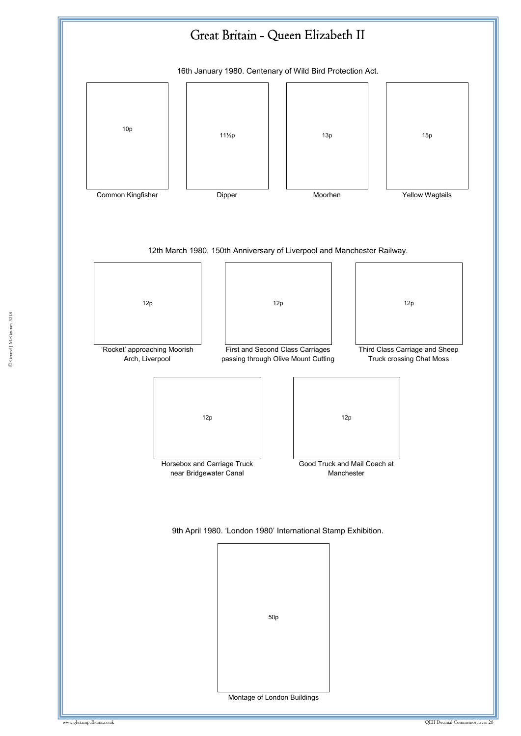# Great Britain - Queen Elizabeth II

16th January 1980. Centenary of Wild Bird Protection Act.

10p

Common Kingfisher

11½p

Dipper

13p

Moorhen

15p

Yellow Wagtails

12th March 1980. 150th Anniversary of Liverpool and Manchester Railway.

12p

'Rocket' approaching Moorish Arch, Liverpool

12p

First and Second Class Carriages passing through Olive Mount Cutting

12p

Third Class Carriage and Sheep Truck crossing Chat Moss

12p

Horsebox and Carriage Truck near Bridgewater Canal

12p

Good Truck and Mail Coach at Manchester

9th April 1980. 'London 1980' International Stamp Exhibition.

50p

Montage of London Buildings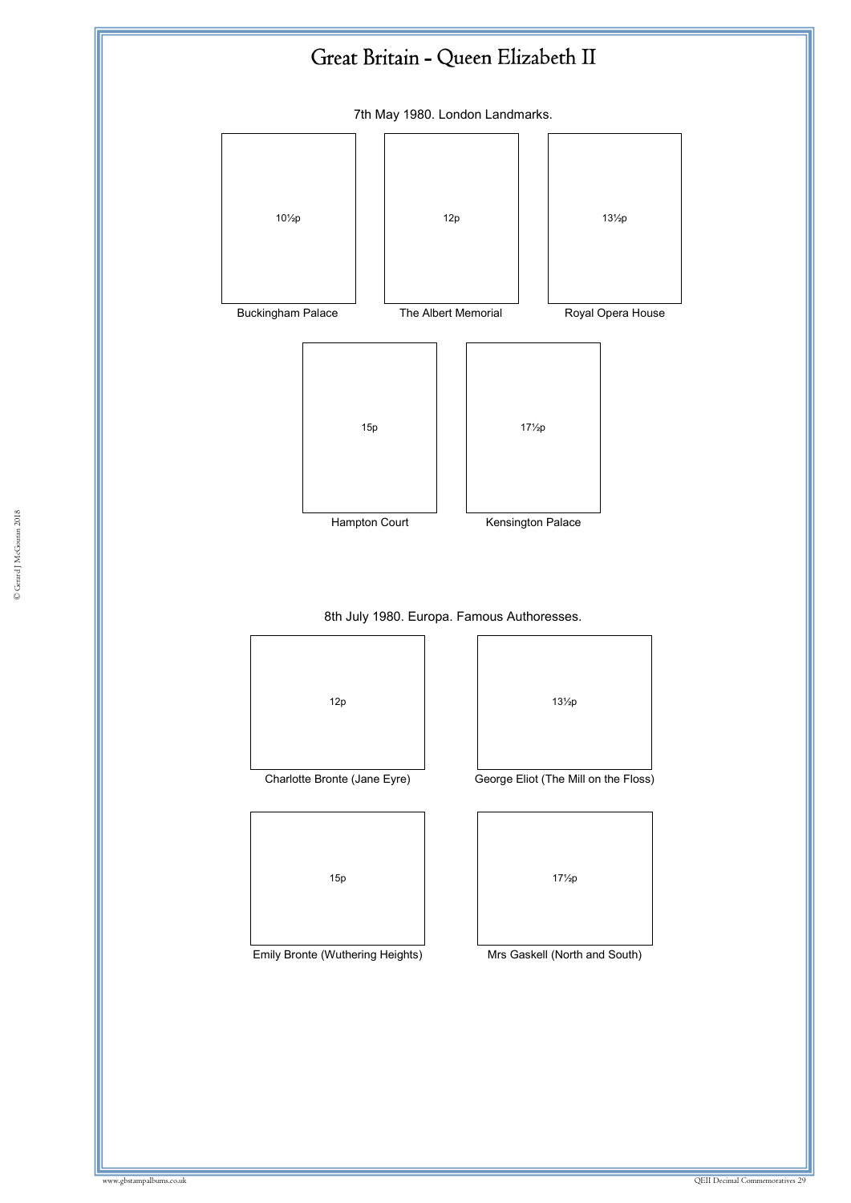# Great Britain - Queen Elizabeth II

## 7th May 1980. London Landmarks.

10½p
Buckingham Palace

12p
The Albert Memorial

13½p
Royal Opera House

15p
Hampton Court

17½p
Kensington Palace

## 8th July 1980. Europa. Famous Authoresses.

12p
Charlotte Bronte (Jane Eyre)

13½p
George Eliot (The Mill on the Floss)

15p
Emily Bronte (Wuthering Heights)

17½p
Mrs Gaskell (North and South)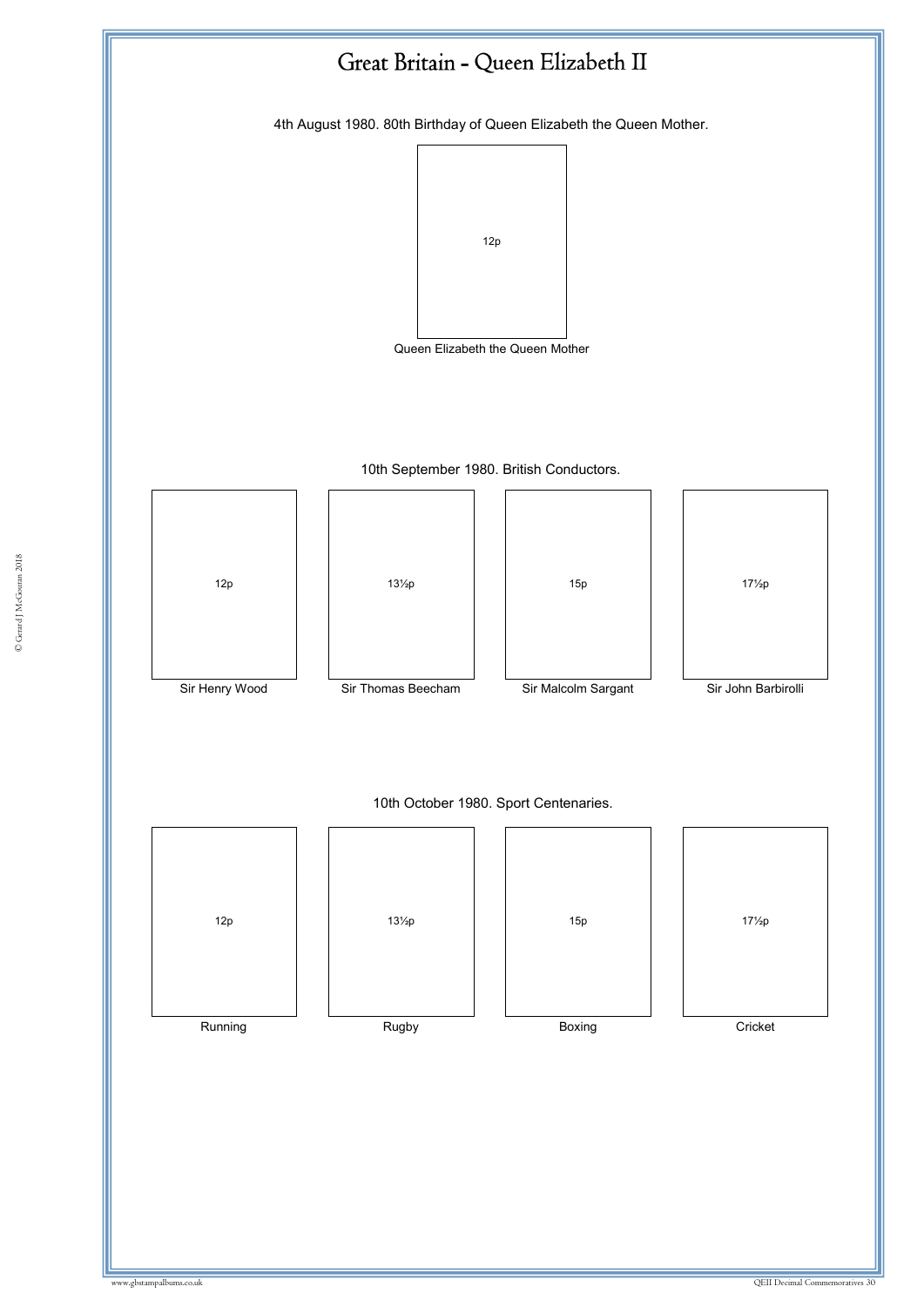# Great Britain - Queen Elizabeth II

4th August 1980. 80th Birthday of Queen Elizabeth the Queen Mother.

12p

Queen Elizabeth the Queen Mother

10th September 1980. British Conductors.

| 12p | 13½p | 15p | 17½p |
|---|---|---|---|
| Sir Henry Wood | Sir Thomas Beecham | Sir Malcolm Sargant | Sir John Barbirolli |

10th October 1980. Sport Centenaries.

| 12p | 13½p | 15p | 17½p |
|---|---|---|---|
| Running | Rugby | Boxing | Cricket |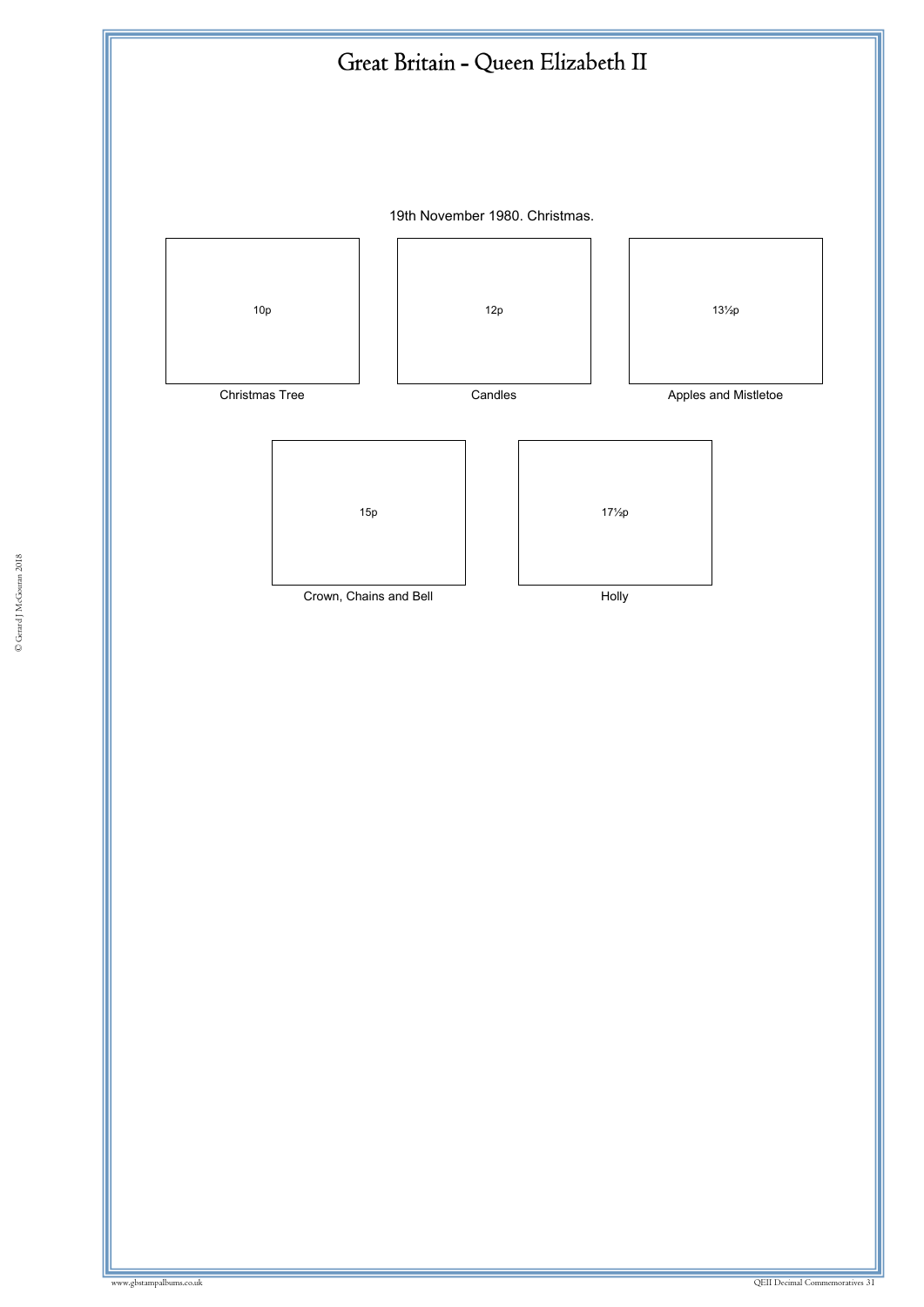# Great Britain - Queen Elizabeth II

19th November 1980. Christmas.

10p

Christmas Tree

12p

Candles

13½p

Apples and Mistletoe

15p

Crown, Chains and Bell

17½p

Holly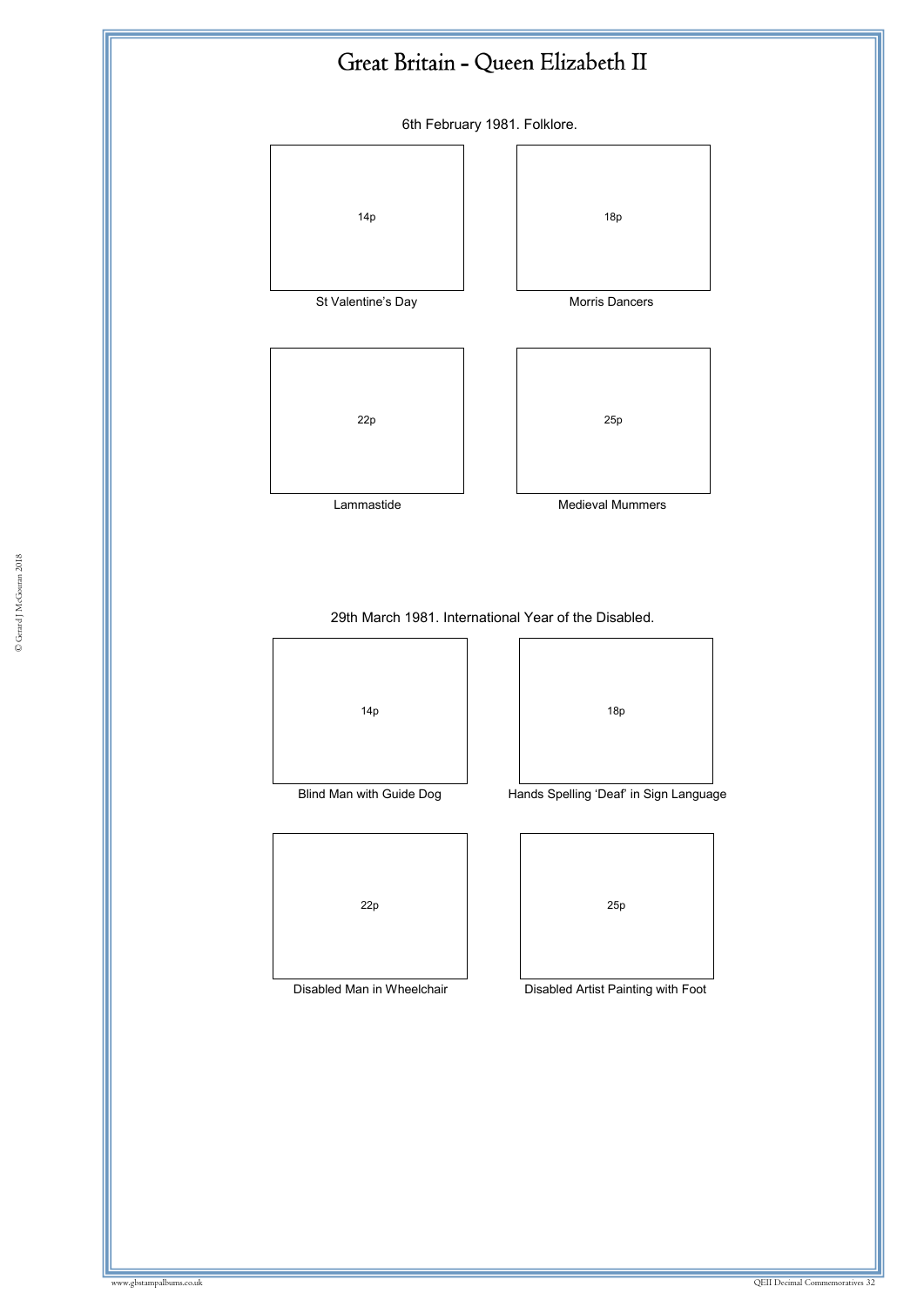# Great Britain - Queen Elizabeth II

## 6th February 1981. Folklore.

14p

St Valentine's Day

18p

Morris Dancers

22p

Lammastide

25p

Medieval Mummers

## 29th March 1981. International Year of the Disabled.

14p

Blind Man with Guide Dog

18p

Hands Spelling 'Deaf' in Sign Language

22p

Disabled Man in Wheelchair

25p

Disabled Artist Painting with Foot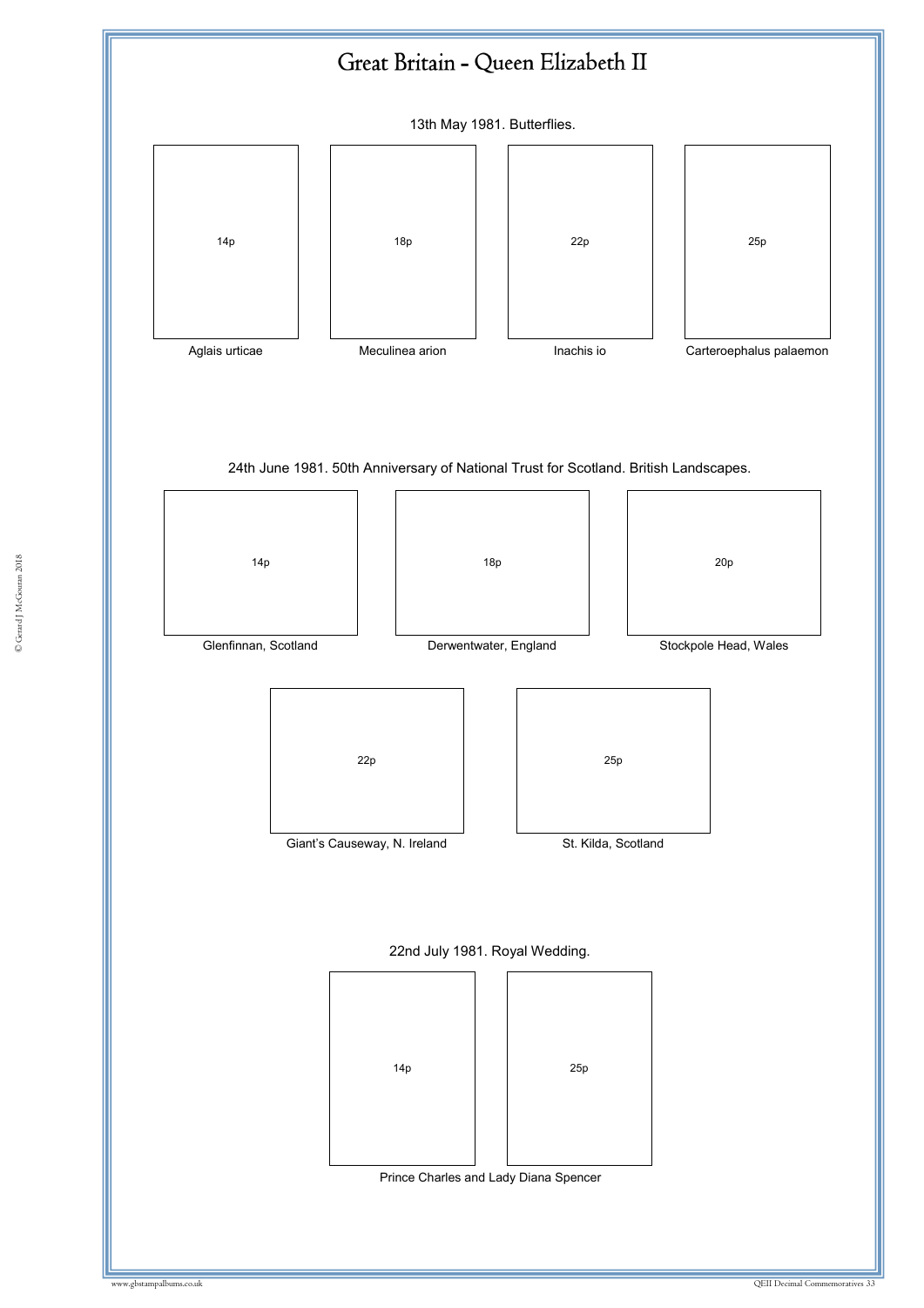# Great Britain - Queen Elizabeth II

13th May 1981. Butterflies.

14p

Aglais urticae

18p

Meculinea arion

22p

Inachis io

25p

Carteroephalus palaemon

24th June 1981. 50th Anniversary of National Trust for Scotland. British Landscapes.

14p

Glenfinnan, Scotland

18p

Derwentwater, England

20p

Stockpole Head, Wales

22p

Giant's Causeway, N. Ireland

25p

St. Kilda, Scotland

22nd July 1981. Royal Wedding.

14p

25p

Prince Charles and Lady Diana Spencer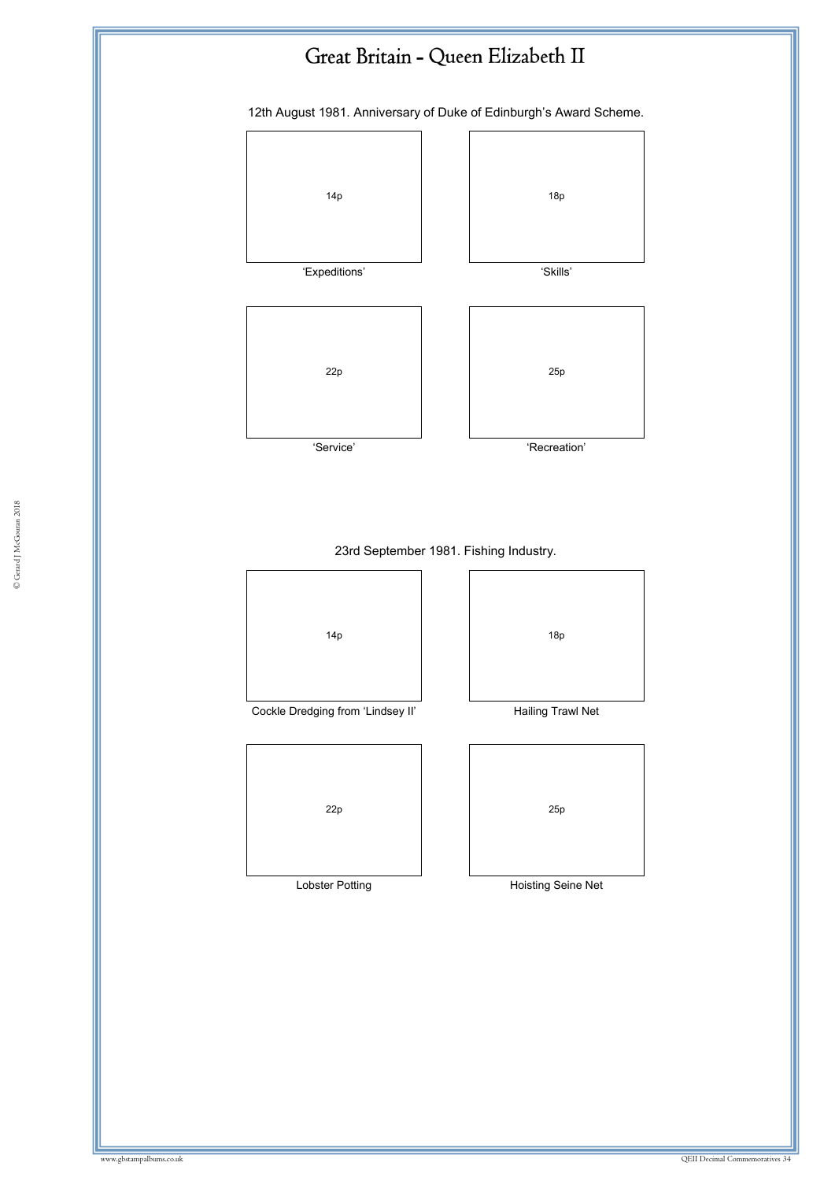# Great Britain - Queen Elizabeth II

12th August 1981. Anniversary of Duke of Edinburgh's Award Scheme.

14p

'Expeditions'

18p

'Skills'

22p

'Service'

25p

'Recreation'

23rd September 1981. Fishing Industry.

14p

Cockle Dredging from 'Lindsey II'

18p

Hailing Trawl Net

22p

Lobster Potting

25p

Hoisting Seine Net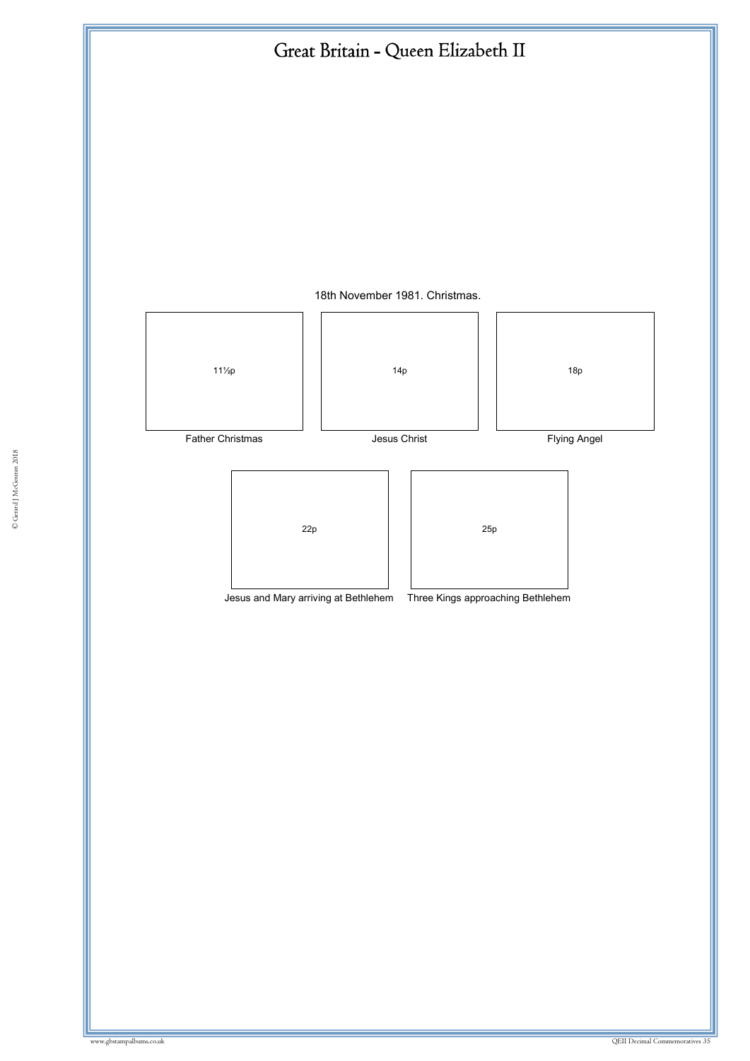# Great Britain - Queen Elizabeth II

18th November 1981. Christmas.

11½p

Father Christmas

14p

Jesus Christ

18p

Flying Angel

22p

Jesus and Mary arriving at Bethlehem

25p

Three Kings approaching Bethlehem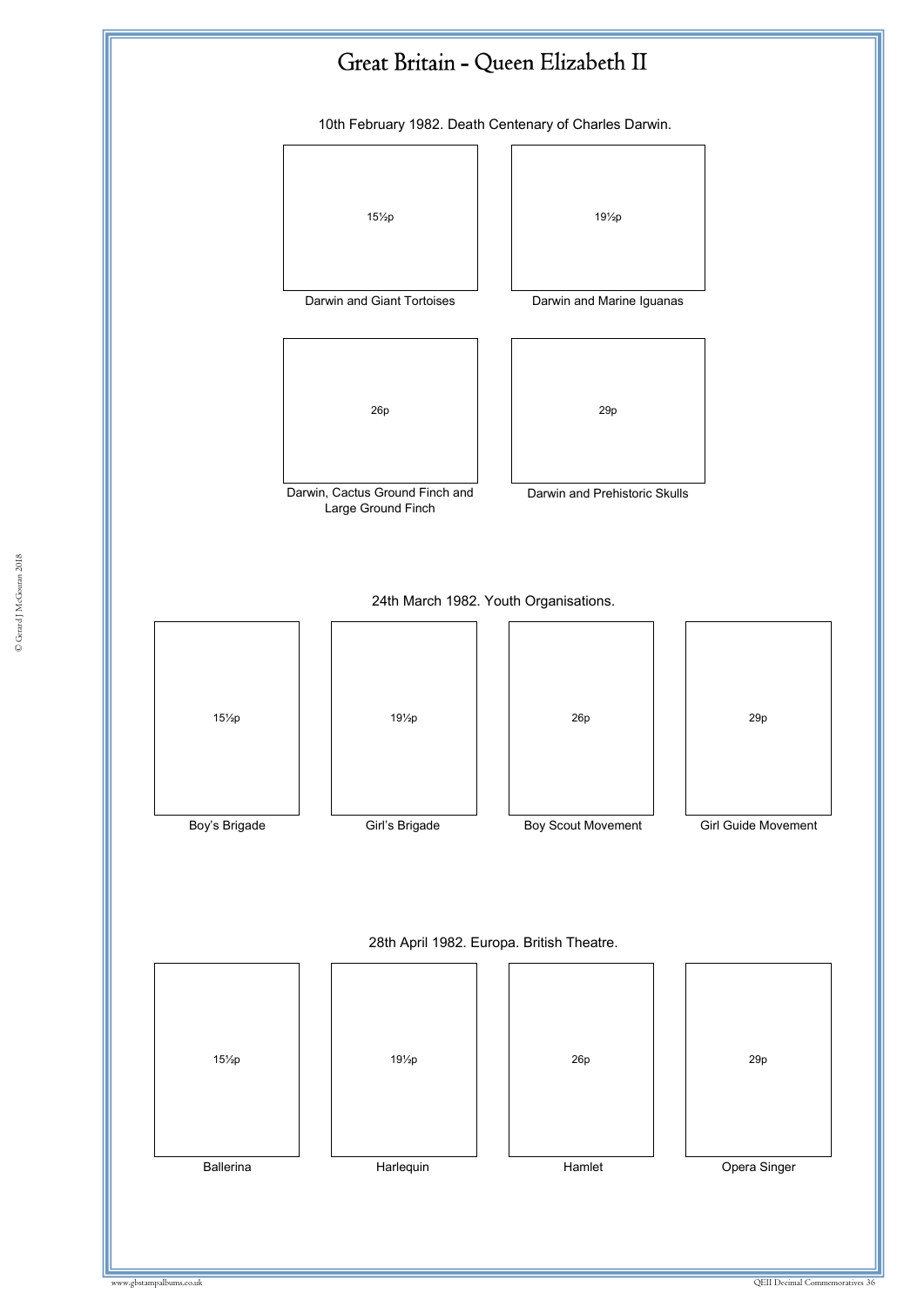# Great Britain - Queen Elizabeth II

## 10th February 1982. Death Centenary of Charles Darwin.

| 15½p | 19½p |
|---|---|
| Darwin and Giant Tortoises | Darwin and Marine Iguanas |

| 26p | 29p |
|---|---|
| Darwin, Cactus Ground Finch and Large Ground Finch | Darwin and Prehistoric Skulls |

## 24th March 1982. Youth Organisations.

| 15½p | 19½p | 26p | 29p |
|---|---|---|---|
| Boy's Brigade | Girl's Brigade | Boy Scout Movement | Girl Guide Movement |

## 28th April 1982. Europa. British Theatre.

| 15½p | 19½p | 26p | 29p |
|---|---|---|---|
| Ballerina | Harlequin | Hamlet | Opera Singer |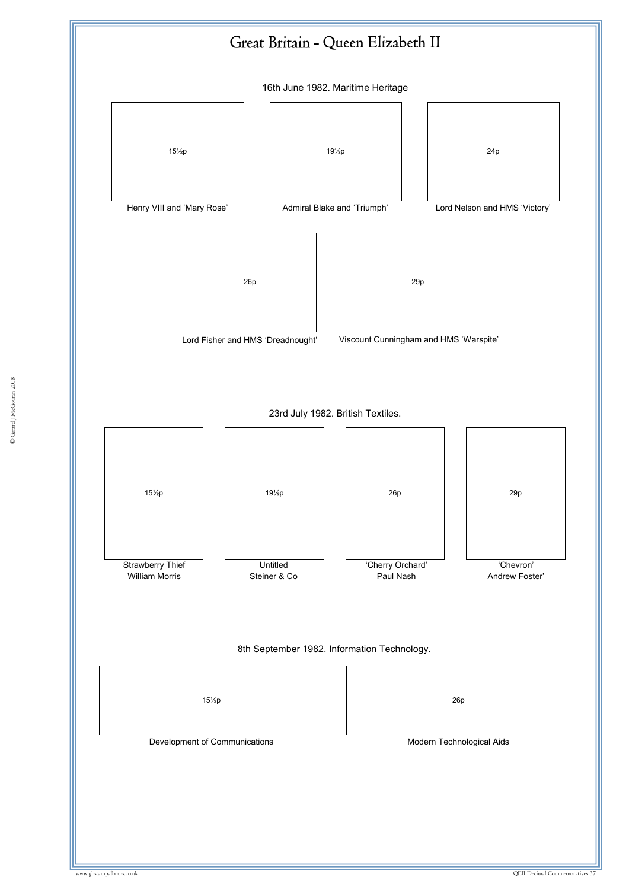# Great Britain - Queen Elizabeth II

## 16th June 1982. Maritime Heritage

15½p

Henry VIII and 'Mary Rose'

19½p

Admiral Blake and 'Triumph'

24p

Lord Nelson and HMS 'Victory'

26p

Lord Fisher and HMS 'Dreadnought'

29p

Viscount Cunningham and HMS 'Warspite'

## 23rd July 1982. British Textiles.

15½p

Strawberry Thief
William Morris

19½p

Untitled
Steiner & Co

26p

'Cherry Orchard'
Paul Nash

29p

'Chevron'
Andrew Foster'

## 8th September 1982. Information Technology.

15½p

Development of Communications

26p

Modern Technological Aids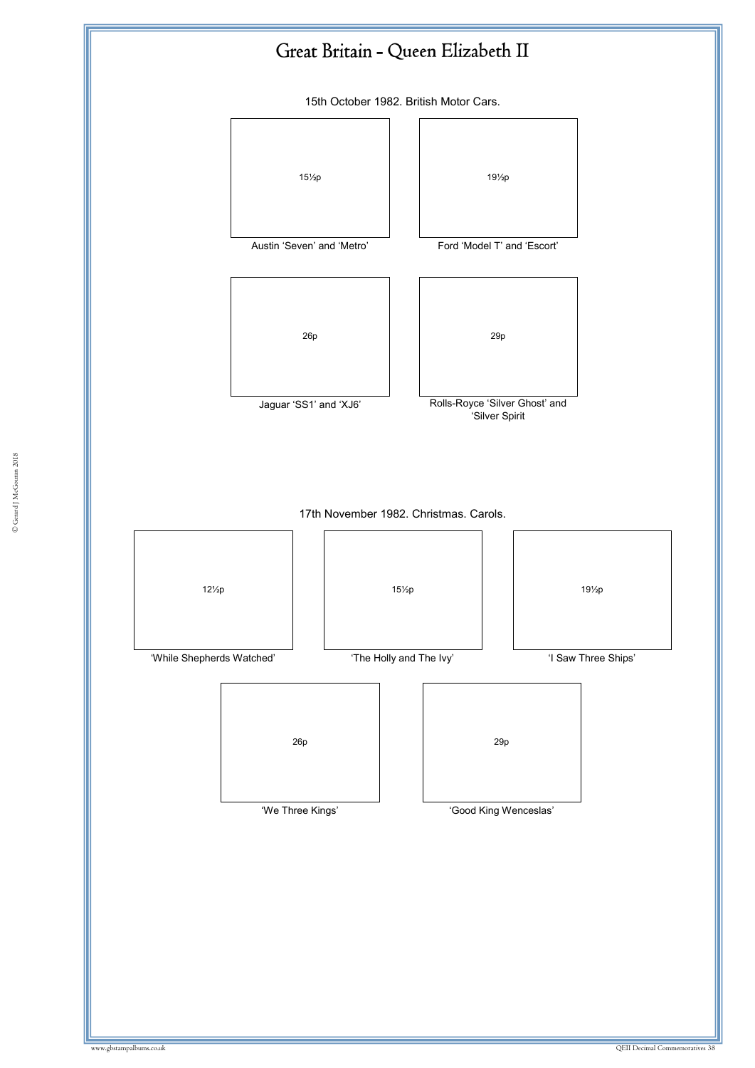# Great Britain - Queen Elizabeth II

## 15th October 1982. British Motor Cars.

15½p

Austin 'Seven' and 'Metro'

19½p

Ford 'Model T' and 'Escort'

26p

Jaguar 'SS1' and 'XJ6'

29p

Rolls-Royce 'Silver Ghost' and 'Silver Spirit

## 17th November 1982. Christmas. Carols.

12½p

'While Shepherds Watched'

15½p

'The Holly and The Ivy'

19½p

'I Saw Three Ships'

26p

'We Three Kings'

29p

'Good King Wenceslas'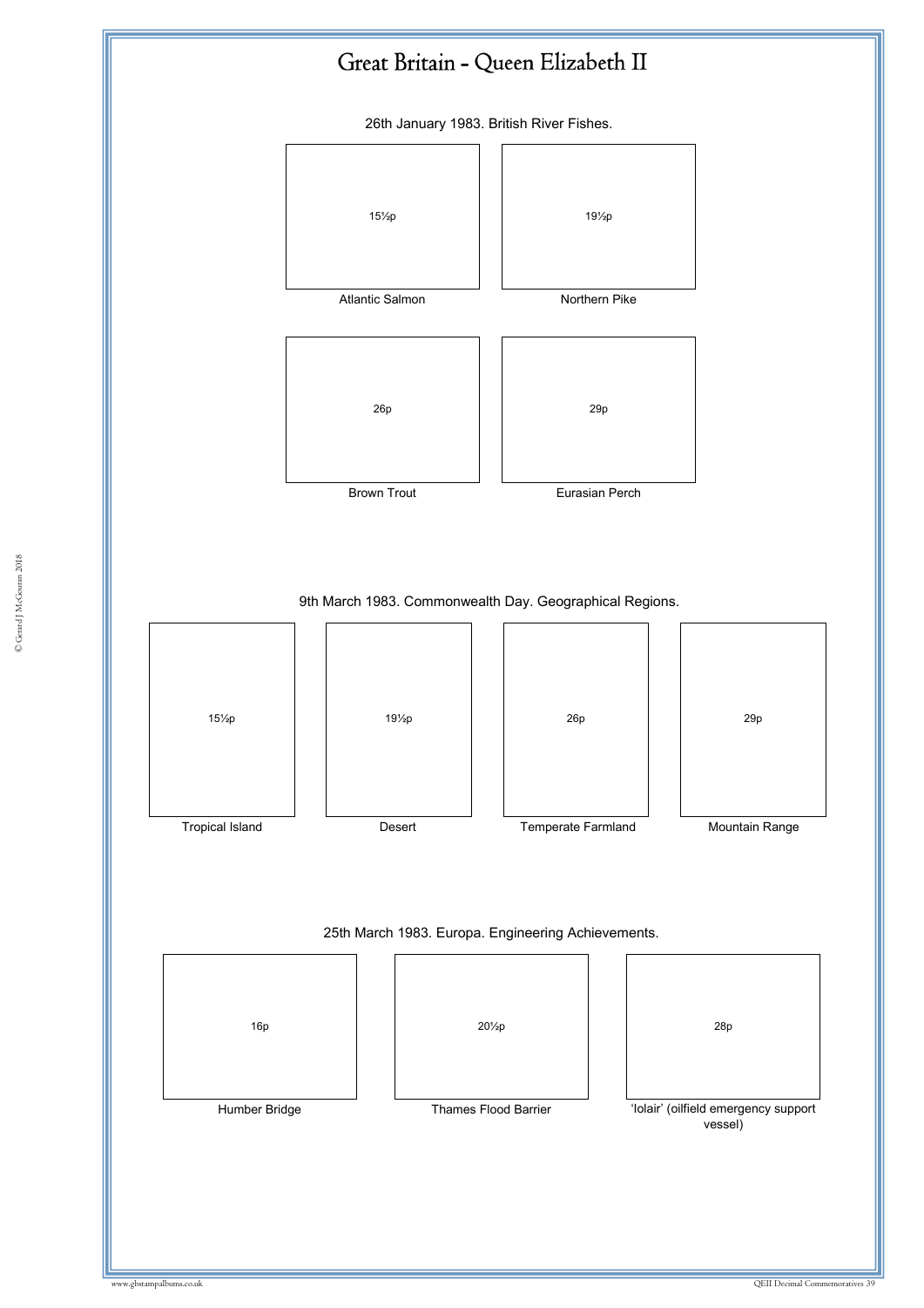# Great Britain - Queen Elizabeth II

26th January 1983. British River Fishes.

| 15½p | 19½p |
| --- | --- |
| Atlantic Salmon | Northern Pike |

| 26p | 29p |
| --- | --- |
| Brown Trout | Eurasian Perch |

9th March 1983. Commonwealth Day. Geographical Regions.

| 15½p | 19½p | 26p | 29p |
| --- | --- | --- | --- |
| Tropical Island | Desert | Temperate Farmland | Mountain Range |

25th March 1983. Europa. Engineering Achievements.

| 16p | 20½p | 28p |
| --- | --- | --- |
| Humber Bridge | Thames Flood Barrier | 'Iolair' (oilfield emergency support vessel) |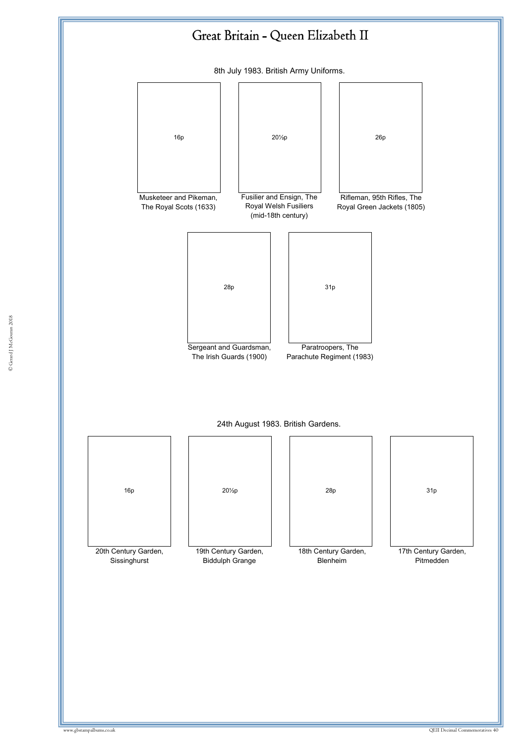# Great Britain - Queen Elizabeth II

8th July 1983. British Army Uniforms.

16p

Musketeer and Pikeman, The Royal Scots (1633)

20½p

Fusilier and Ensign, The Royal Welsh Fusiliers (mid-18th century)

26p

Rifleman, 95th Rifles, The Royal Green Jackets (1805)

28p

Sergeant and Guardsman, The Irish Guards (1900)

31p

Paratroopers, The Parachute Regiment (1983)

24th August 1983. British Gardens.

16p

20th Century Garden, Sissinghurst

20½p

19th Century Garden, Biddulph Grange

28p

18th Century Garden, Blenheim

31p

17th Century Garden, Pitmedden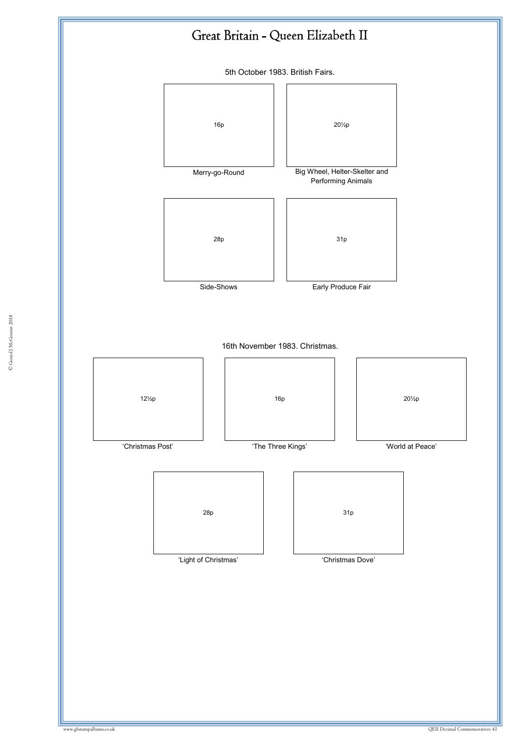# Great Britain - Queen Elizabeth II

5th October 1983. British Fairs.

16p

Merry-go-Round

20½p

Big Wheel, Helter-Skelter and Performing Animals

28p

Side-Shows

31p

Early Produce Fair

16th November 1983. Christmas.

12½p

'Christmas Post'

16p

'The Three Kings'

20½p

'World at Peace'

28p

'Light of Christmas'

31p

'Christmas Dove'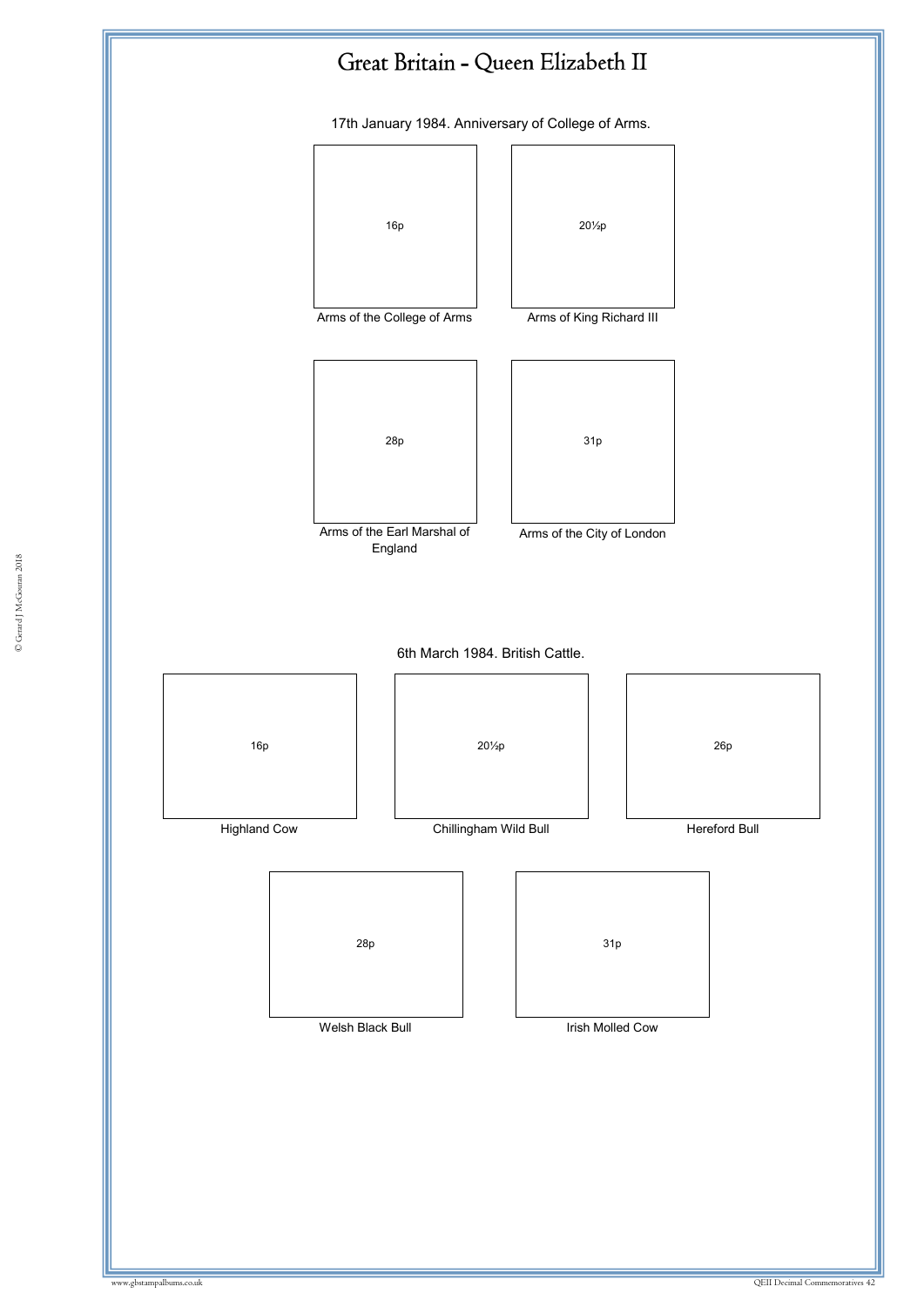# Great Britain - Queen Elizabeth II

17th January 1984. Anniversary of College of Arms.

16p

Arms of the College of Arms

20½p

Arms of King Richard III

28p

Arms of the Earl Marshal of England

31p

Arms of the City of London

6th March 1984. British Cattle.

16p

Highland Cow

20½p

Chillingham Wild Bull

26p

Hereford Bull

28p

Welsh Black Bull

31p

Irish Molled Cow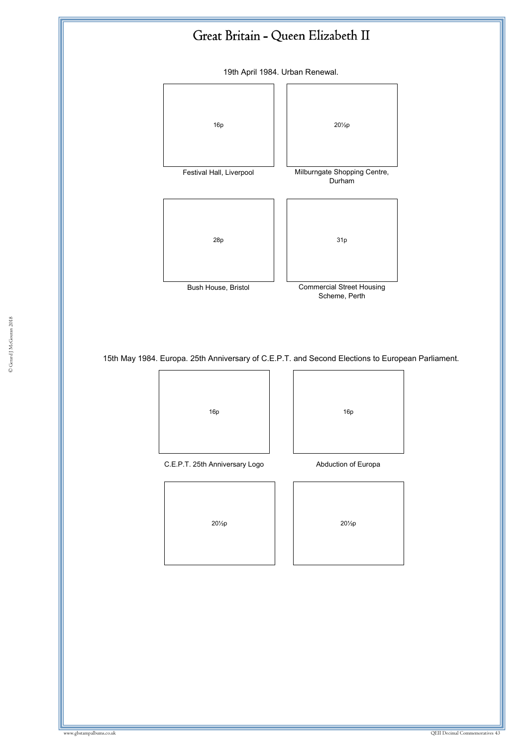# Great Britain - Queen Elizabeth II

19th April 1984. Urban Renewal.

16p

Festival Hall, Liverpool

20½p

Milburngate Shopping Centre, Durham

28p

Bush House, Bristol

31p

Commercial Street Housing Scheme, Perth

15th May 1984. Europa. 25th Anniversary of C.E.P.T. and Second Elections to European Parliament.

16p

C.E.P.T. 25th Anniversary Logo

16p

Abduction of Europa

20½p

20½p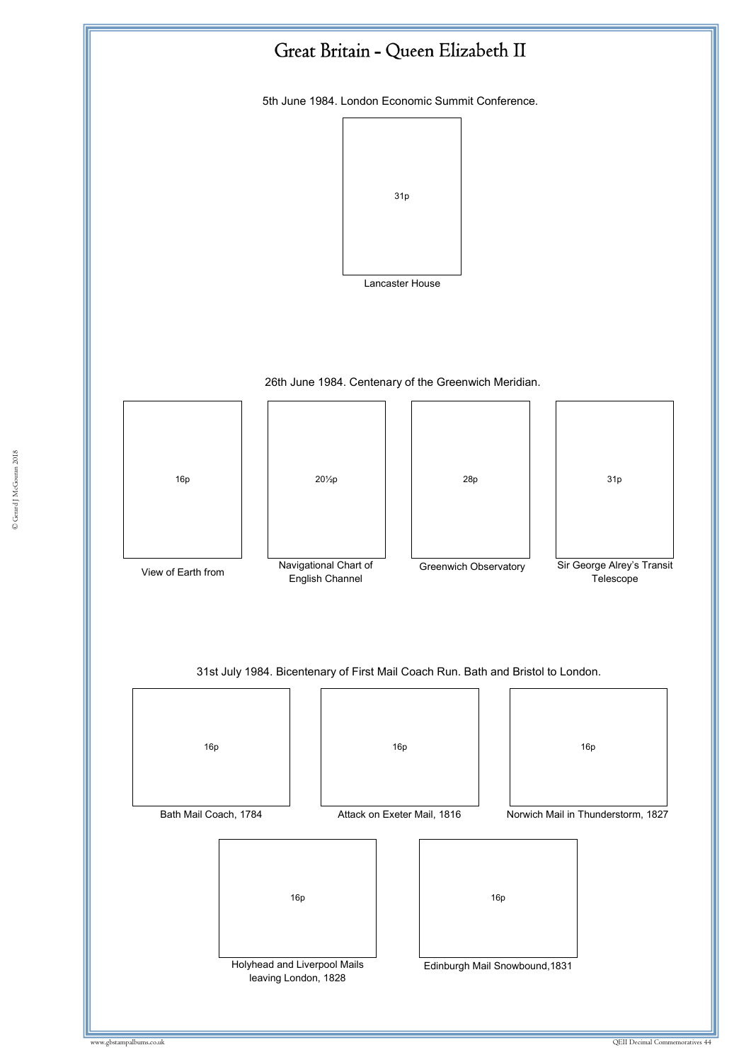# Great Britain - Queen Elizabeth II

5th June 1984. London Economic Summit Conference.

31p

Lancaster House

26th June 1984. Centenary of the Greenwich Meridian.

16p

View of Earth from

20½p

Navigational Chart of English Channel

28p

Greenwich Observatory

31p

Sir George Alrey's Transit Telescope

31st July 1984. Bicentenary of First Mail Coach Run. Bath and Bristol to London.

16p

Bath Mail Coach, 1784

16p

Attack on Exeter Mail, 1816

16p

Norwich Mail in Thunderstorm, 1827

16p

Holyhead and Liverpool Mails leaving London, 1828

16p

Edinburgh Mail Snowbound,1831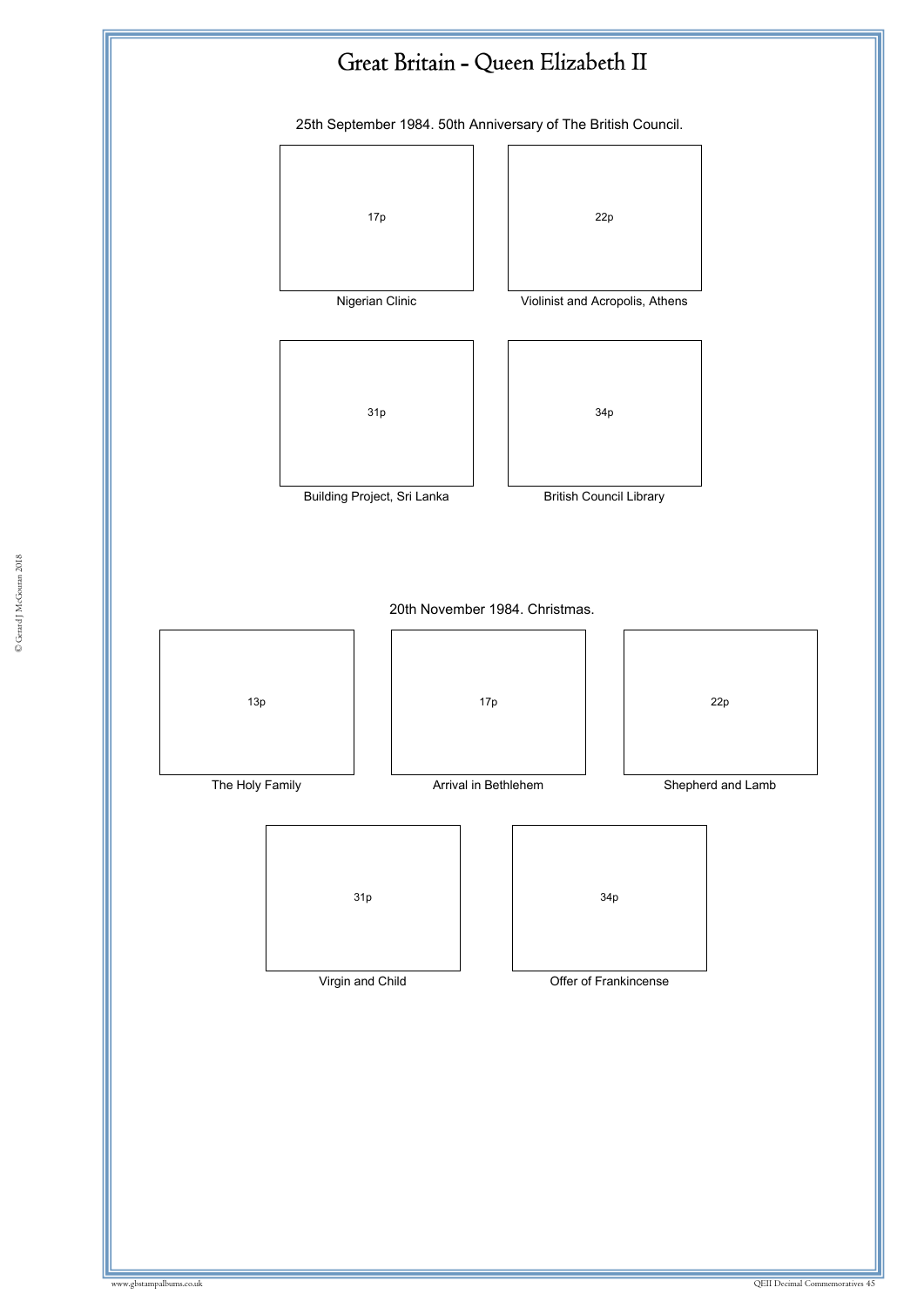# Great Britain - Queen Elizabeth II

25th September 1984. 50th Anniversary of The British Council.

17p

Nigerian Clinic

22p

Violinist and Acropolis, Athens

31p

Building Project, Sri Lanka

34p

British Council Library

20th November 1984. Christmas.

13p

The Holy Family

17p

Arrival in Bethlehem

22p

Shepherd and Lamb

31p

Virgin and Child

34p

Offer of Frankincense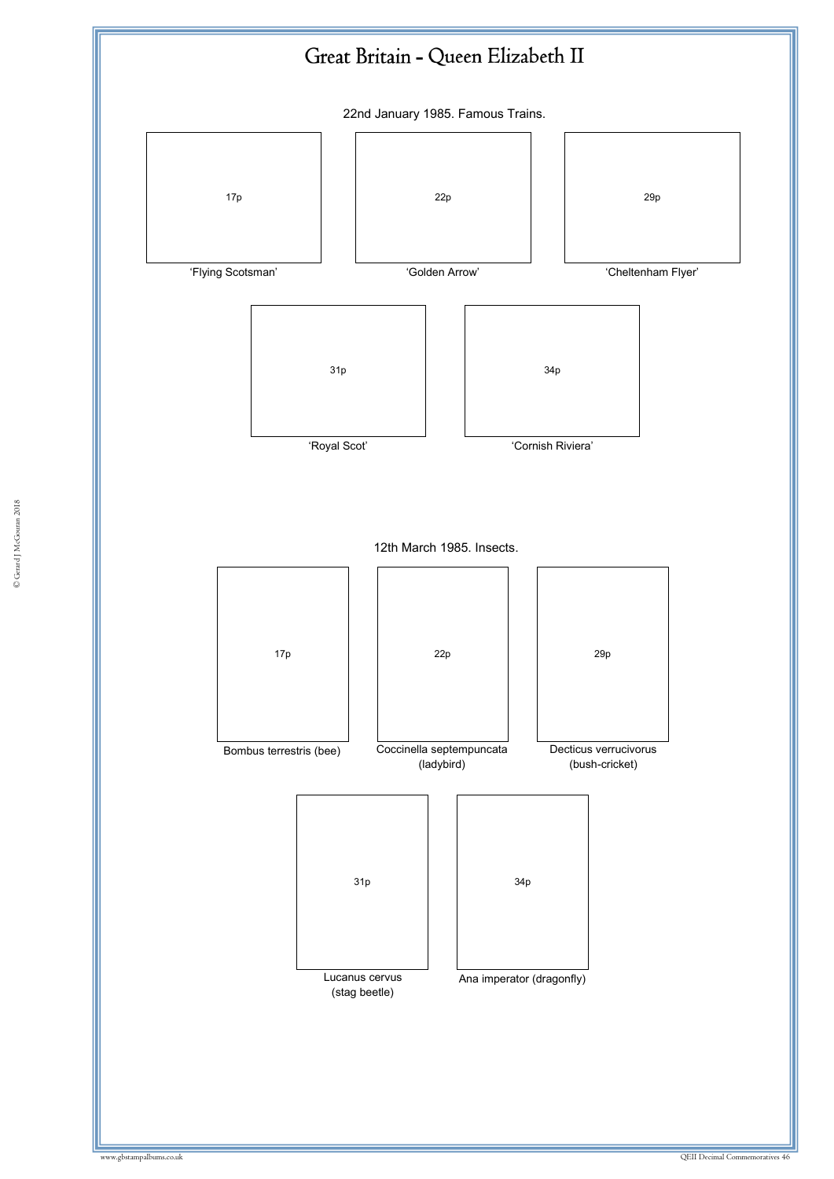# Great Britain - Queen Elizabeth II

## 22nd January 1985. Famous Trains.

17p
'Flying Scotsman'

22p
'Golden Arrow'

29p
'Cheltenham Flyer'

31p
'Royal Scot'

34p
'Cornish Riviera'

## 12th March 1985. Insects.

17p
Bombus terrestris (bee)

22p
Coccinella septempuncata (ladybird)

29p
Decticus verrucivorus (bush-cricket)

31p
Lucanus cervus (stag beetle)

34p
Ana imperator (dragonfly)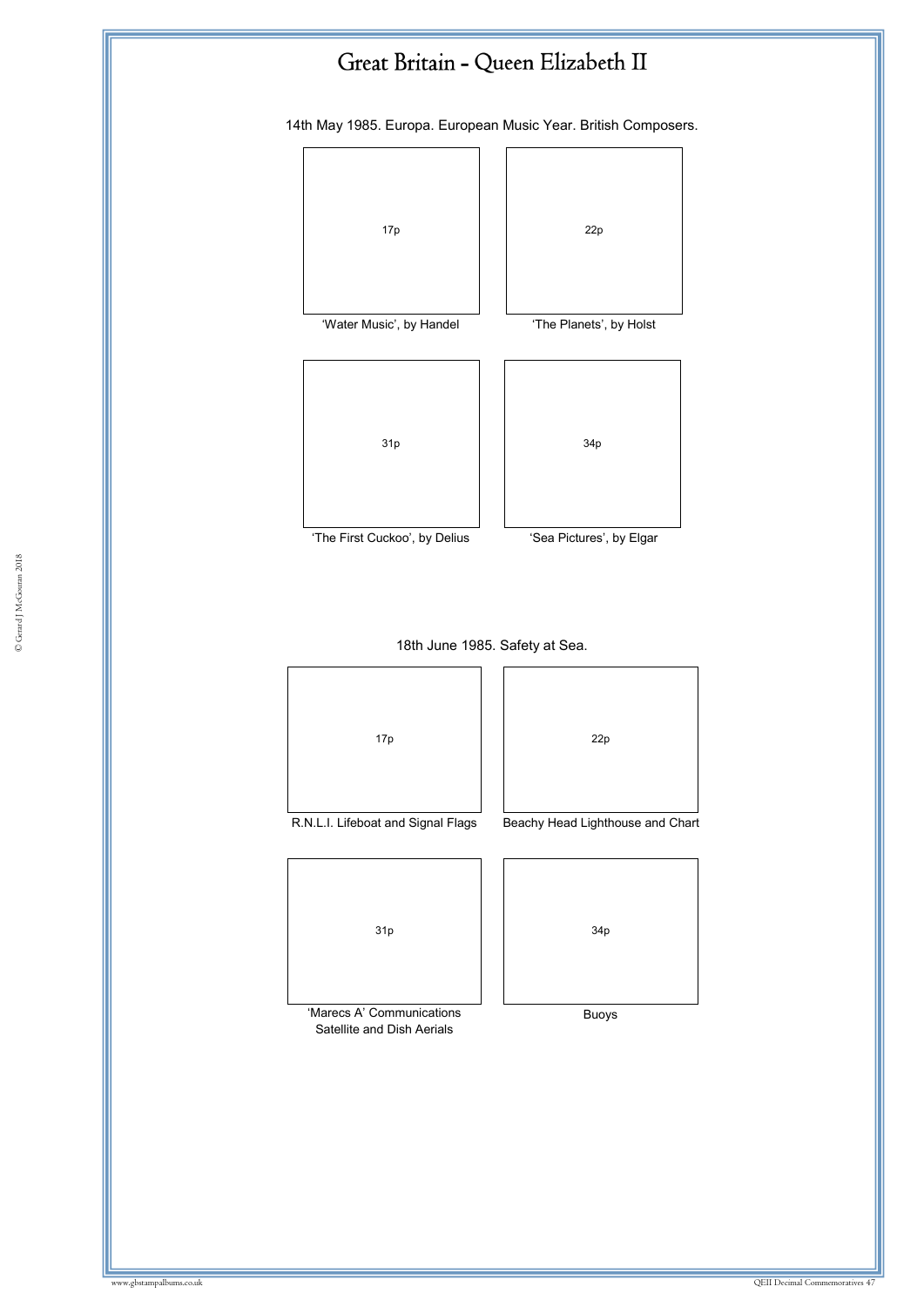# Great Britain - Queen Elizabeth II

14th May 1985. Europa. European Music Year. British Composers.

17p

'Water Music', by Handel

22p

'The Planets', by Holst

31p

'The First Cuckoo', by Delius

34p

'Sea Pictures', by Elgar

18th June 1985. Safety at Sea.

17p

R.N.L.I. Lifeboat and Signal Flags

22p

Beachy Head Lighthouse and Chart

31p

'Marecs A' Communications Satellite and Dish Aerials

34p

Buoys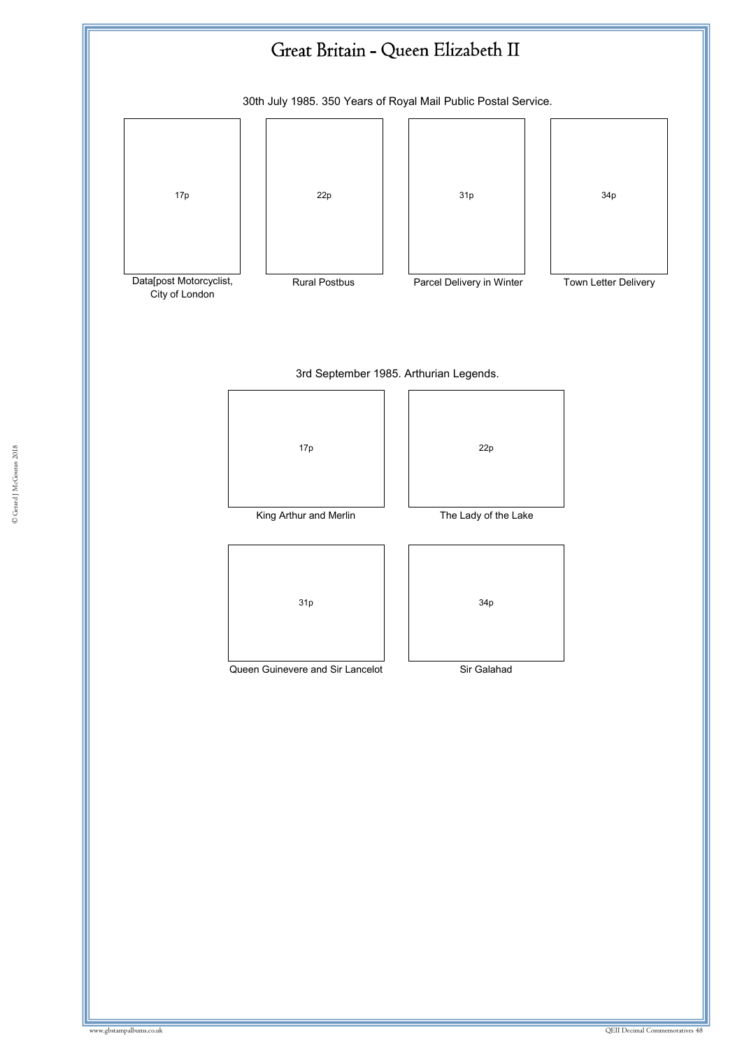# Great Britain - Queen Elizabeth II

30th July 1985. 350 Years of Royal Mail Public Postal Service.

| 17p | 22p | 31p | 34p |
| --- | --- | --- | --- |
| Data[post Motorcyclist, City of London | Rural Postbus | Parcel Delivery in Winter | Town Letter Delivery |

3rd September 1985. Arthurian Legends.

| 17p | 22p |
| --- | --- |
| King Arthur and Merlin | The Lady of the Lake |
| **31p** | **34p** |
| Queen Guinevere and Sir Lancelot | Sir Galahad |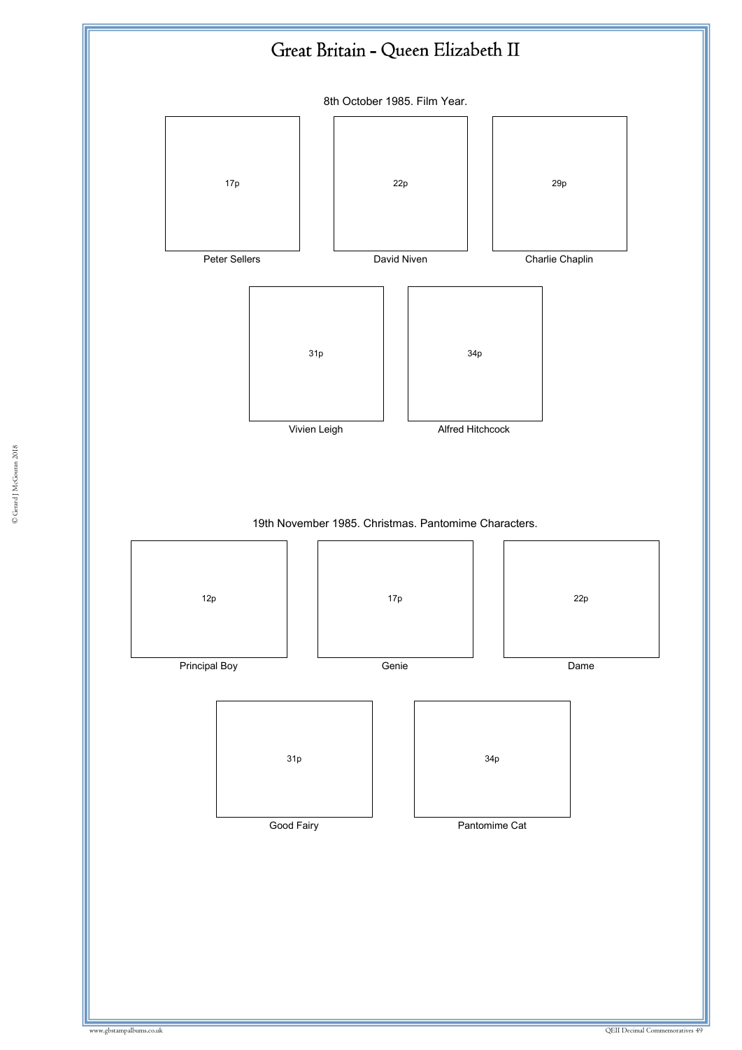# Great Britain - Queen Elizabeth II

8th October 1985. Film Year.

17p

Peter Sellers

22p

David Niven

29p

Charlie Chaplin

31p

Vivien Leigh

34p

Alfred Hitchcock

19th November 1985. Christmas. Pantomime Characters.

12p

Principal Boy

17p

Genie

22p

Dame

31p

Good Fairy

34p

Pantomime Cat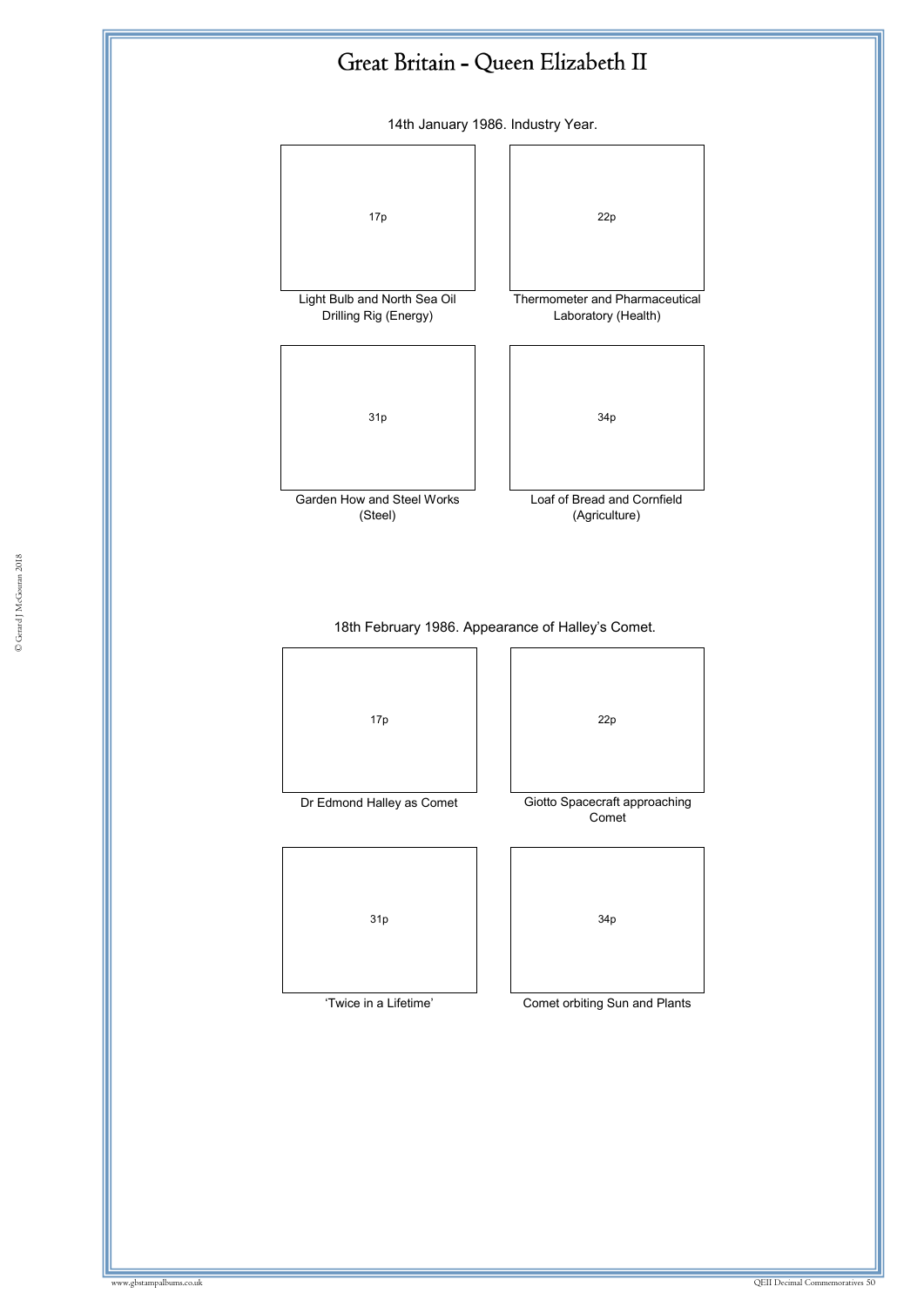# Great Britain - Queen Elizabeth II

14th January 1986. Industry Year.

17p

Light Bulb and North Sea Oil Drilling Rig (Energy)

22p

Thermometer and Pharmaceutical Laboratory (Health)

31p

Garden How and Steel Works (Steel)

34p

Loaf of Bread and Cornfield (Agriculture)

18th February 1986. Appearance of Halley's Comet.

17p

Dr Edmond Halley as Comet

22p

Giotto Spacecraft approaching Comet

31p

'Twice in a Lifetime'

34p

Comet orbiting Sun and Plants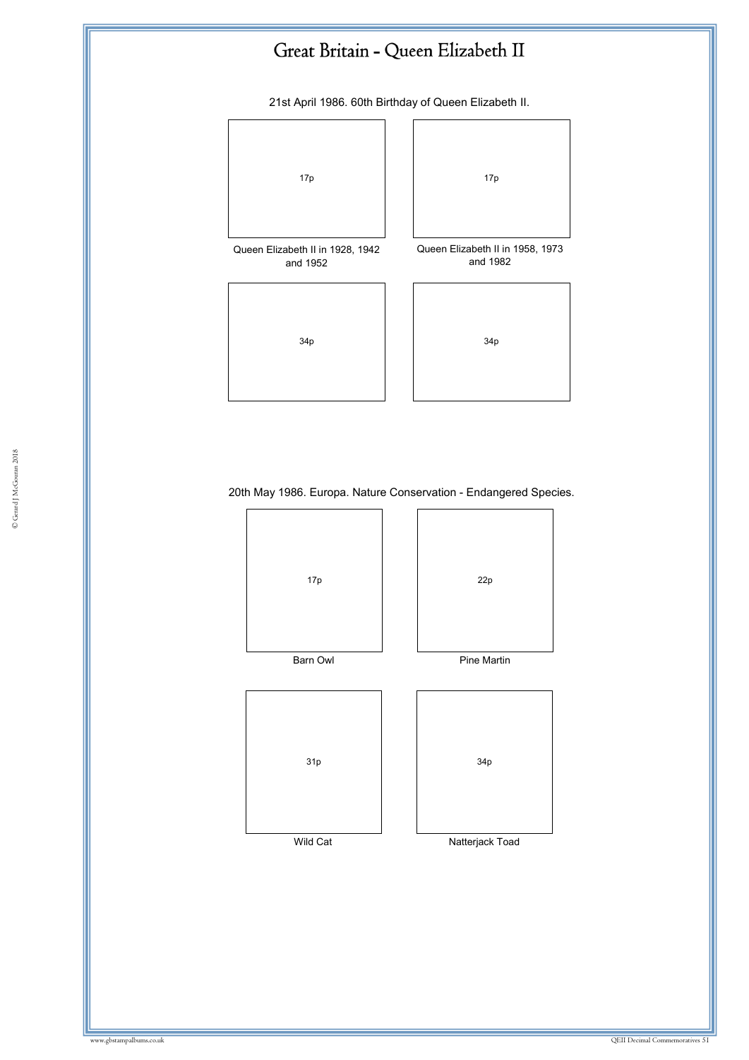# Great Britain - Queen Elizabeth II

21st April 1986. 60th Birthday of Queen Elizabeth II.

17p

Queen Elizabeth II in 1928, 1942 and 1952

17p

Queen Elizabeth II in 1958, 1973 and 1982

34p

34p

20th May 1986. Europa. Nature Conservation - Endangered Species.

17p

Barn Owl

22p

Pine Martin

31p

Wild Cat

34p

Natterjack Toad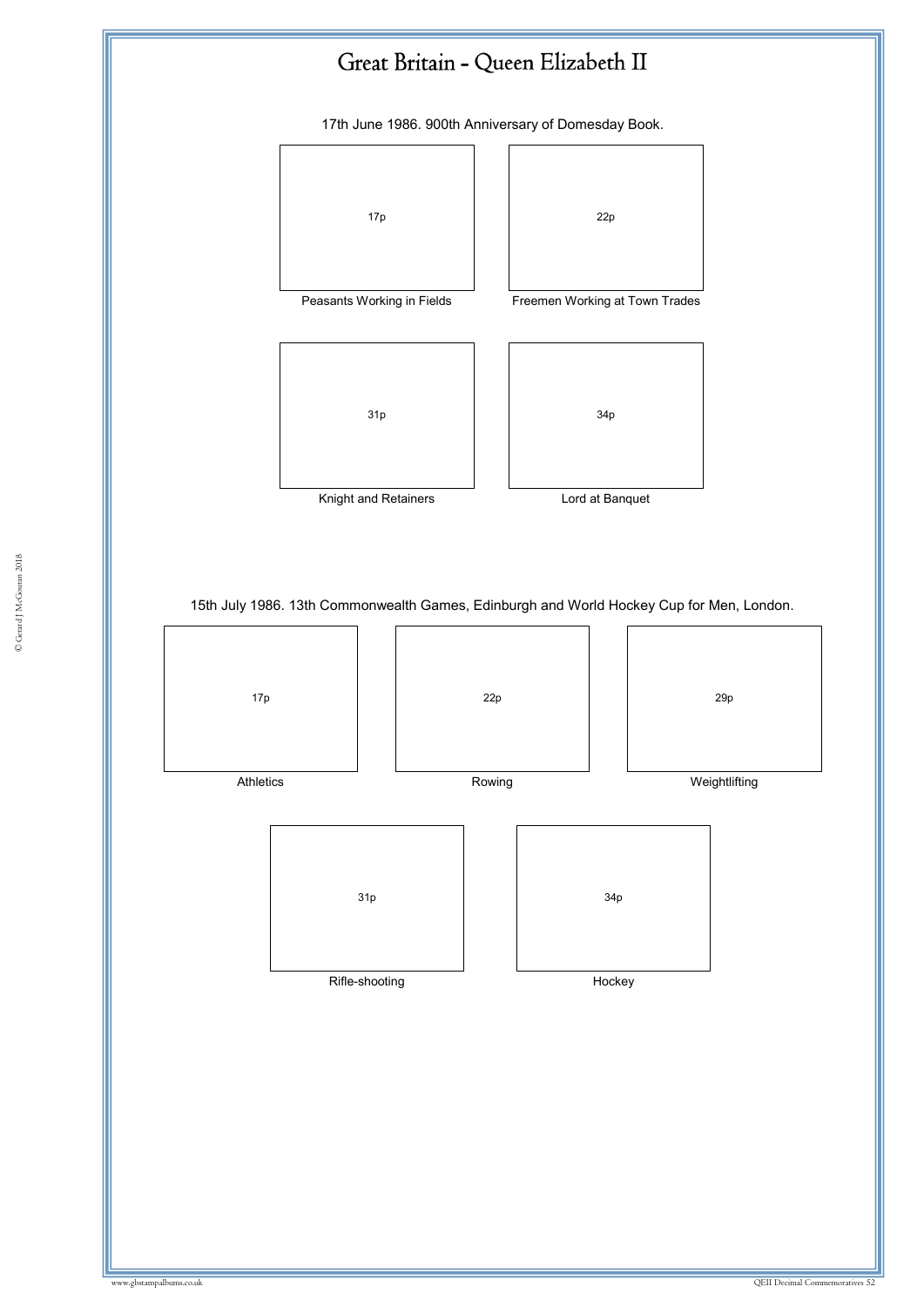# Great Britain - Queen Elizabeth II

17th June 1986. 900th Anniversary of Domesday Book.

17p

Peasants Working in Fields

22p

Freemen Working at Town Trades

31p

Knight and Retainers

34p

Lord at Banquet

15th July 1986. 13th Commonwealth Games, Edinburgh and World Hockey Cup for Men, London.

17p

Athletics

22p

Rowing

29p

Weightlifting

31p

Rifle-shooting

34p

Hockey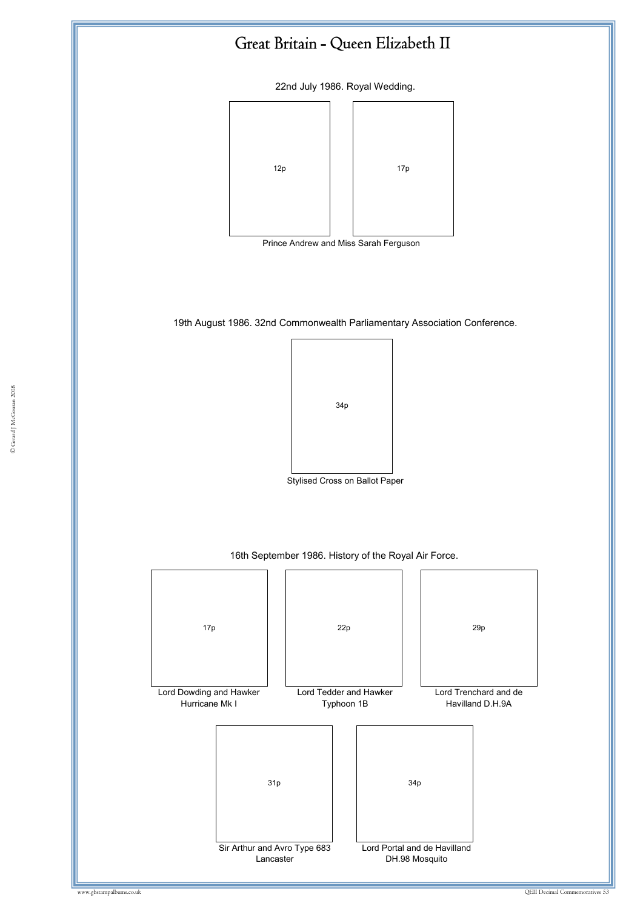# Great Britain - Queen Elizabeth II

22nd July 1986. Royal Wedding.

12p

17p

Prince Andrew and Miss Sarah Ferguson

19th August 1986. 32nd Commonwealth Parliamentary Association Conference.

34p

Stylised Cross on Ballot Paper

16th September 1986. History of the Royal Air Force.

17p

Lord Dowding and Hawker Hurricane Mk I

22p

Lord Tedder and Hawker Typhoon 1B

29p

Lord Trenchard and de Havilland D.H.9A

31p

Sir Arthur and Avro Type 683 Lancaster

34p

Lord Portal and de Havilland DH.98 Mosquito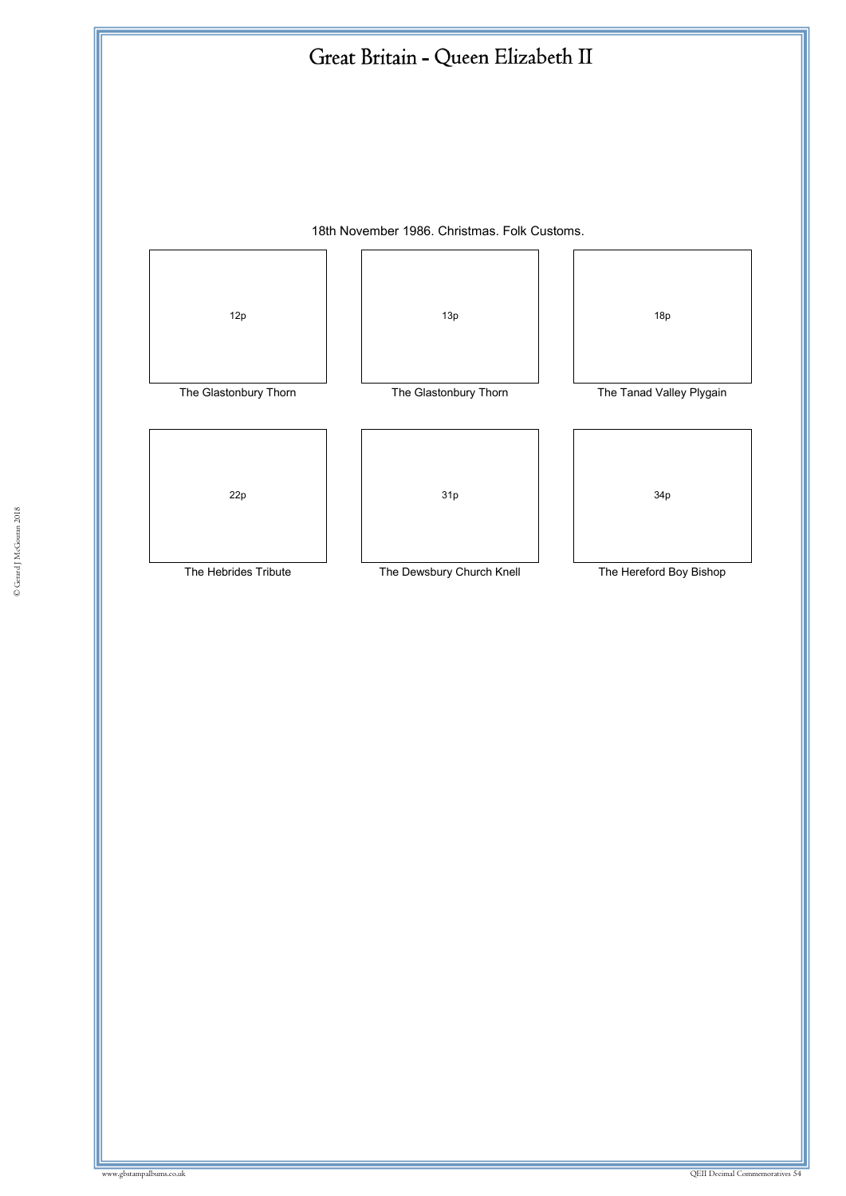# Great Britain - Queen Elizabeth II

18th November 1986. Christmas. Folk Customs.

| 12p | 13p | 18p |
|---|---|---|
| The Glastonbury Thorn | The Glastonbury Thorn | The Tanad Valley Plygain |

| 22p | 31p | 34p |
|---|---|---|
| The Hebrides Tribute | The Dewsbury Church Knell | The Hereford Boy Bishop |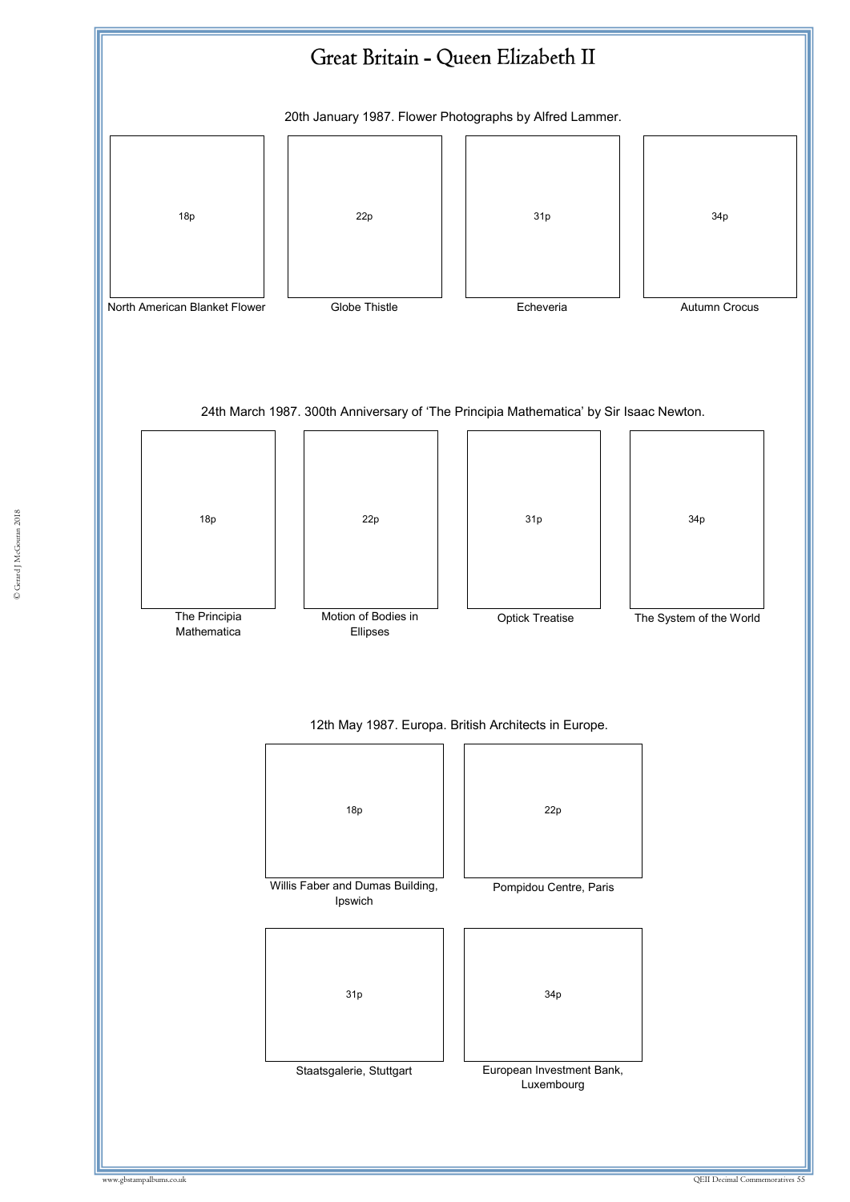# Great Britain - Queen Elizabeth II

20th January 1987. Flower Photographs by Alfred Lammer.

| 18p | 22p | 31p | 34p |
|---|---|---|---|
| North American Blanket Flower | Globe Thistle | Echeveria | Autumn Crocus |

24th March 1987. 300th Anniversary of 'The Principia Mathematica' by Sir Isaac Newton.

| 18p | 22p | 31p | 34p |
|---|---|---|---|
| The Principia Mathematica | Motion of Bodies in Ellipses | Optick Treatise | The System of the World |

12th May 1987. Europa. British Architects in Europe.

| 18p | 22p |
|---|---|
| Willis Faber and Dumas Building, Ipswich | Pompidou Centre, Paris |
| 31p | 34p |
| Staatsgalerie, Stuttgart | European Investment Bank, Luxembourg |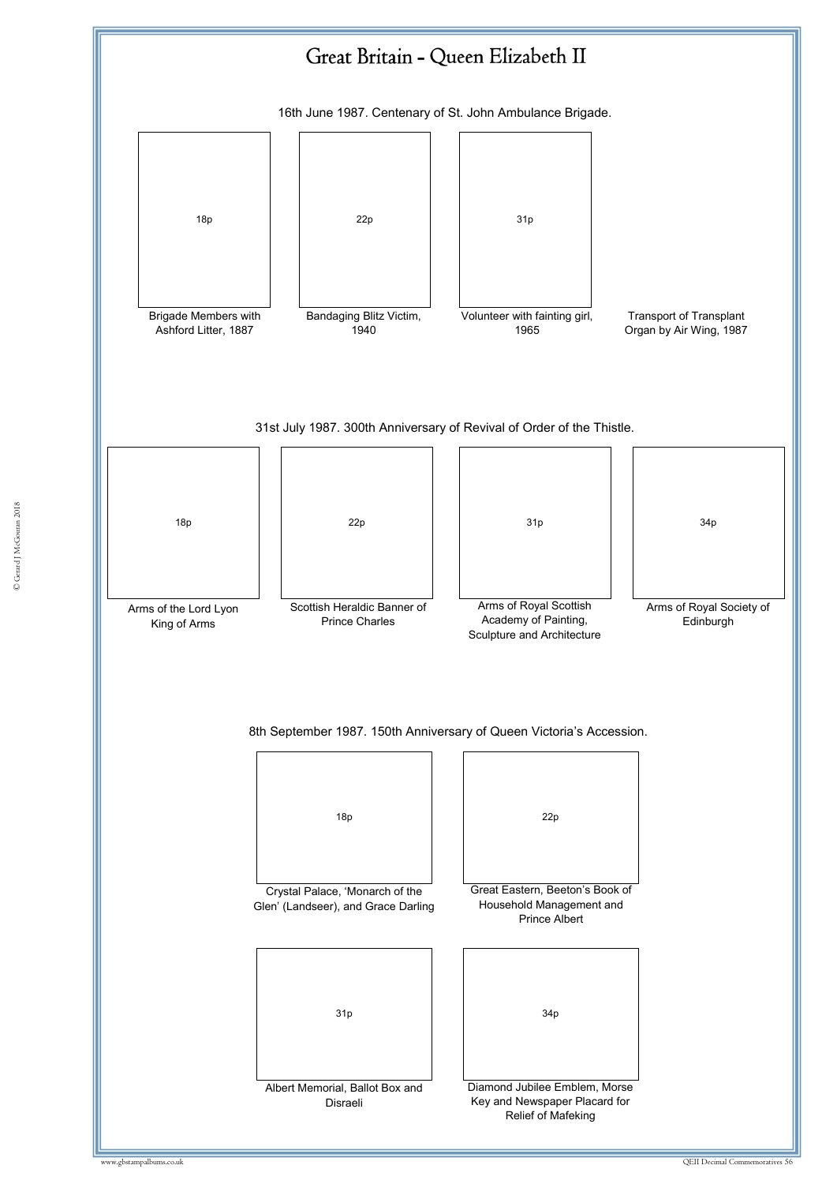# Great Britain - Queen Elizabeth II

16th June 1987. Centenary of St. John Ambulance Brigade.

18p

Brigade Members with Ashford Litter, 1887

22p

Bandaging Blitz Victim, 1940

31p

Volunteer with fainting girl, 1965

Transport of Transplant Organ by Air Wing, 1987

31st July 1987. 300th Anniversary of Revival of Order of the Thistle.

18p

Arms of the Lord Lyon King of Arms

22p

Scottish Heraldic Banner of Prince Charles

31p

Arms of Royal Scottish Academy of Painting, Sculpture and Architecture

34p

Arms of Royal Society of Edinburgh

8th September 1987. 150th Anniversary of Queen Victoria's Accession.

18p

Crystal Palace, 'Monarch of the Glen' (Landseer), and Grace Darling

22p

Great Eastern, Beeton's Book of Household Management and Prince Albert

31p

Albert Memorial, Ballot Box and Disraeli

34p

Diamond Jubilee Emblem, Morse Key and Newspaper Placard for Relief of Mafeking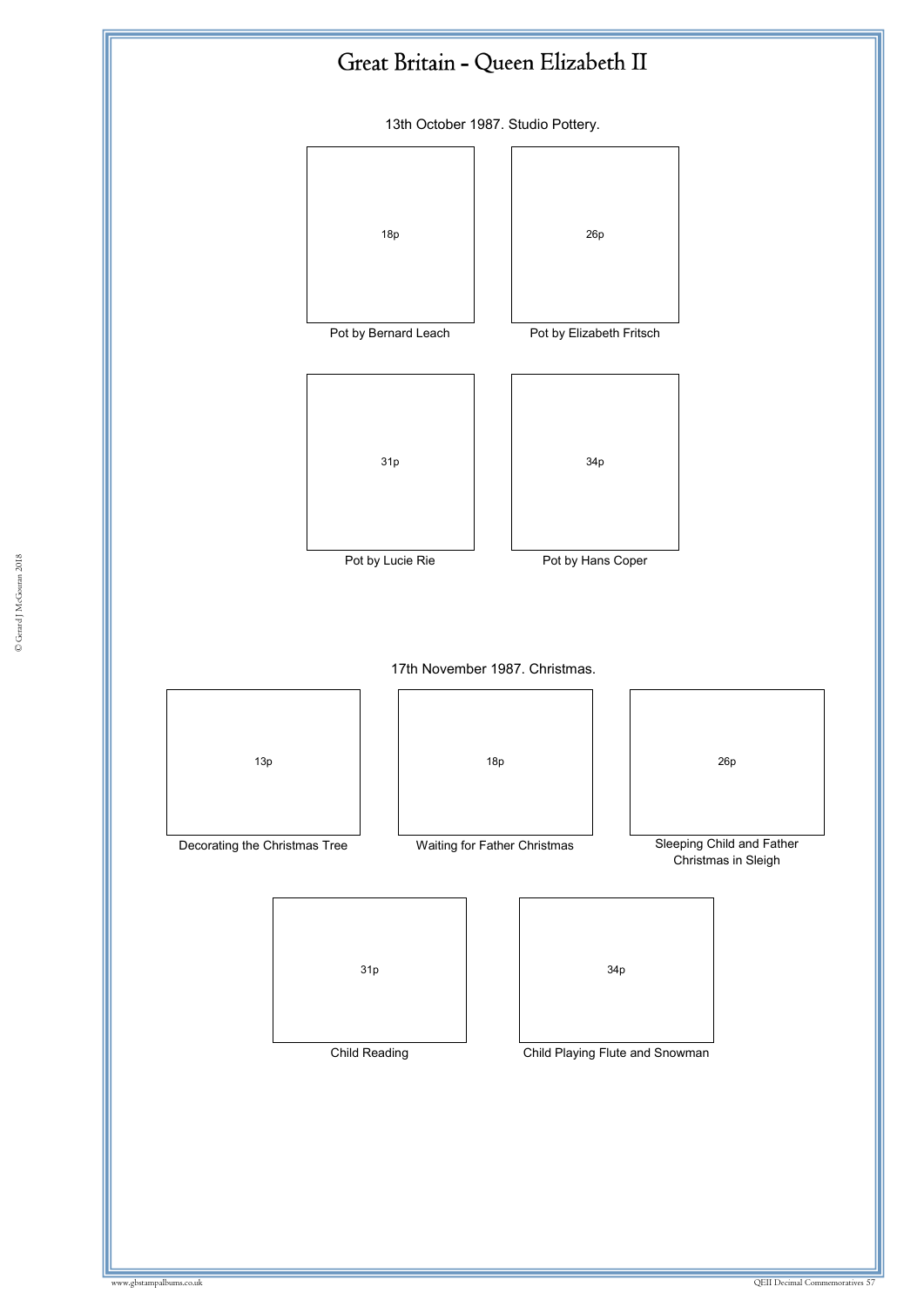# Great Britain - Queen Elizabeth II

13th October 1987. Studio Pottery.

18p
Pot by Bernard Leach

26p
Pot by Elizabeth Fritsch

31p
Pot by Lucie Rie

34p
Pot by Hans Coper

17th November 1987. Christmas.

13p
Decorating the Christmas Tree

18p
Waiting for Father Christmas

26p
Sleeping Child and Father Christmas in Sleigh

31p
Child Reading

34p
Child Playing Flute and Snowman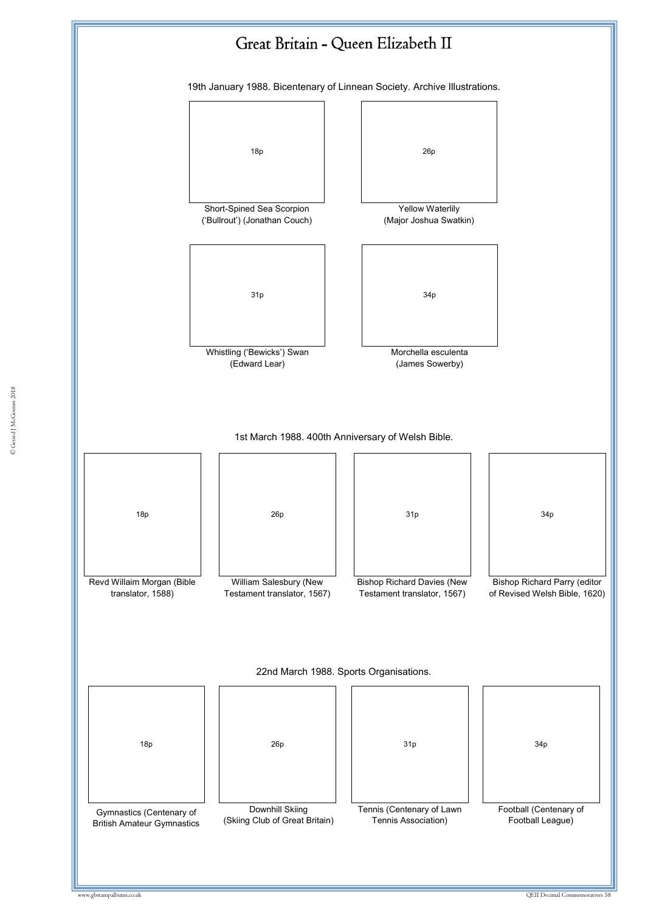# Great Britain - Queen Elizabeth II

19th January 1988. Bicentenary of Linnean Society. Archive Illustrations.

18p

Short-Spined Sea Scorpion ('Bullrout') (Jonathan Couch)

26p

Yellow Waterlily (Major Joshua Swatkin)

31p

Whistling ('Bewicks') Swan (Edward Lear)

34p

Morchella esculenta (James Sowerby)

1st March 1988. 400th Anniversary of Welsh Bible.

18p

Revd Willaim Morgan (Bible translator, 1588)

26p

William Salesbury (New Testament translator, 1567)

31p

Bishop Richard Davies (New Testament translator, 1567)

34p

Bishop Richard Parry (editor of Revised Welsh Bible, 1620)

22nd March 1988. Sports Organisations.

18p

Gymnastics (Centenary of British Amateur Gymnastics

26p

Downhill Skiing (Skiing Club of Great Britain)

31p

Tennis (Centenary of Lawn Tennis Association)

34p

Football (Centenary of Football League)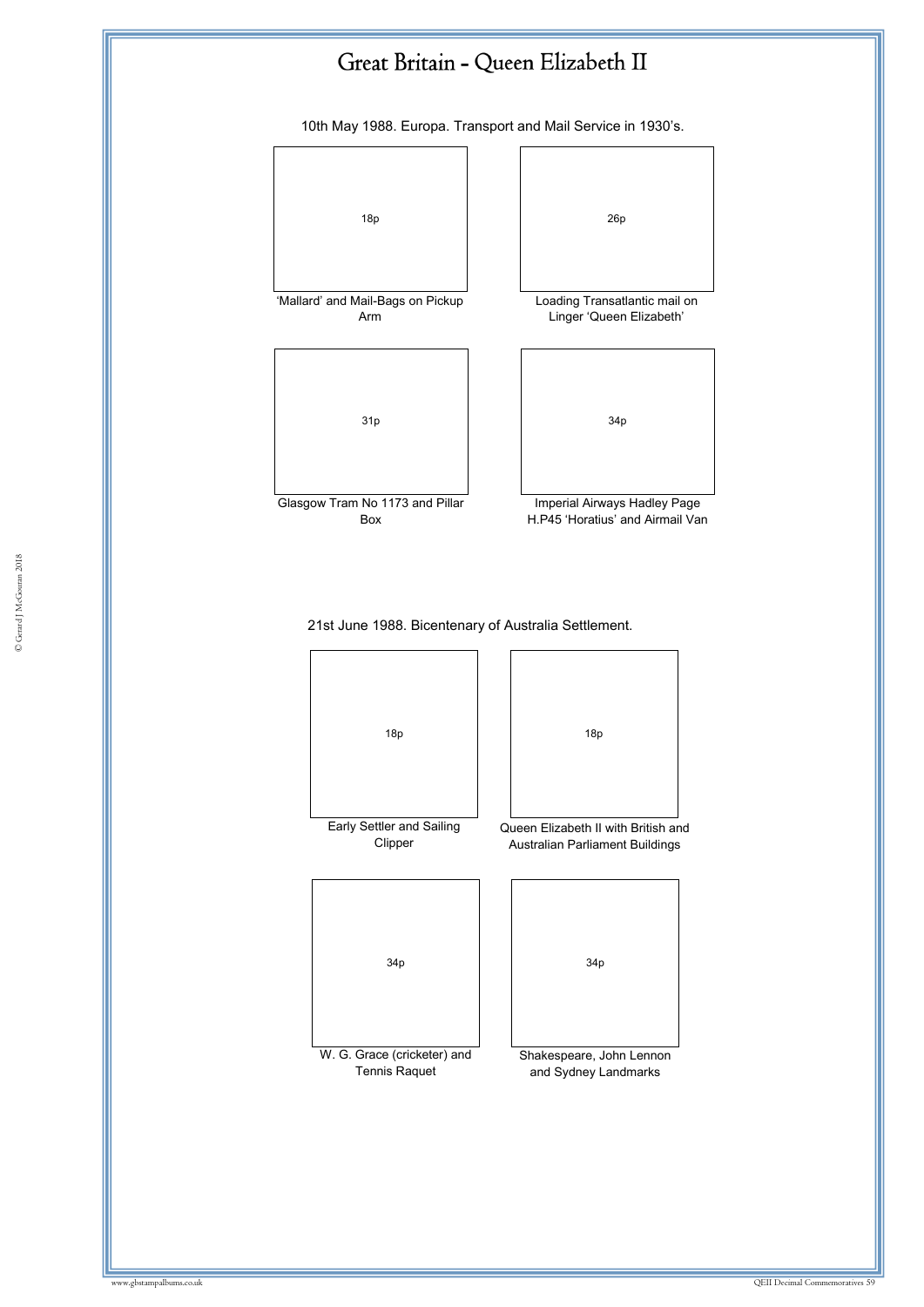# Great Britain - Queen Elizabeth II

10th May 1988. Europa. Transport and Mail Service in 1930's.

18p

'Mallard' and Mail-Bags on Pickup Arm

26p

Loading Transatlantic mail on Linger 'Queen Elizabeth'

31p

Glasgow Tram No 1173 and Pillar Box

34p

Imperial Airways Hadley Page H.P45 'Horatius' and Airmail Van

21st June 1988. Bicentenary of Australia Settlement.

18p

Early Settler and Sailing Clipper

18p

Queen Elizabeth II with British and Australian Parliament Buildings

34p

W. G. Grace (cricketer) and Tennis Raquet

34p

Shakespeare, John Lennon and Sydney Landmarks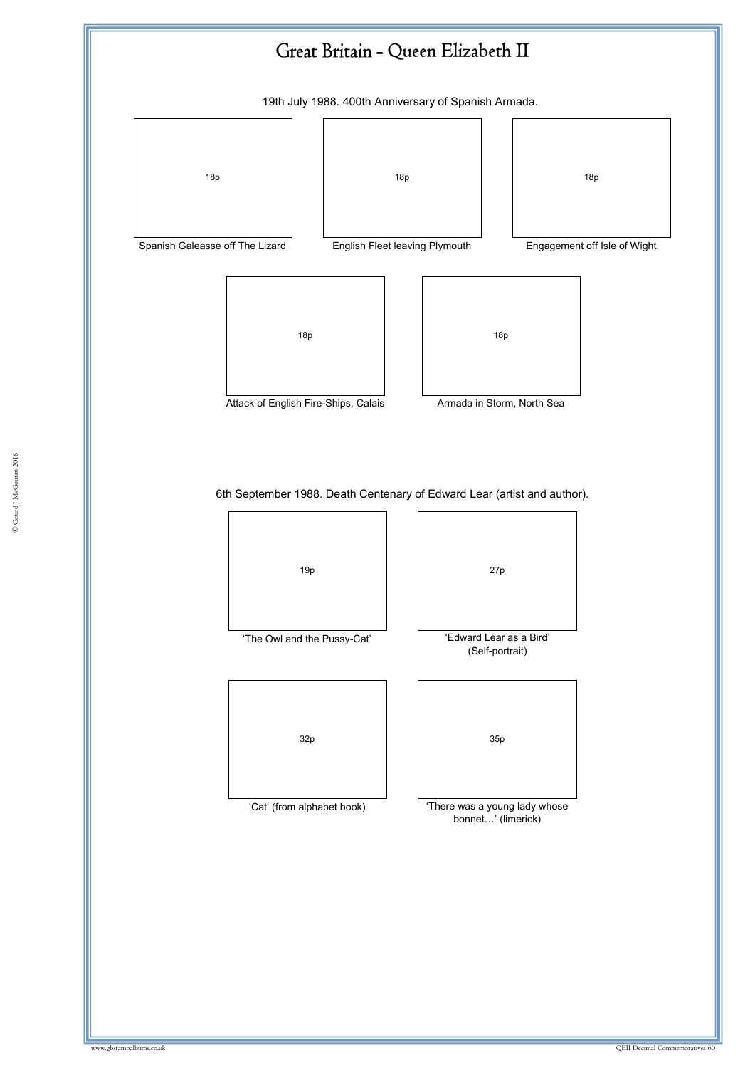# Great Britain - Queen Elizabeth II

19th July 1988. 400th Anniversary of Spanish Armada.

18p

Spanish Galeasse off The Lizard

18p

English Fleet leaving Plymouth

18p

Engagement off Isle of Wight

18p

Attack of English Fire-Ships, Calais

18p

Armada in Storm, North Sea

6th September 1988. Death Centenary of Edward Lear (artist and author).

19p

'The Owl and the Pussy-Cat'

27p

'Edward Lear as a Bird' (Self-portrait)

32p

'Cat' (from alphabet book)

35p

'There was a young lady whose bonnet…' (limerick)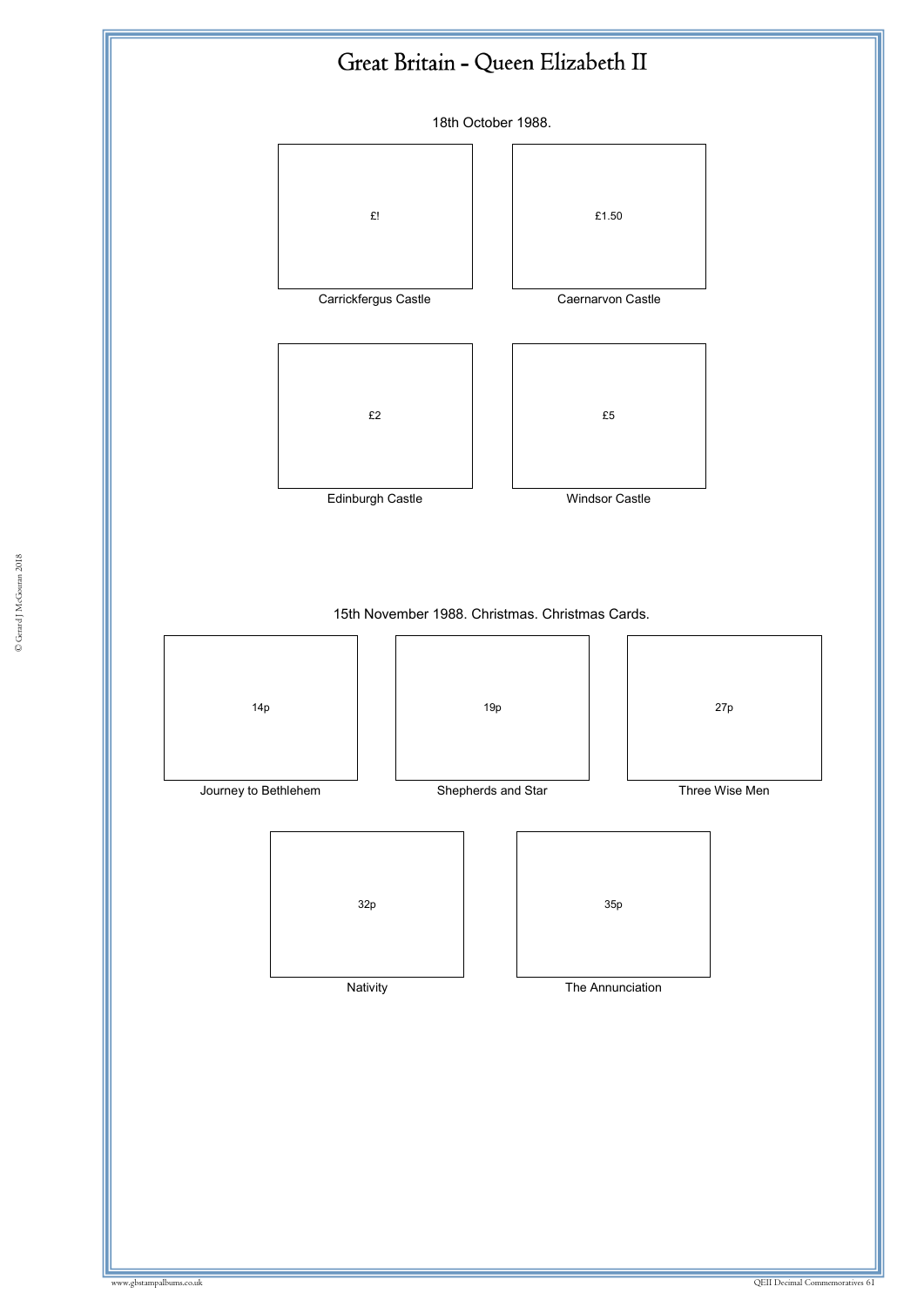# Great Britain - Queen Elizabeth II

18th October 1988.

£!

Carrickfergus Castle

£1.50

Caernarvon Castle

£2

Edinburgh Castle

£5

Windsor Castle

15th November 1988. Christmas. Christmas Cards.

14p

Journey to Bethlehem

19p

Shepherds and Star

27p

Three Wise Men

32p

Nativity

35p

The Annunciation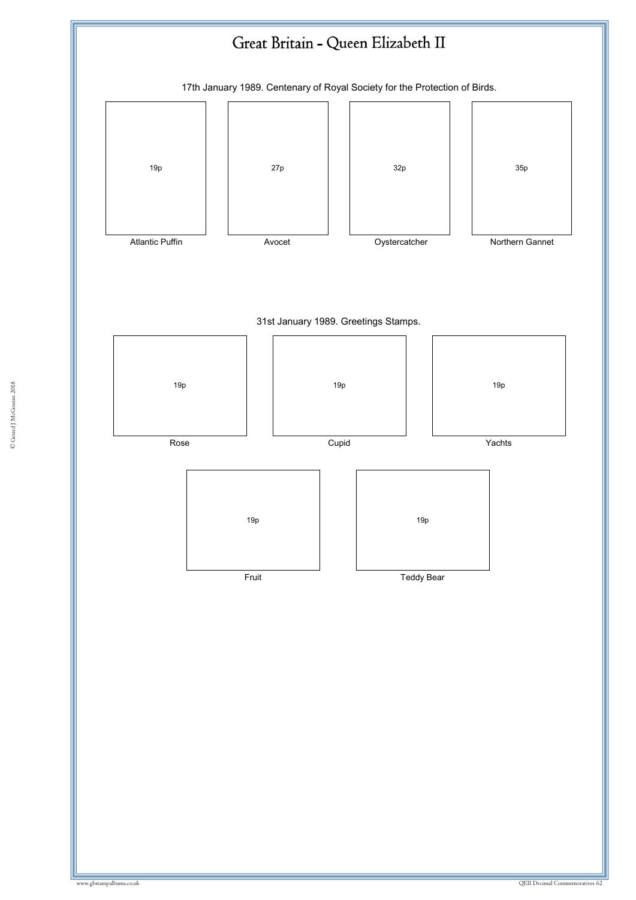# Great Britain - Queen Elizabeth II

17th January 1989. Centenary of Royal Society for the Protection of Birds.

| 19p | 27p | 32p | 35p |
| --- | --- | --- | --- |
| Atlantic Puffin | Avocet | Oystercatcher | Northern Gannet |

31st January 1989. Greetings Stamps.

| 19p | 19p | 19p |
| --- | --- | --- |
| Rose | Cupid | Yachts |

| 19p | 19p |
| --- | --- |
| Fruit | Teddy Bear |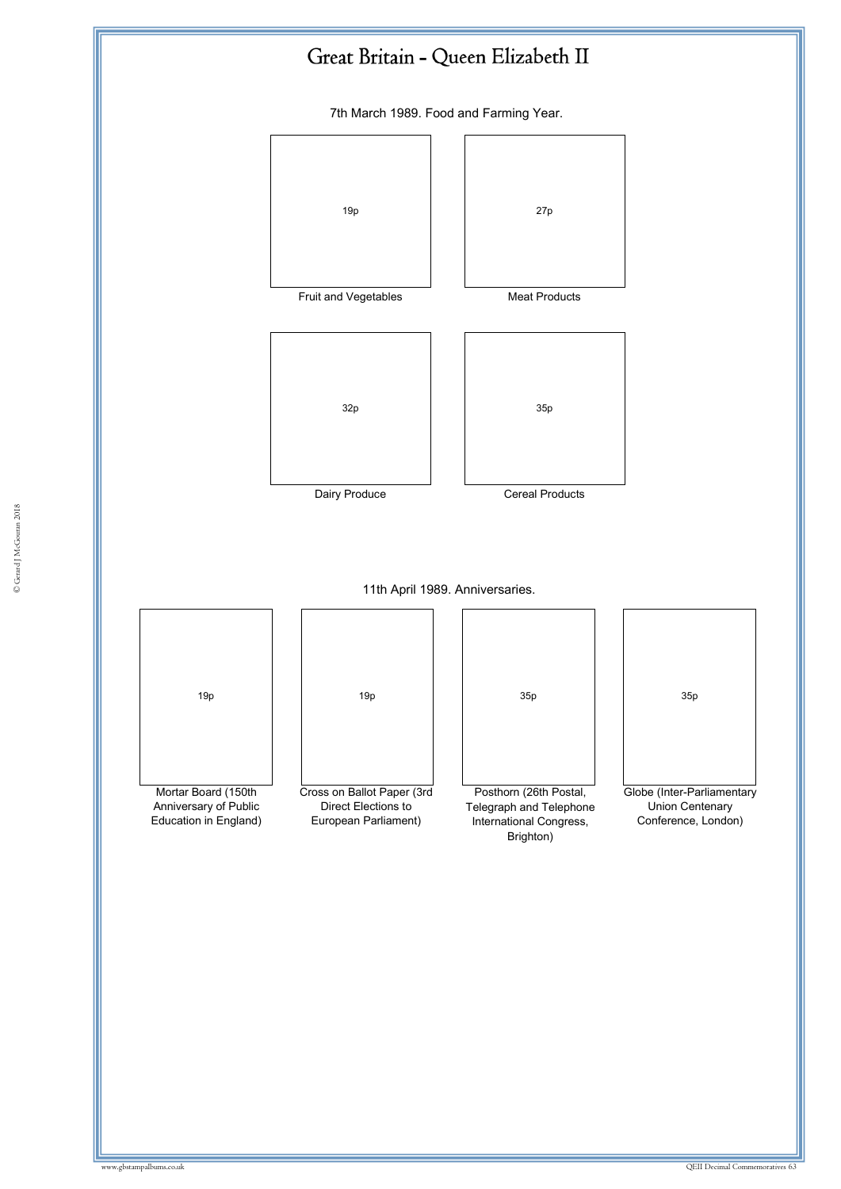# Great Britain - Queen Elizabeth II

7th March 1989. Food and Farming Year.

| 19p | 27p |
|---|---|
| Fruit and Vegetables | Meat Products |

| 32p | 35p |
|---|---|
| Dairy Produce | Cereal Products |

11th April 1989. Anniversaries.

| 19p | 19p | 35p | 35p |
|---|---|---|---|
| Mortar Board (150th Anniversary of Public Education in England) | Cross on Ballot Paper (3rd Direct Elections to European Parliament) | Posthorn (26th Postal, Telegraph and Telephone International Congress, Brighton) | Globe (Inter-Parliamentary Union Centenary Conference, London) |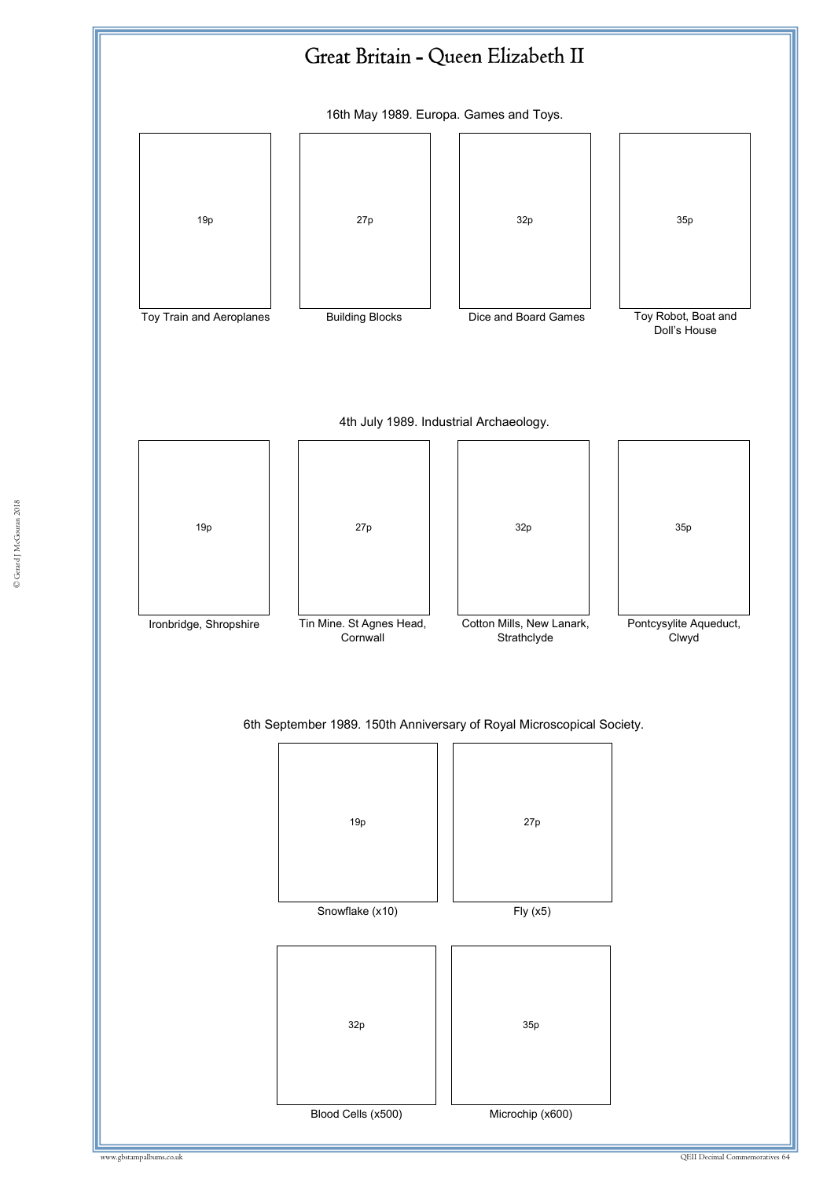# Great Britain - Queen Elizabeth II

## 16th May 1989. Europa. Games and Toys.

| 19p | 27p | 32p | 35p |
|---|---|---|---|
| Toy Train and Aeroplanes | Building Blocks | Dice and Board Games | Toy Robot, Boat and Doll's House |

## 4th July 1989. Industrial Archaeology.

| 19p | 27p | 32p | 35p |
|---|---|---|---|
| Ironbridge, Shropshire | Tin Mine. St Agnes Head, Cornwall | Cotton Mills, New Lanark, Strathclyde | Pontcysylite Aqueduct, Clwyd |

## 6th September 1989. 150th Anniversary of Royal Microscopical Society.

| 19p | 27p |
|---|---|
| Snowflake (x10) | Fly (x5) |

| 32p | 35p |
|---|---|
| Blood Cells (x500) | Microchip (x600) |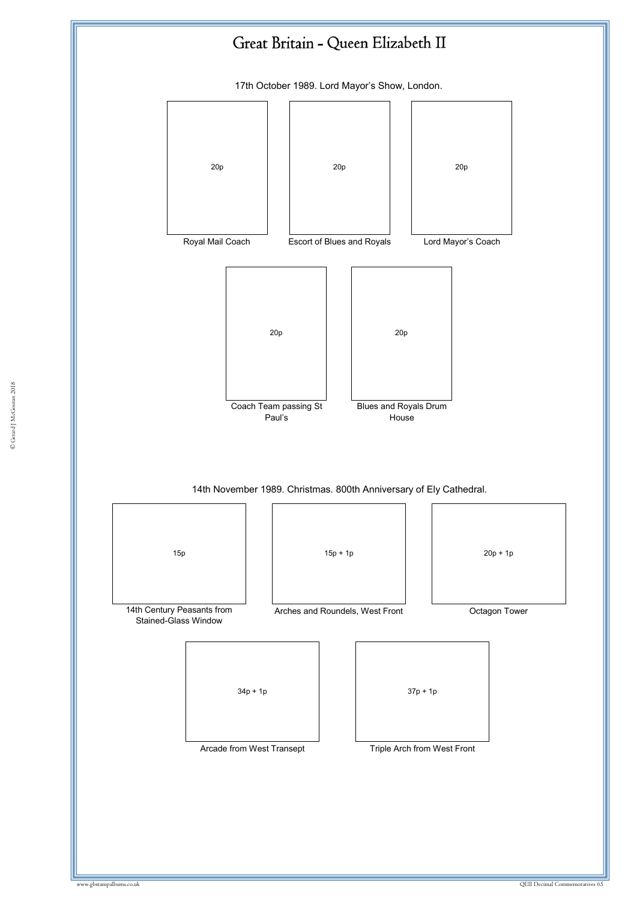# Great Britain - Queen Elizabeth II

17th October 1989. Lord Mayor's Show, London.

20p
Royal Mail Coach

20p
Escort of Blues and Royals

20p
Lord Mayor's Coach

20p
Coach Team passing St Paul's

20p
Blues and Royals Drum House

14th November 1989. Christmas. 800th Anniversary of Ely Cathedral.

15p
14th Century Peasants from Stained-Glass Window

15p + 1p
Arches and Roundels, West Front

20p + 1p
Octagon Tower

34p + 1p
Arcade from West Transept

37p + 1p
Triple Arch from West Front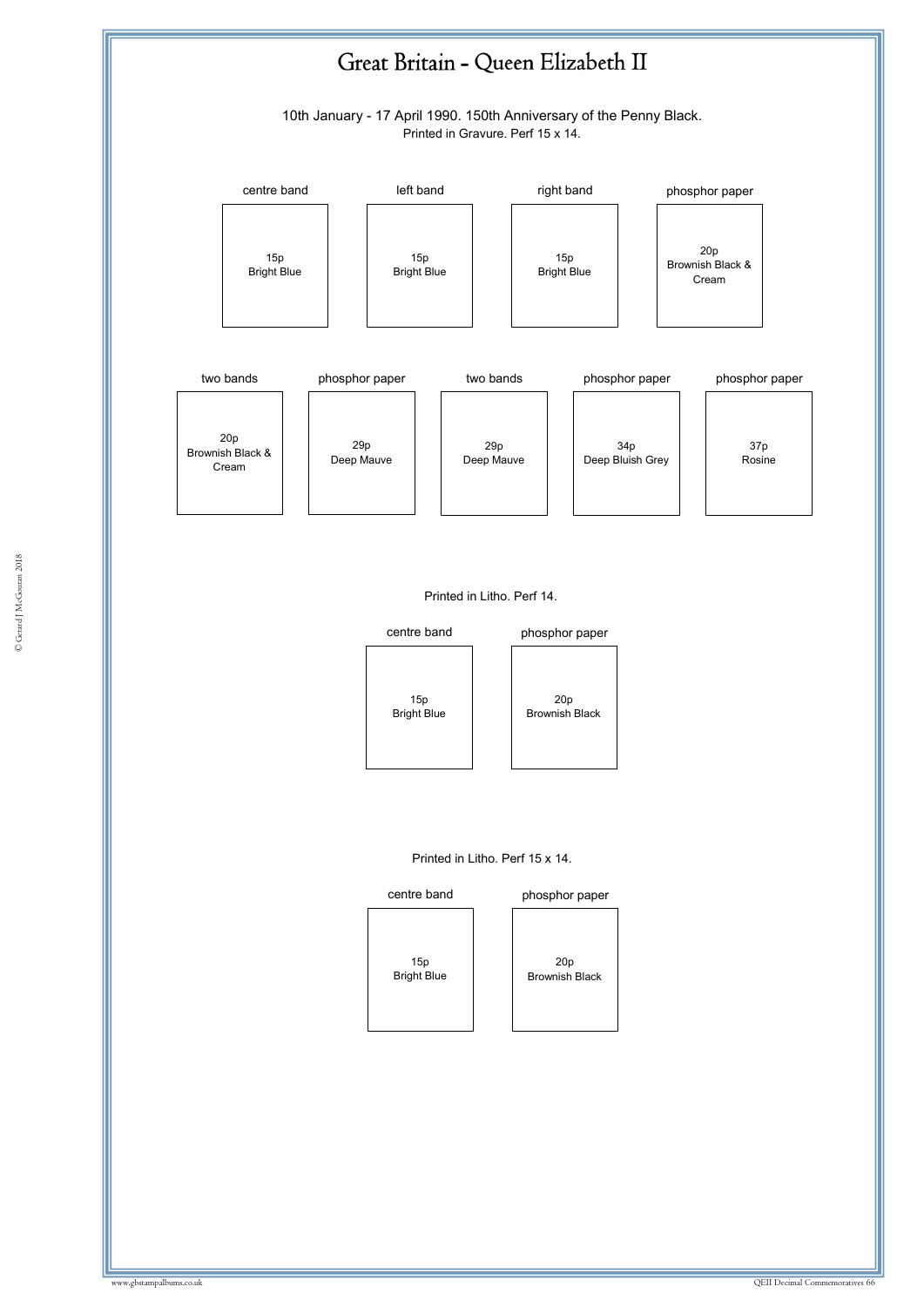# Great Britain - Queen Elizabeth II

10th January - 17 April 1990. 150th Anniversary of the Penny Black.

Printed in Gravure. Perf 15 x 14.

| centre band | left band | right band | phosphor paper |
|---|---|---|---|
| 15p Bright Blue | 15p Bright Blue | 15p Bright Blue | 20p Brownish Black & Cream |

| two bands | phosphor paper | two bands | phosphor paper | phosphor paper |
|---|---|---|---|---|
| 20p Brownish Black & Cream | 29p Deep Mauve | 29p Deep Mauve | 34p Deep Bluish Grey | 37p Rosine |

Printed in Litho. Perf 14.

| centre band | phosphor paper |
|---|---|
| 15p Bright Blue | 20p Brownish Black |

Printed in Litho. Perf 15 x 14.

| centre band | phosphor paper |
|---|---|
| 15p Bright Blue | 20p Brownish Black |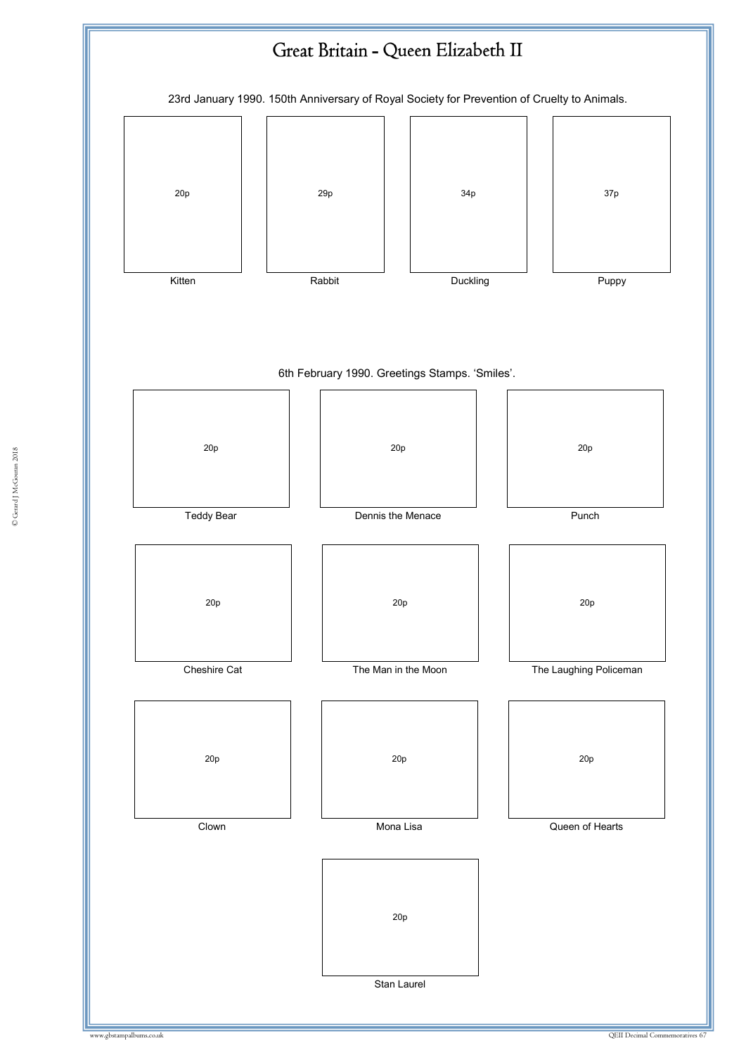# Great Britain - Queen Elizabeth II

23rd January 1990. 150th Anniversary of Royal Society for Prevention of Cruelty to Animals.

| 20p | 29p | 34p | 37p |
|---|---|---|---|
| Kitten | Rabbit | Duckling | Puppy |

6th February 1990. Greetings Stamps. 'Smiles'.

| 20p | 20p | 20p |
|---|---|---|
| Teddy Bear | Dennis the Menace | Punch |
| 20p | 20p | 20p |
| Cheshire Cat | The Man in the Moon | The Laughing Policeman |
| 20p | 20p | 20p |
| Clown | Mona Lisa | Queen of Hearts |
| | 20p | |
| | Stan Laurel | |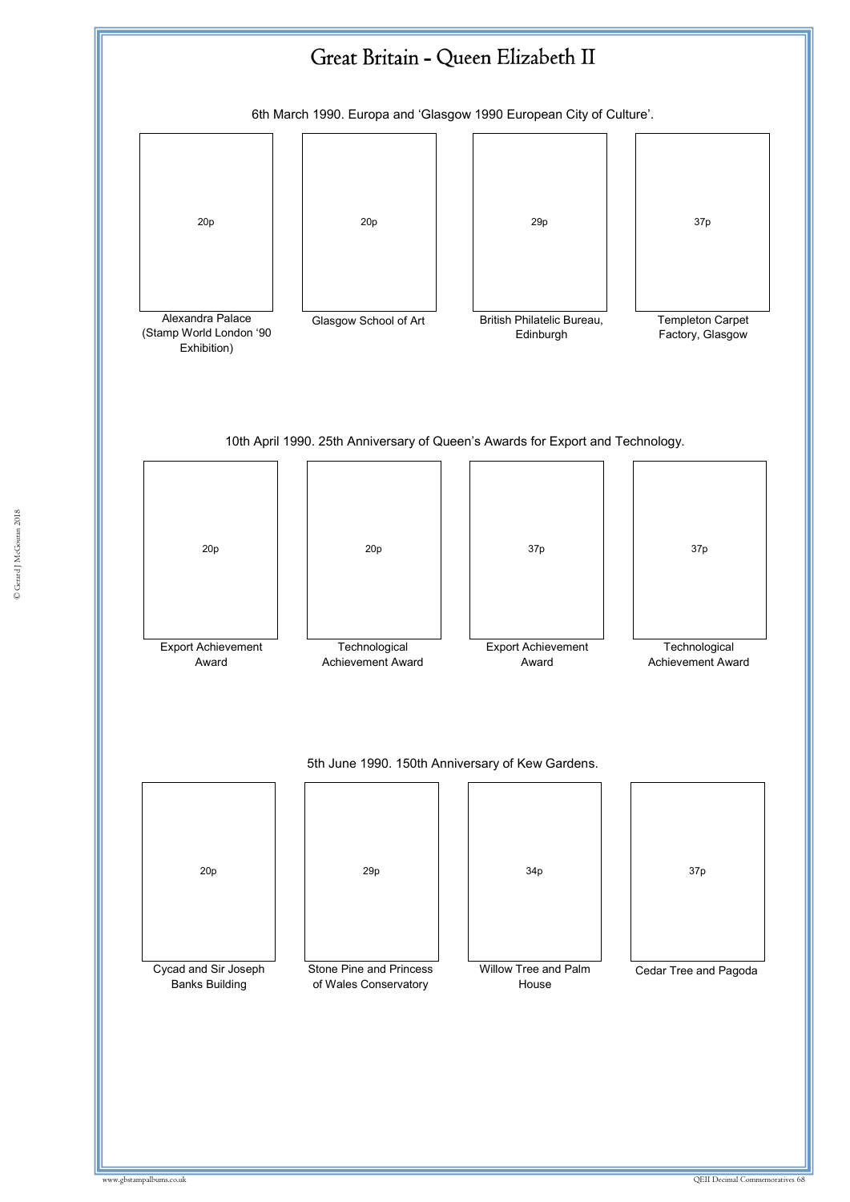# Great Britain - Queen Elizabeth II

6th March 1990. Europa and 'Glasgow 1990 European City of Culture'.

| 20p | 20p | 29p | 37p |
|---|---|---|---|
| Alexandra Palace (Stamp World London '90 Exhibition) | Glasgow School of Art | British Philatelic Bureau, Edinburgh | Templeton Carpet Factory, Glasgow |

10th April 1990. 25th Anniversary of Queen's Awards for Export and Technology.

| 20p | 20p | 37p | 37p |
|---|---|---|---|
| Export Achievement Award | Technological Achievement Award | Export Achievement Award | Technological Achievement Award |

5th June 1990. 150th Anniversary of Kew Gardens.

| 20p | 29p | 34p | 37p |
|---|---|---|---|
| Cycad and Sir Joseph Banks Building | Stone Pine and Princess of Wales Conservatory | Willow Tree and Palm House | Cedar Tree and Pagoda |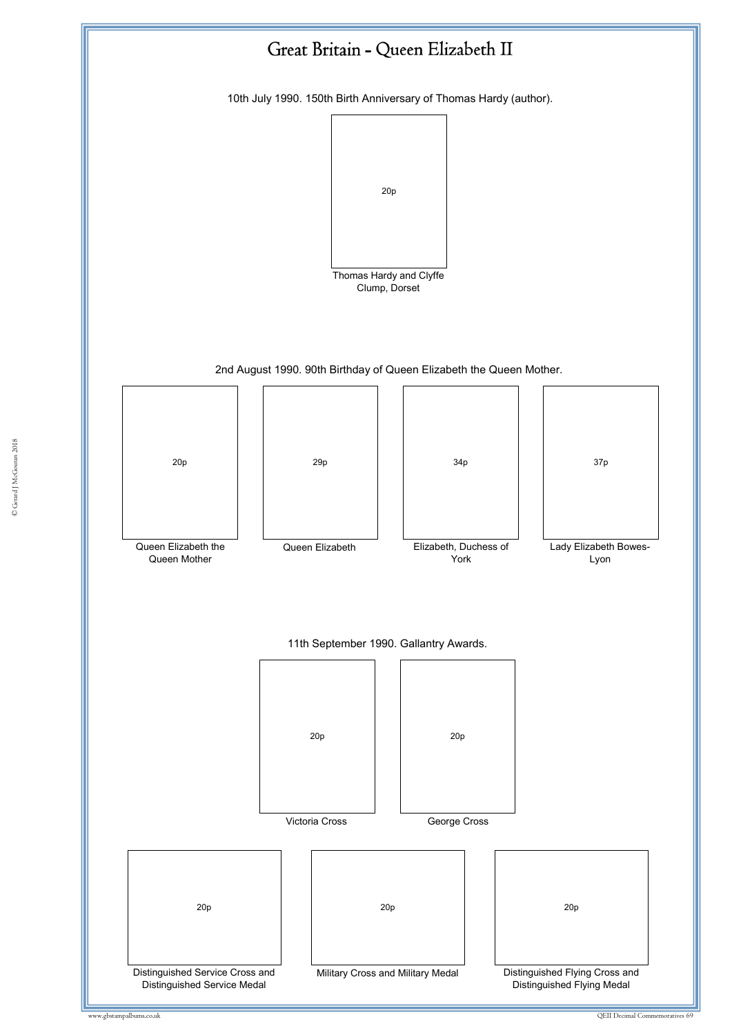# Great Britain - Queen Elizabeth II

10th July 1990. 150th Birth Anniversary of Thomas Hardy (author).

20p

Thomas Hardy and Clyffe Clump, Dorset

2nd August 1990. 90th Birthday of Queen Elizabeth the Queen Mother.

| 20p | 29p | 34p | 37p |
|---|---|---|---|
| Queen Elizabeth the Queen Mother | Queen Elizabeth | Elizabeth, Duchess of York | Lady Elizabeth Bowes-Lyon |

11th September 1990. Gallantry Awards.

| 20p | 20p |
|---|---|
| Victoria Cross | George Cross |

| 20p | 20p | 20p |
|---|---|---|
| Distinguished Service Cross and Distinguished Service Medal | Military Cross and Military Medal | Distinguished Flying Cross and Distinguished Flying Medal |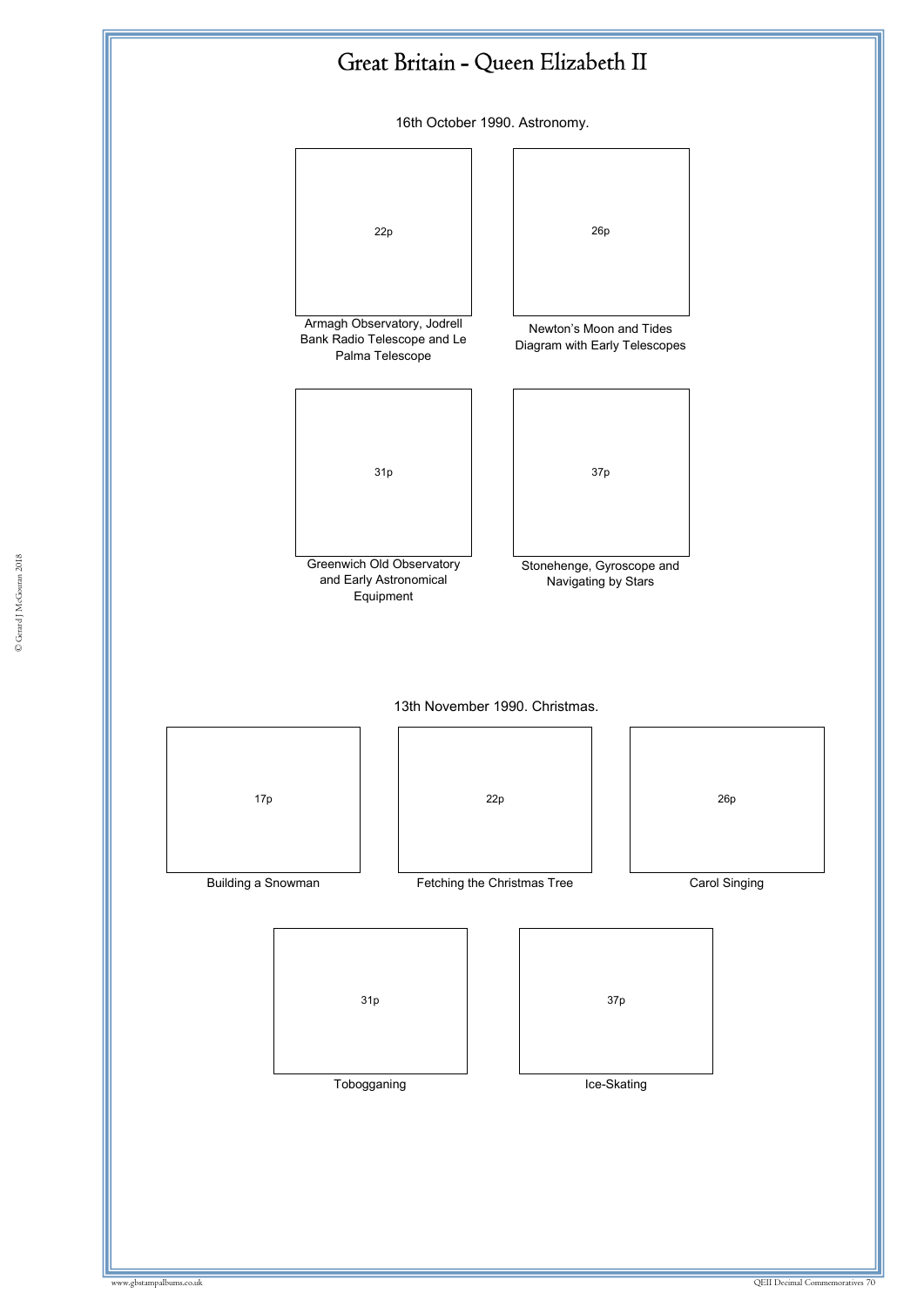# Great Britain - Queen Elizabeth II

16th October 1990. Astronomy.

22p

Armagh Observatory, Jodrell Bank Radio Telescope and Le Palma Telescope

26p

Newton's Moon and Tides Diagram with Early Telescopes

31p

Greenwich Old Observatory and Early Astronomical Equipment

37p

Stonehenge, Gyroscope and Navigating by Stars

13th November 1990. Christmas.

17p

Building a Snowman

22p

Fetching the Christmas Tree

26p

Carol Singing

31p

Tobogganing

37p

Ice-Skating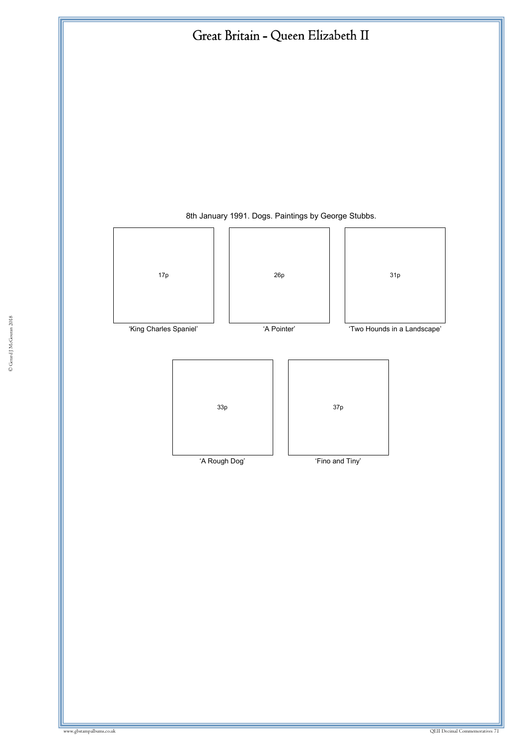# Great Britain - Queen Elizabeth II

8th January 1991. Dogs. Paintings by George Stubbs.

17p

'King Charles Spaniel'

26p

'A Pointer'

31p

'Two Hounds in a Landscape'

33p

'A Rough Dog'

37p

'Fino and Tiny'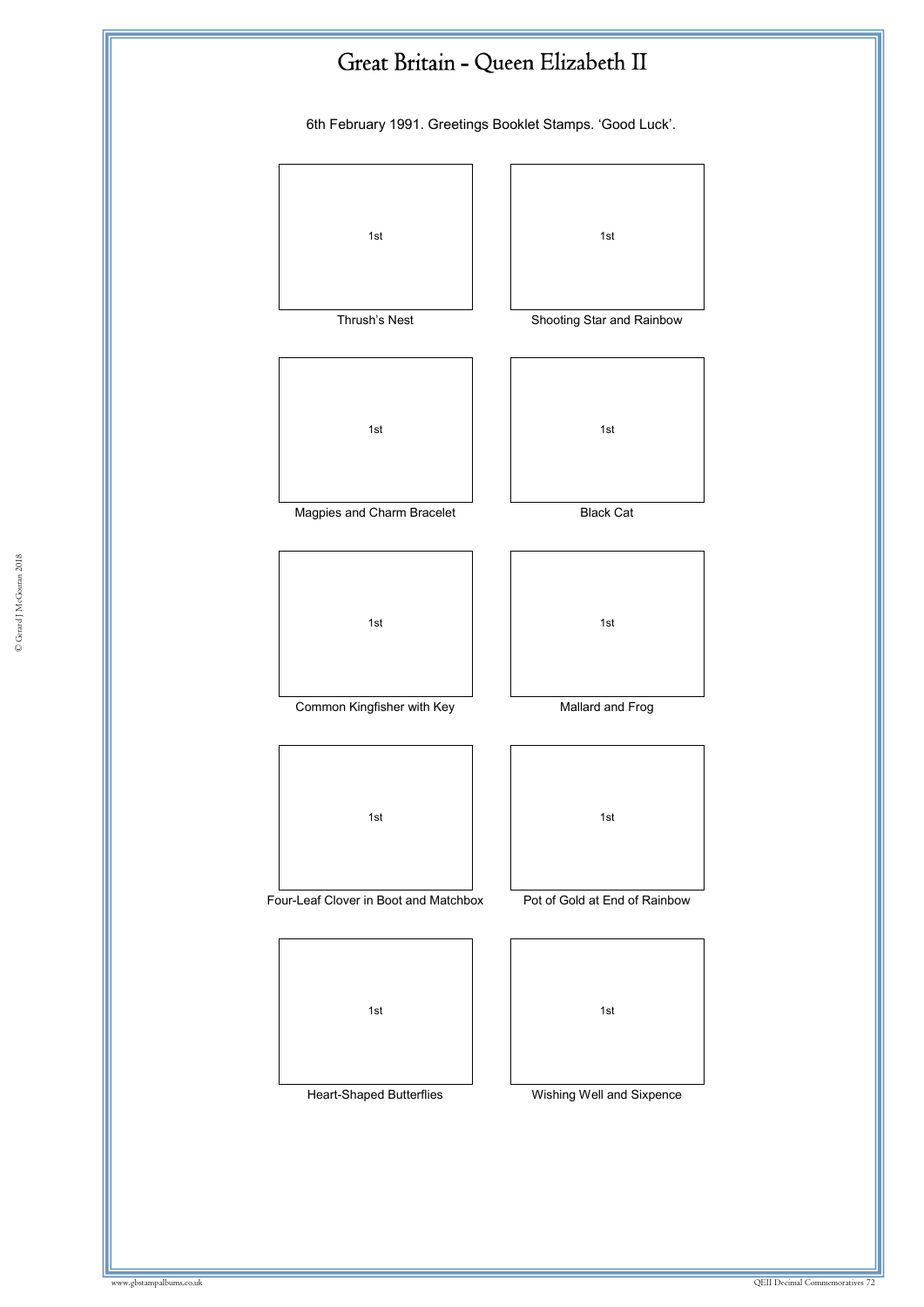# Great Britain - Queen Elizabeth II

6th February 1991. Greetings Booklet Stamps. 'Good Luck'.

1st

Thrush's Nest

1st

Shooting Star and Rainbow

1st

Magpies and Charm Bracelet

1st

Black Cat

1st

Common Kingfisher with Key

1st

Mallard and Frog

1st

Four-Leaf Clover in Boot and Matchbox

1st

Pot of Gold at End of Rainbow

1st

Heart-Shaped Butterflies

1st

Wishing Well and Sixpence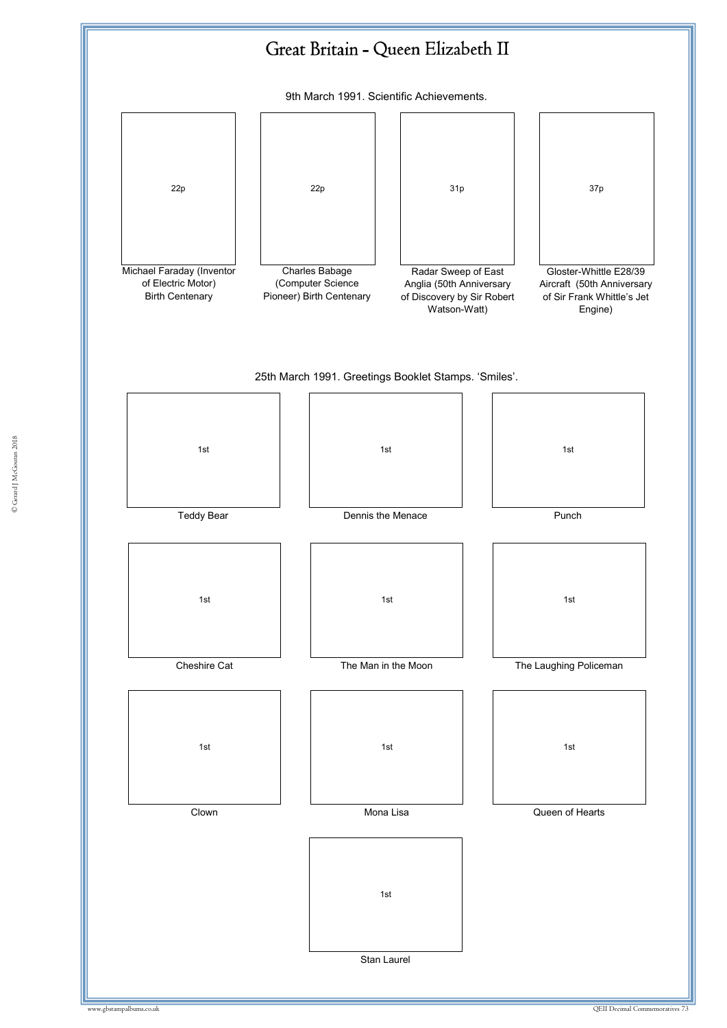# Great Britain - Queen Elizabeth II

9th March 1991. Scientific Achievements.

22p

Michael Faraday (Inventor of Electric Motor) Birth Centenary

22p

Charles Babage (Computer Science Pioneer) Birth Centenary

31p

Radar Sweep of East Anglia (50th Anniversary of Discovery by Sir Robert Watson-Watt)

37p

Gloster-Whittle E28/39 Aircraft (50th Anniversary of Sir Frank Whittle's Jet Engine)

25th March 1991. Greetings Booklet Stamps. 'Smiles'.

1st

Teddy Bear

1st

Dennis the Menace

1st

Punch

1st

Cheshire Cat

1st

The Man in the Moon

1st

The Laughing Policeman

1st

Clown

1st

Mona Lisa

1st

Queen of Hearts

1st

Stan Laurel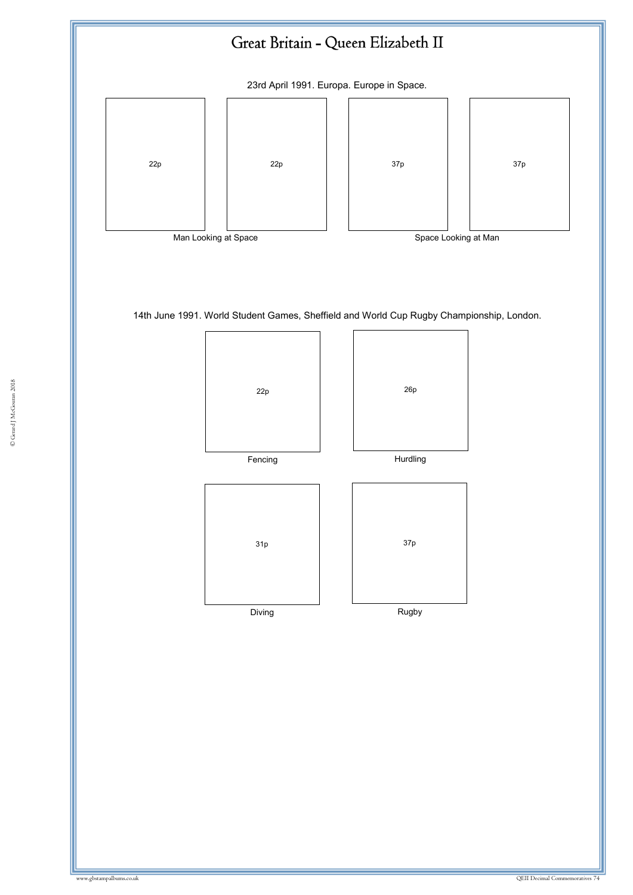# Great Britain - Queen Elizabeth II

23rd April 1991. Europa. Europe in Space.

22p

22p

37p

37p

Man Looking at Space

Space Looking at Man

14th June 1991. World Student Games, Sheffield and World Cup Rugby Championship, London.

22p

Fencing

26p

Hurdling

31p

Diving

37p

Rugby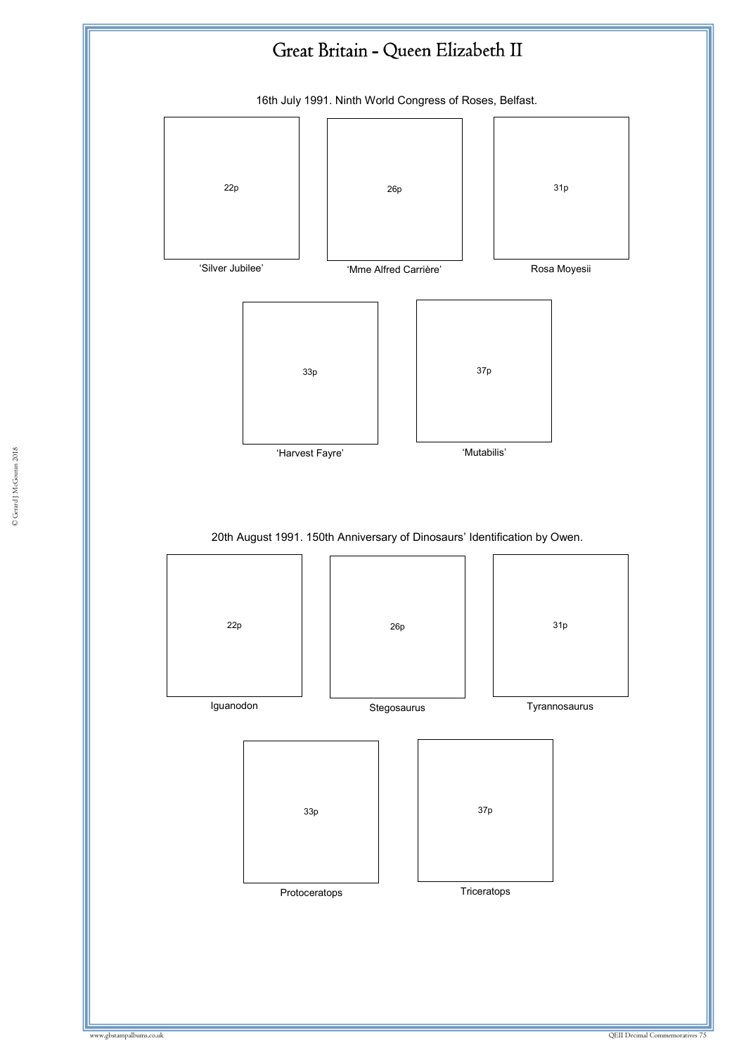# Great Britain - Queen Elizabeth II

## 16th July 1991. Ninth World Congress of Roses, Belfast.

| 22p | 26p | 31p |
|---|---|---|
| 'Silver Jubilee' | 'Mme Alfred Carrière' | Rosa Moyesii |

| 33p | 37p |
|---|---|
| 'Harvest Fayre' | 'Mutabilis' |

## 20th August 1991. 150th Anniversary of Dinosaurs' Identification by Owen.

| 22p | 26p | 31p |
|---|---|---|
| Iguanodon | Stegosaurus | Tyrannosaurus |

| 33p | 37p |
|---|---|
| Protoceratops | Triceratops |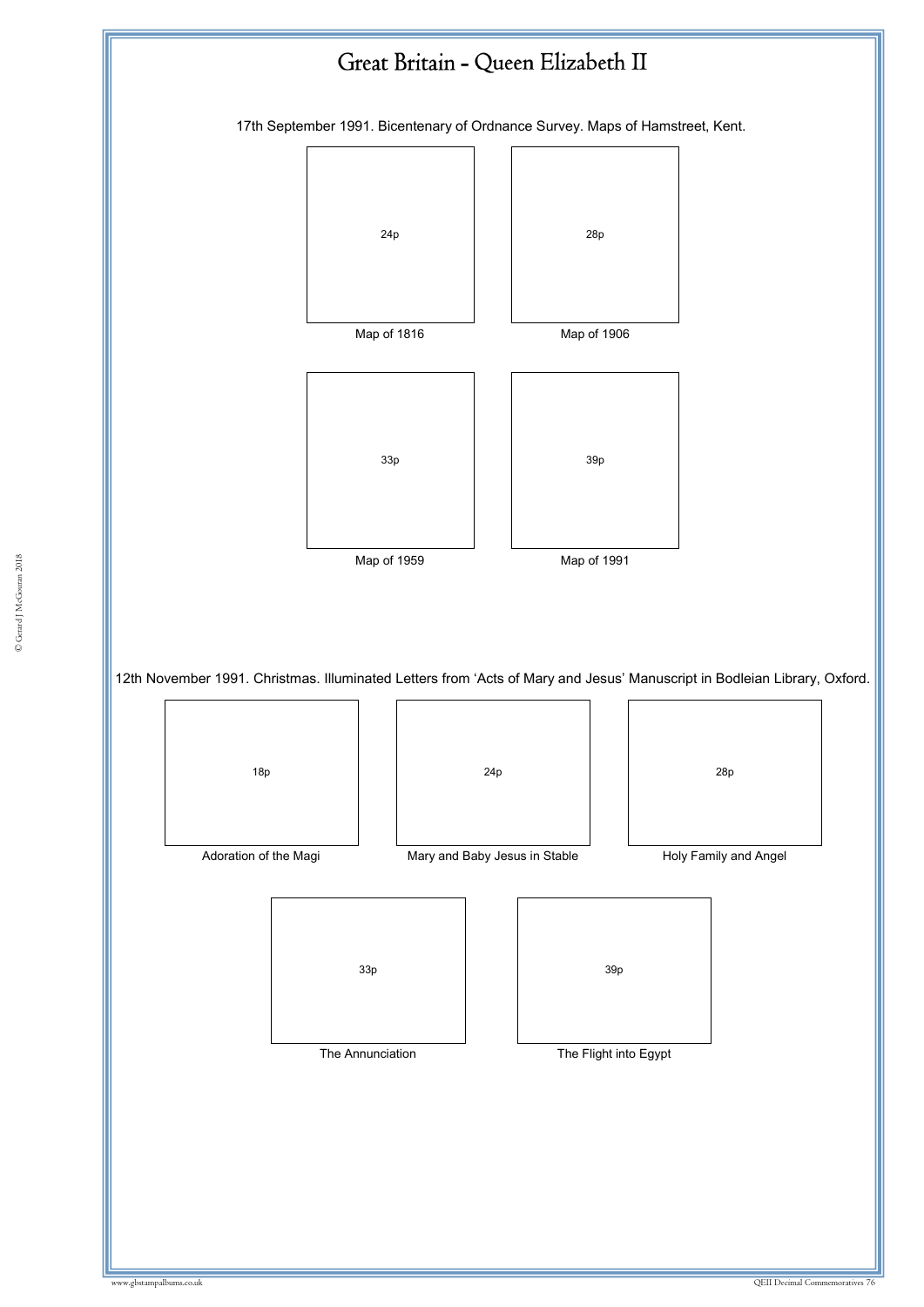# Great Britain - Queen Elizabeth II

17th September 1991. Bicentenary of Ordnance Survey. Maps of Hamstreet, Kent.

24p

Map of 1816

28p

Map of 1906

33p

Map of 1959

39p

Map of 1991

12th November 1991. Christmas. Illuminated Letters from 'Acts of Mary and Jesus' Manuscript in Bodleian Library, Oxford.

18p

Adoration of the Magi

24p

Mary and Baby Jesus in Stable

28p

Holy Family and Angel

33p

The Annunciation

39p

The Flight into Egypt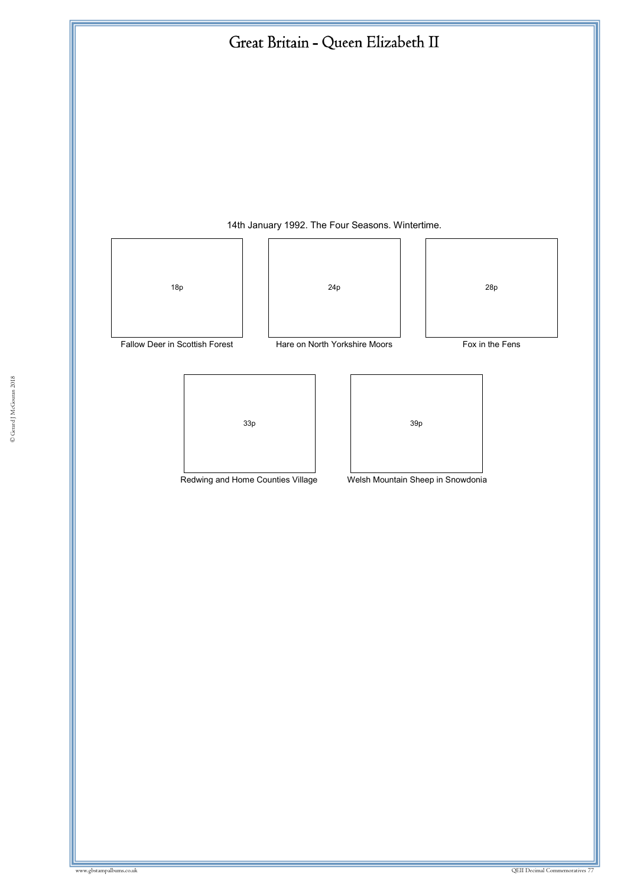# Great Britain - Queen Elizabeth II

14th January 1992. The Four Seasons. Wintertime.

| 18p | 24p | 28p |
|---|---|---|
| Fallow Deer in Scottish Forest | Hare on North Yorkshire Moors | Fox in the Fens |

| 33p | 39p |
|---|---|
| Redwing and Home Counties Village | Welsh Mountain Sheep in Snowdonia |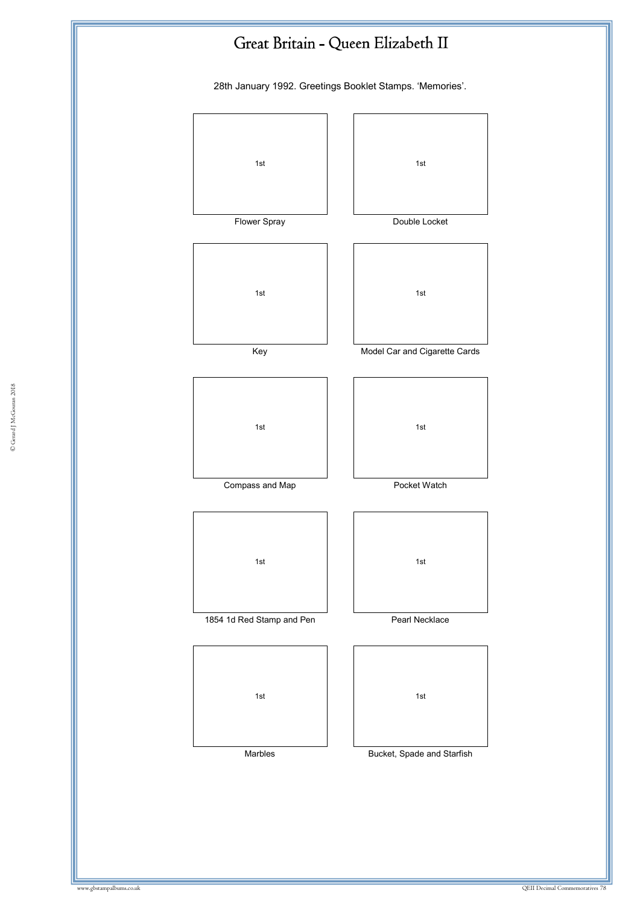# Great Britain - Queen Elizabeth II

28th January 1992. Greetings Booklet Stamps. 'Memories'.

| 1st | 1st |
|---|---|
| Flower Spray | Double Locket |
| 1st | 1st |
| Key | Model Car and Cigarette Cards |
| 1st | 1st |
| Compass and Map | Pocket Watch |
| 1st | 1st |
| 1854 1d Red Stamp and Pen | Pearl Necklace |
| 1st | 1st |
| Marbles | Bucket, Spade and Starfish |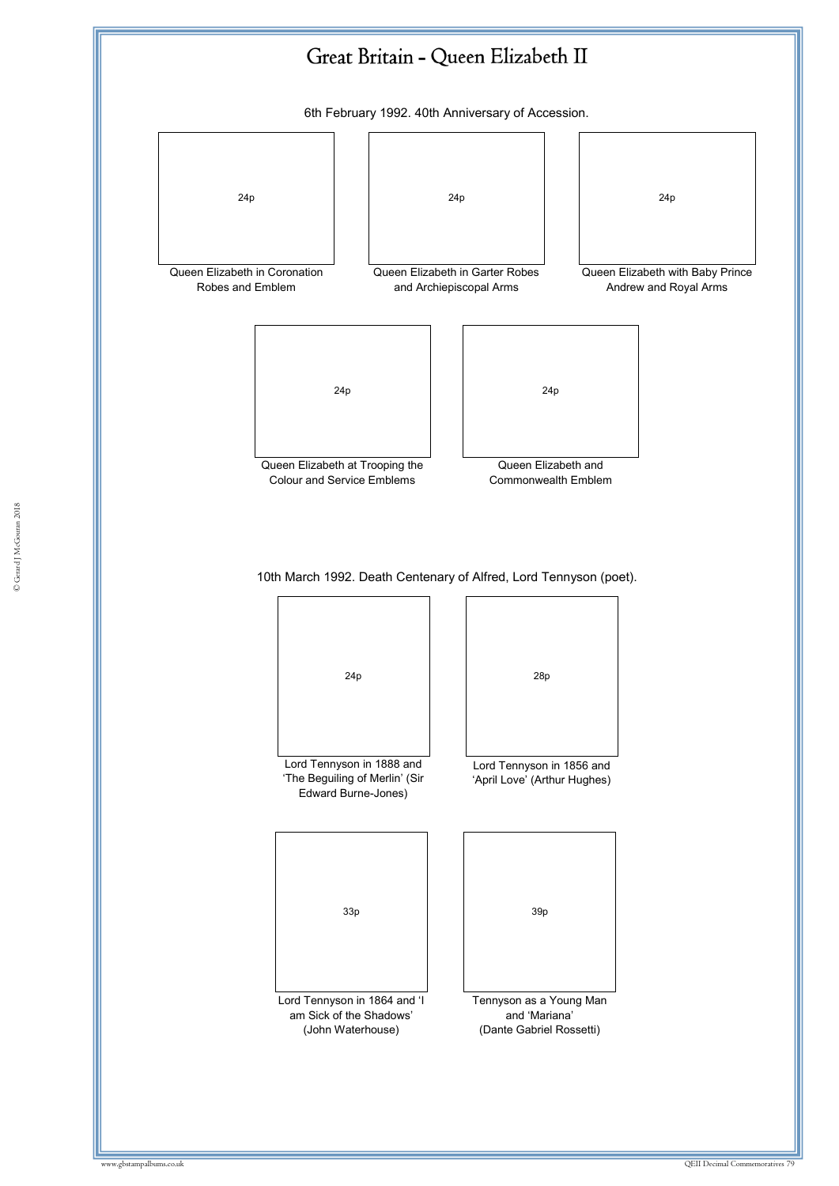# Great Britain - Queen Elizabeth II

6th February 1992. 40th Anniversary of Accession.

24p

Queen Elizabeth in Coronation Robes and Emblem

24p

Queen Elizabeth in Garter Robes and Archiepiscopal Arms

24p

Queen Elizabeth with Baby Prince Andrew and Royal Arms

24p

Queen Elizabeth at Trooping the Colour and Service Emblems

24p

Queen Elizabeth and Commonwealth Emblem

10th March 1992. Death Centenary of Alfred, Lord Tennyson (poet).

24p

Lord Tennyson in 1888 and 'The Beguiling of Merlin' (Sir Edward Burne-Jones)

28p

Lord Tennyson in 1856 and 'April Love' (Arthur Hughes)

33p

Lord Tennyson in 1864 and 'I am Sick of the Shadows' (John Waterhouse)

39p

Tennyson as a Young Man and 'Mariana' (Dante Gabriel Rossetti)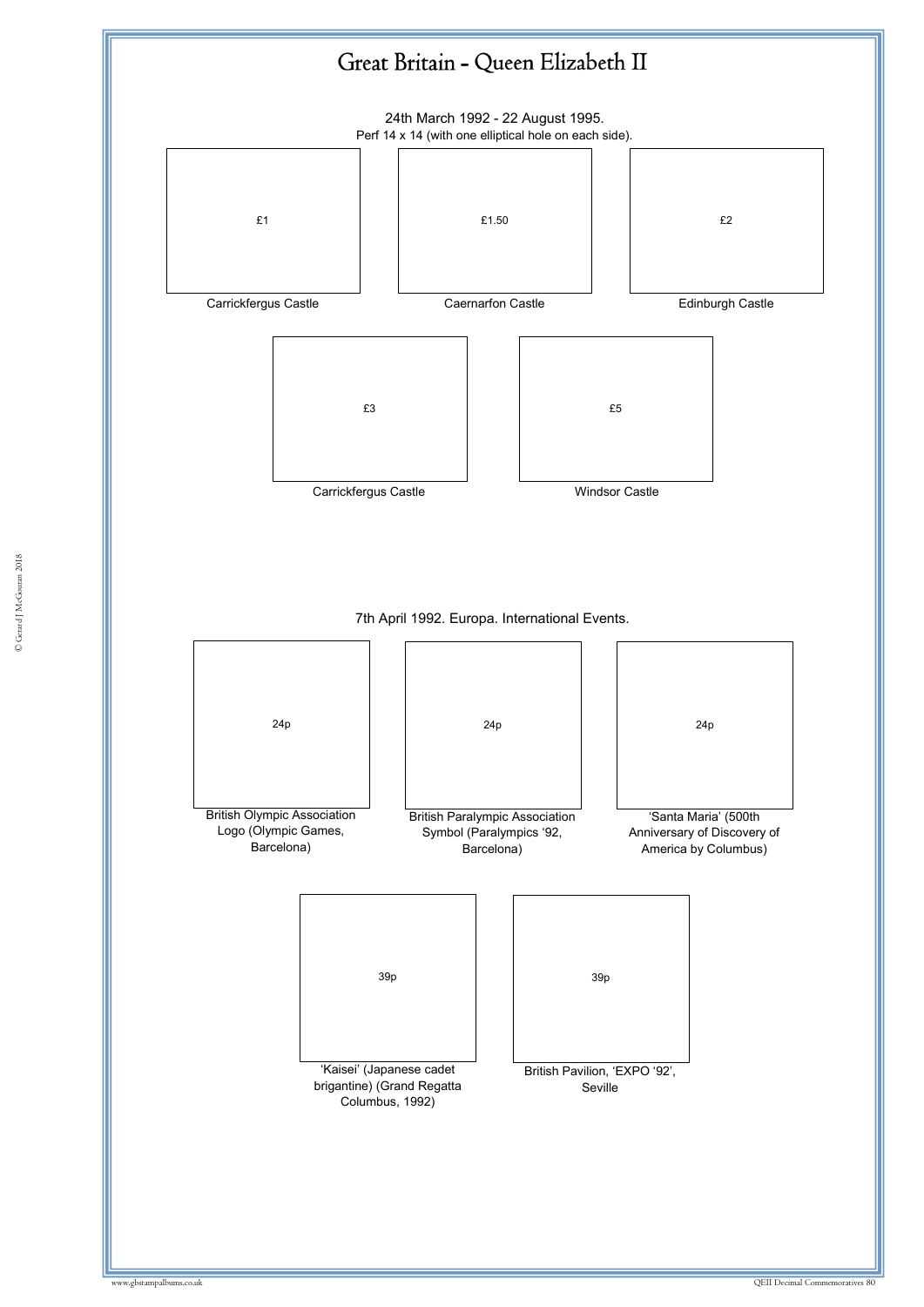# Great Britain - Queen Elizabeth II

24th March 1992 - 22 August 1995.

Perf 14 x 14 (with one elliptical hole on each side).

£1

Carrickfergus Castle

£1.50

Caernarfon Castle

£2

Edinburgh Castle

£3

Carrickfergus Castle

£5

Windsor Castle

7th April 1992. Europa. International Events.

24p

British Olympic Association Logo (Olympic Games, Barcelona)

24p

British Paralympic Association Symbol (Paralympics '92, Barcelona)

24p

'Santa Maria' (500th Anniversary of Discovery of America by Columbus)

39p

'Kaisei' (Japanese cadet brigantine) (Grand Regatta Columbus, 1992)

39p

British Pavilion, 'EXPO '92', Seville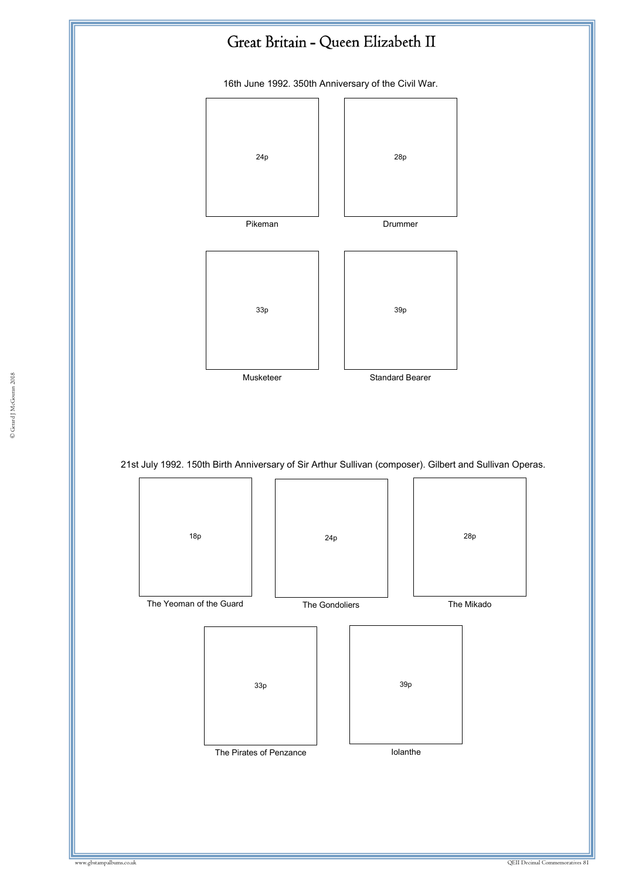# Great Britain - Queen Elizabeth II

16th June 1992. 350th Anniversary of the Civil War.

24p

Pikeman

28p

Drummer

33p

Musketeer

39p

Standard Bearer

21st July 1992. 150th Birth Anniversary of Sir Arthur Sullivan (composer). Gilbert and Sullivan Operas.

18p

The Yeoman of the Guard

24p

The Gondoliers

28p

The Mikado

33p

The Pirates of Penzance

39p

Iolanthe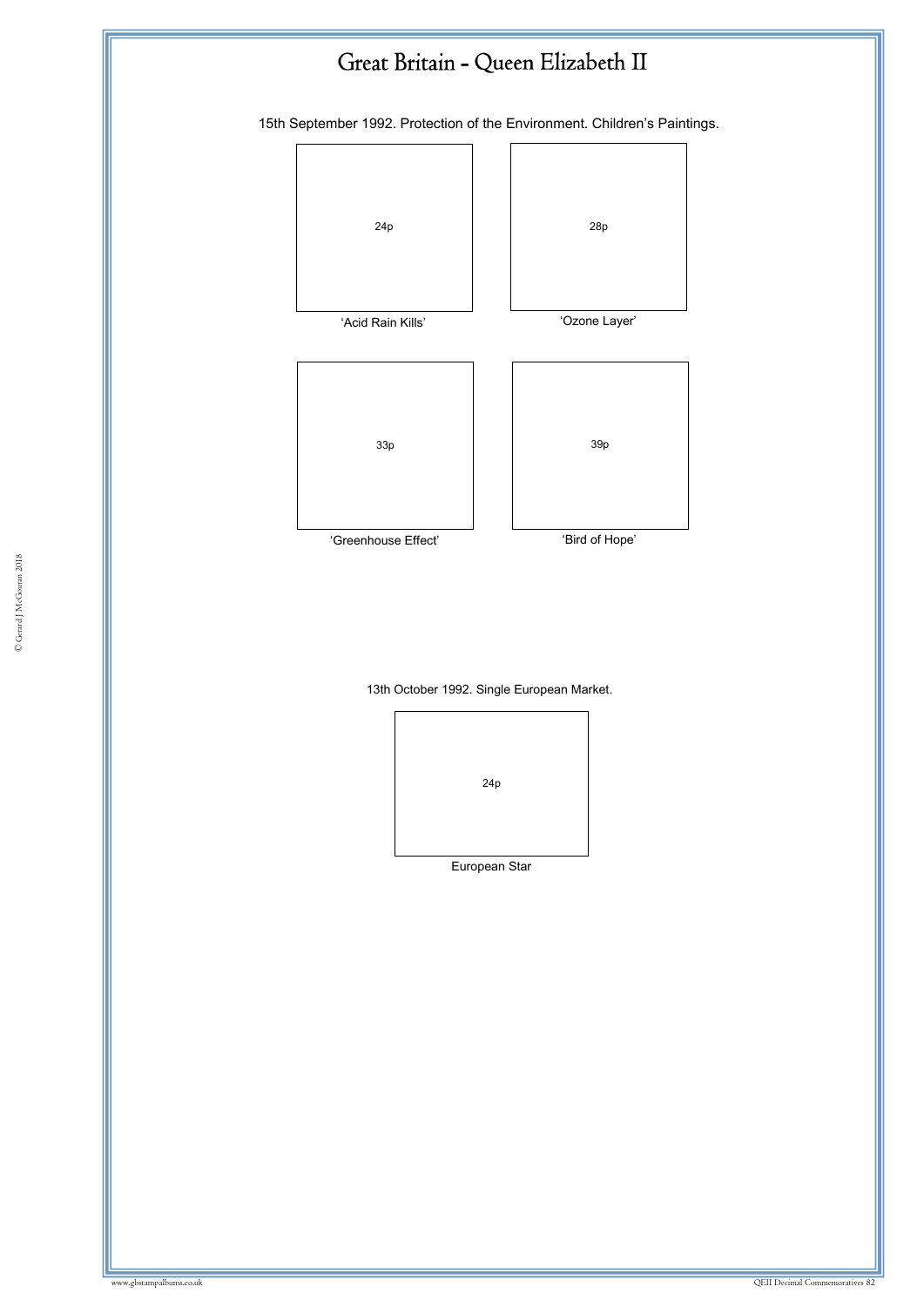# Great Britain - Queen Elizabeth II

15th September 1992. Protection of the Environment. Children's Paintings.

24p

'Acid Rain Kills'

28p

'Ozone Layer'

33p

'Greenhouse Effect'

39p

'Bird of Hope'

13th October 1992. Single European Market.

24p

European Star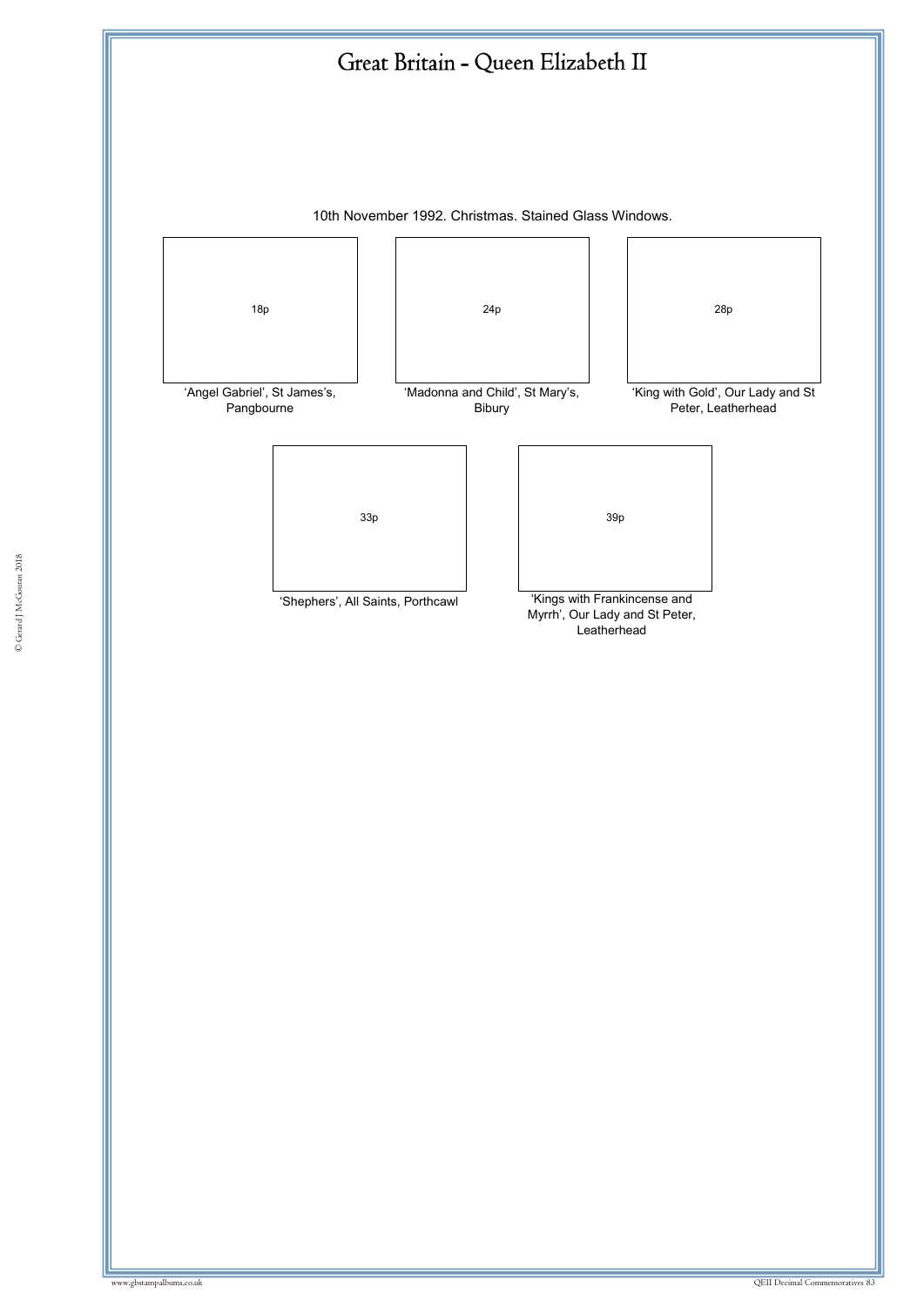# Great Britain - Queen Elizabeth II

10th November 1992. Christmas. Stained Glass Windows.

18p

'Angel Gabriel', St James's, Pangbourne

24p

'Madonna and Child', St Mary's, Bibury

28p

'King with Gold', Our Lady and St Peter, Leatherhead

33p

'Shephers', All Saints, Porthcawl

39p

'Kings with Frankincense and Myrrh', Our Lady and St Peter, Leatherhead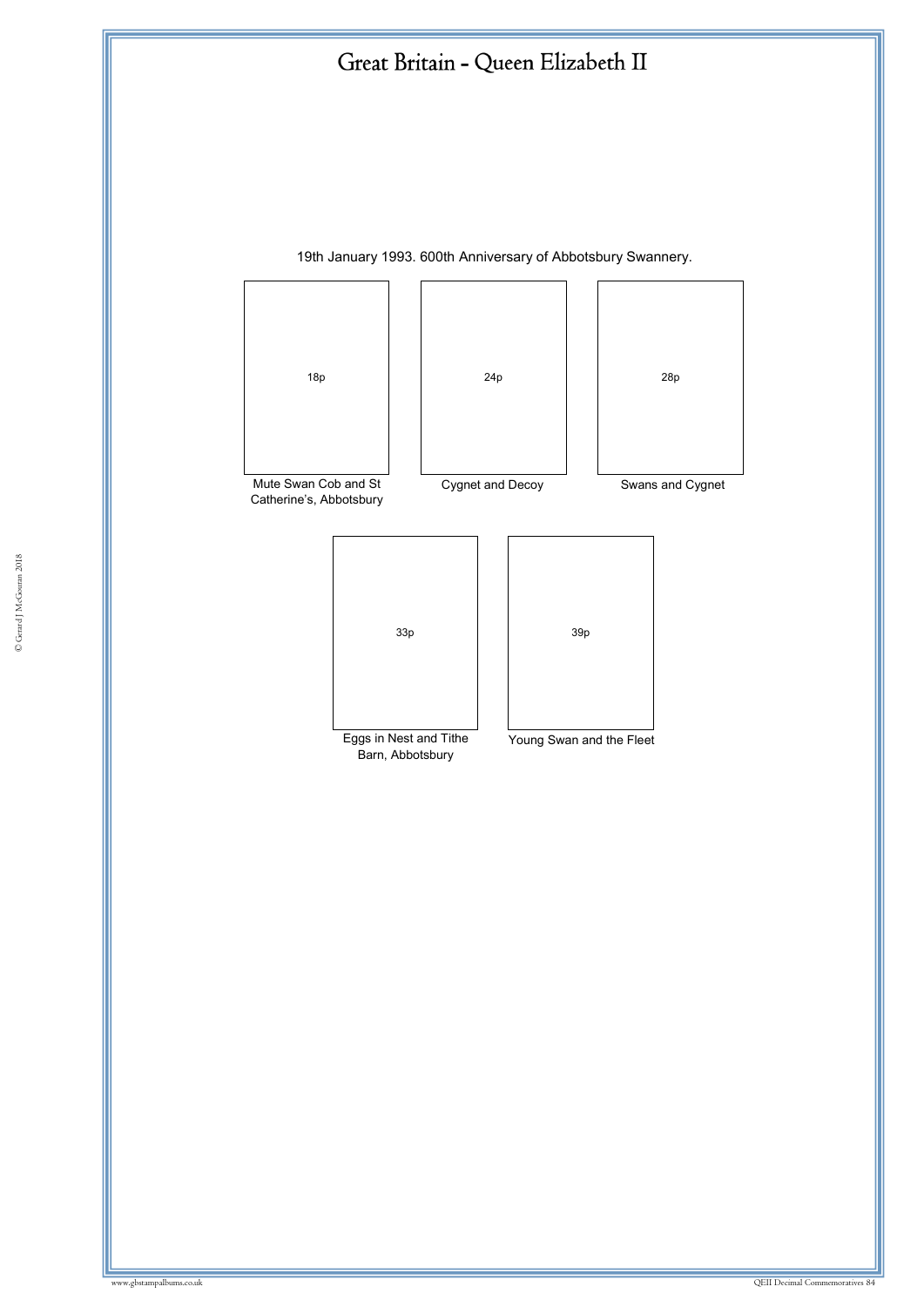# Great Britain - Queen Elizabeth II

19th January 1993. 600th Anniversary of Abbotsbury Swannery.

18p

Mute Swan Cob and St Catherine's, Abbotsbury

24p

Cygnet and Decoy

28p

Swans and Cygnet

33p

Eggs in Nest and Tithe Barn, Abbotsbury

39p

Young Swan and the Fleet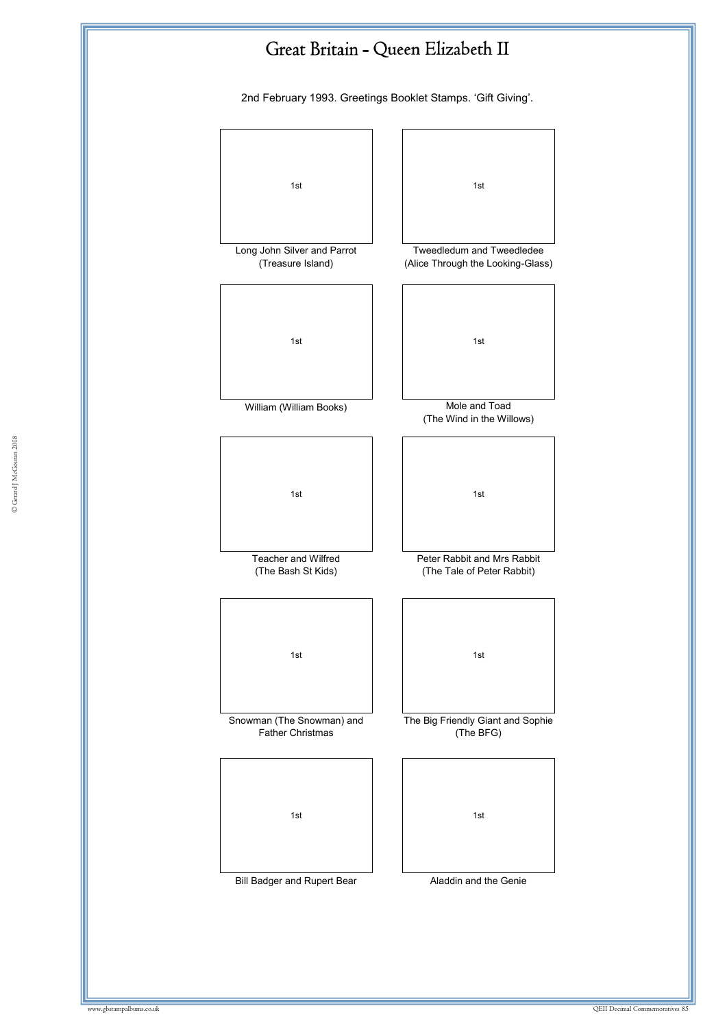# Great Britain - Queen Elizabeth II

2nd February 1993. Greetings Booklet Stamps. 'Gift Giving'.

| 1st | 1st |
|---|---|
| Long John Silver and Parrot (Treasure Island) | Tweedledum and Tweedledee (Alice Through the Looking-Glass) |
| 1st | 1st |
| William (William Books) | Mole and Toad (The Wind in the Willows) |
| 1st | 1st |
| Teacher and Wilfred (The Bash St Kids) | Peter Rabbit and Mrs Rabbit (The Tale of Peter Rabbit) |
| 1st | 1st |
| Snowman (The Snowman) and Father Christmas | The Big Friendly Giant and Sophie (The BFG) |
| 1st | 1st |
| Bill Badger and Rupert Bear | Aladdin and the Genie |

© Gerard J McGouran 2018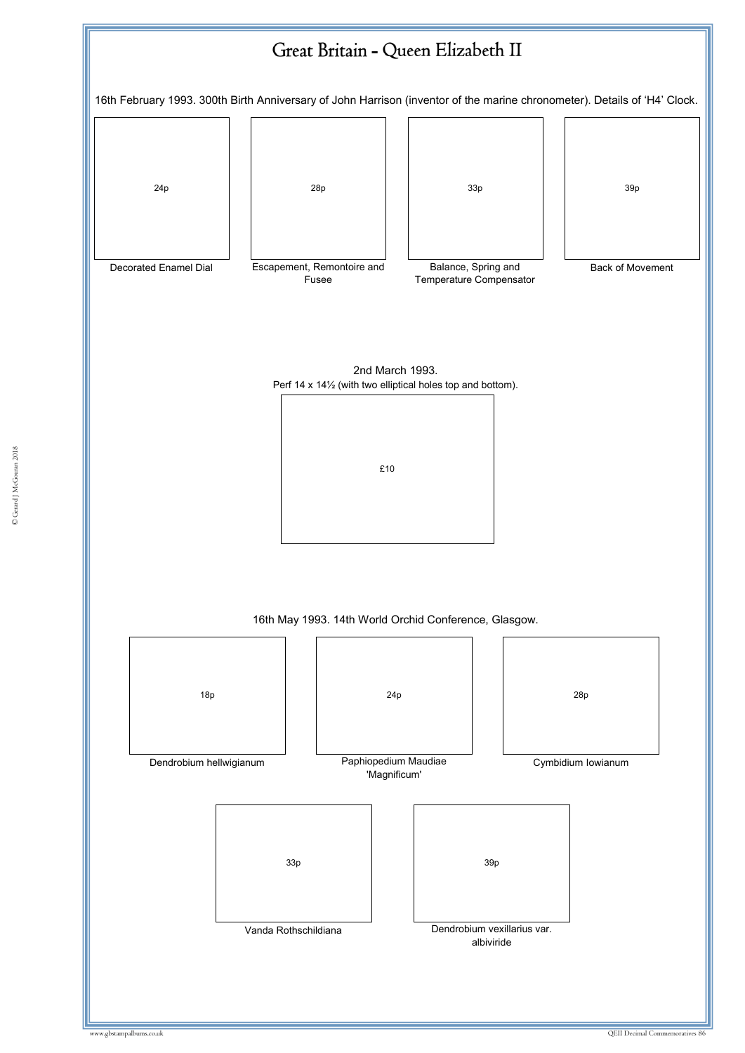# Great Britain - Queen Elizabeth II

16th February 1993. 300th Birth Anniversary of John Harrison (inventor of the marine chronometer). Details of 'H4' Clock.

| 24p | 28p | 33p | 39p |
|---|---|---|---|
| Decorated Enamel Dial | Escapement, Remontoire and Fusee | Balance, Spring and Temperature Compensator | Back of Movement |

2nd March 1993.
Perf 14 x 14½ (with two elliptical holes top and bottom).

£10

16th May 1993. 14th World Orchid Conference, Glasgow.

| 18p | 24p | 28p |
|---|---|---|
| Dendrobium hellwigianum | Paphiopedium Maudiae 'Magnificum' | Cymbidium lowianum |

| 33p | 39p |
|---|---|
| Vanda Rothschildiana | Dendrobium vexillarius var. albiviride |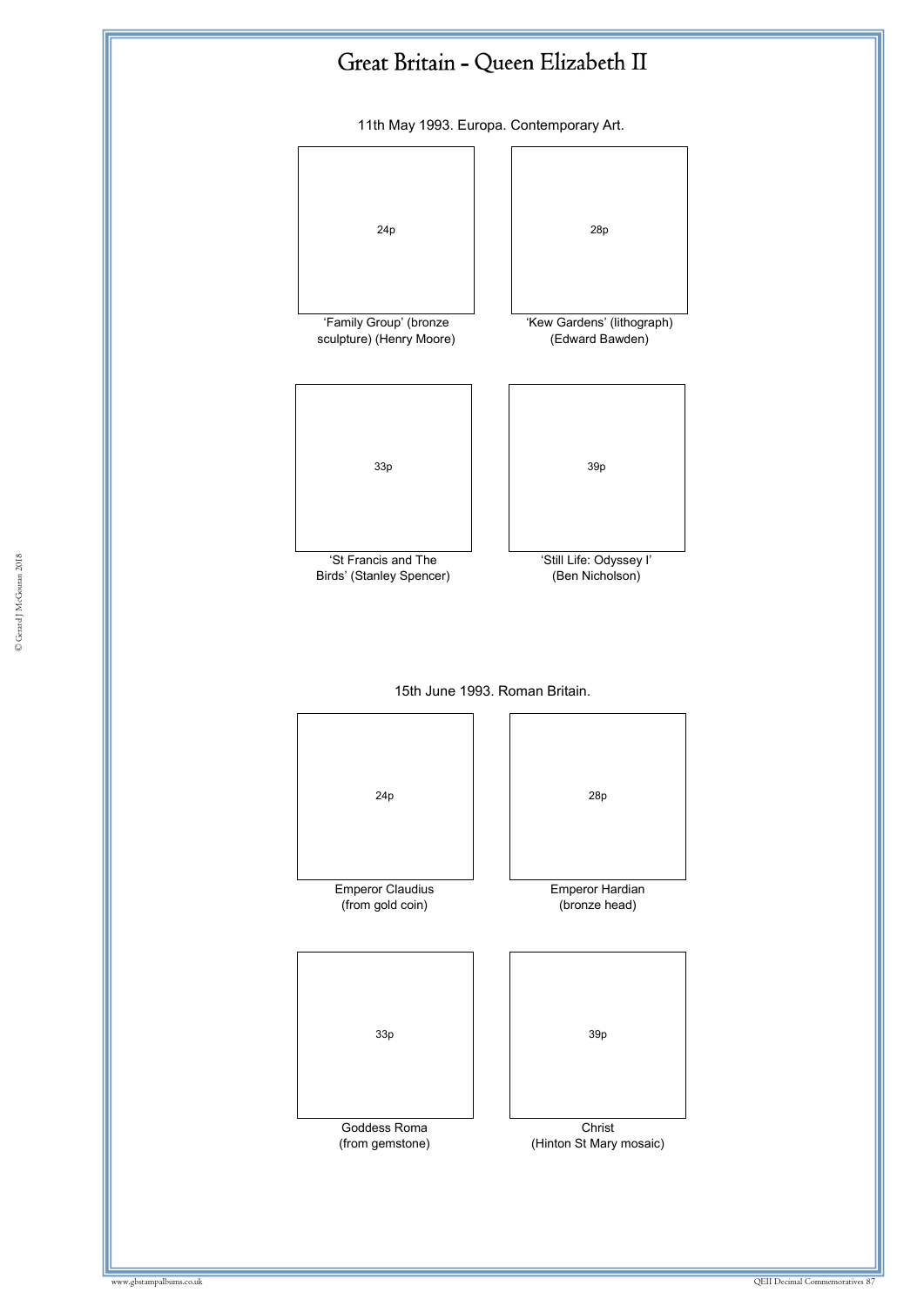# Great Britain - Queen Elizabeth II

11th May 1993. Europa. Contemporary Art.

24p

'Family Group' (bronze sculpture) (Henry Moore)

28p

'Kew Gardens' (lithograph) (Edward Bawden)

33p

'St Francis and The Birds' (Stanley Spencer)

39p

'Still Life: Odyssey I' (Ben Nicholson)

15th June 1993. Roman Britain.

24p

Emperor Claudius (from gold coin)

28p

Emperor Hardian (bronze head)

33p

Goddess Roma (from gemstone)

39p

Christ (Hinton St Mary mosaic)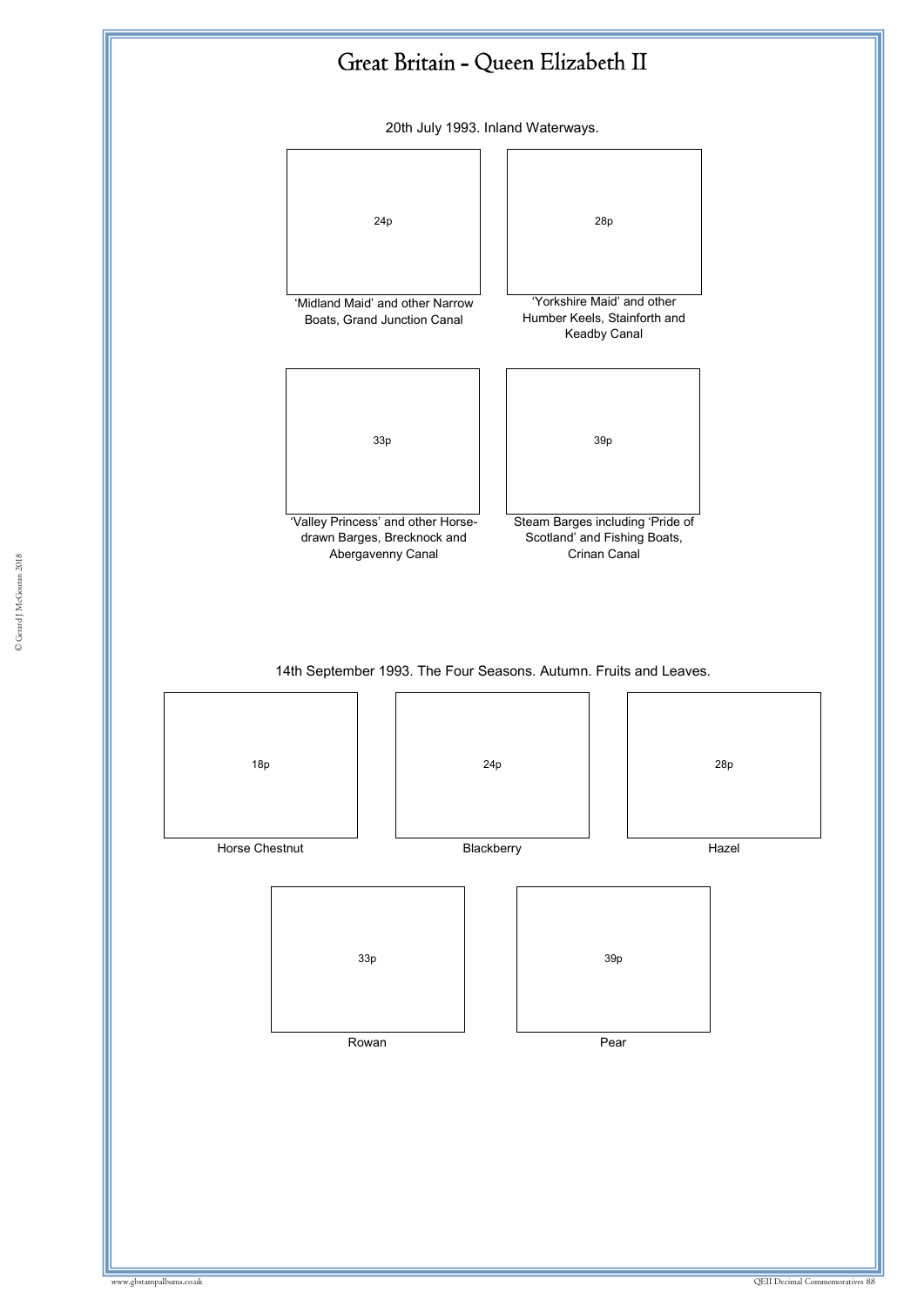# Great Britain - Queen Elizabeth II

20th July 1993. Inland Waterways.

24p

'Midland Maid' and other Narrow Boats, Grand Junction Canal

28p

'Yorkshire Maid' and other Humber Keels, Stainforth and Keadby Canal

33p

'Valley Princess' and other Horse-drawn Barges, Brecknock and Abergavenny Canal

39p

Steam Barges including 'Pride of Scotland' and Fishing Boats, Crinan Canal

14th September 1993. The Four Seasons. Autumn. Fruits and Leaves.

18p

Horse Chestnut

24p

Blackberry

28p

Hazel

33p

Rowan

39p

Pear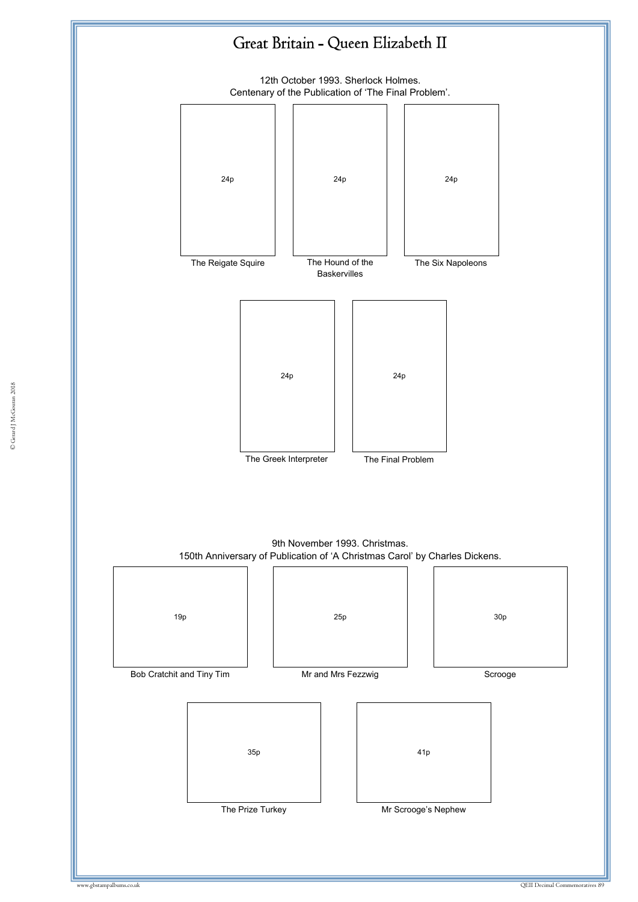# Great Britain - Queen Elizabeth II

12th October 1993. Sherlock Holmes.
Centenary of the Publication of 'The Final Problem'.

24p
The Reigate Squire

24p
The Hound of the Baskervilles

24p
The Six Napoleons

24p
The Greek Interpreter

24p
The Final Problem

9th November 1993. Christmas.
150th Anniversary of Publication of 'A Christmas Carol' by Charles Dickens.

19p
Bob Cratchit and Tiny Tim

25p
Mr and Mrs Fezzwig

30p
Scrooge

35p
The Prize Turkey

41p
Mr Scrooge's Nephew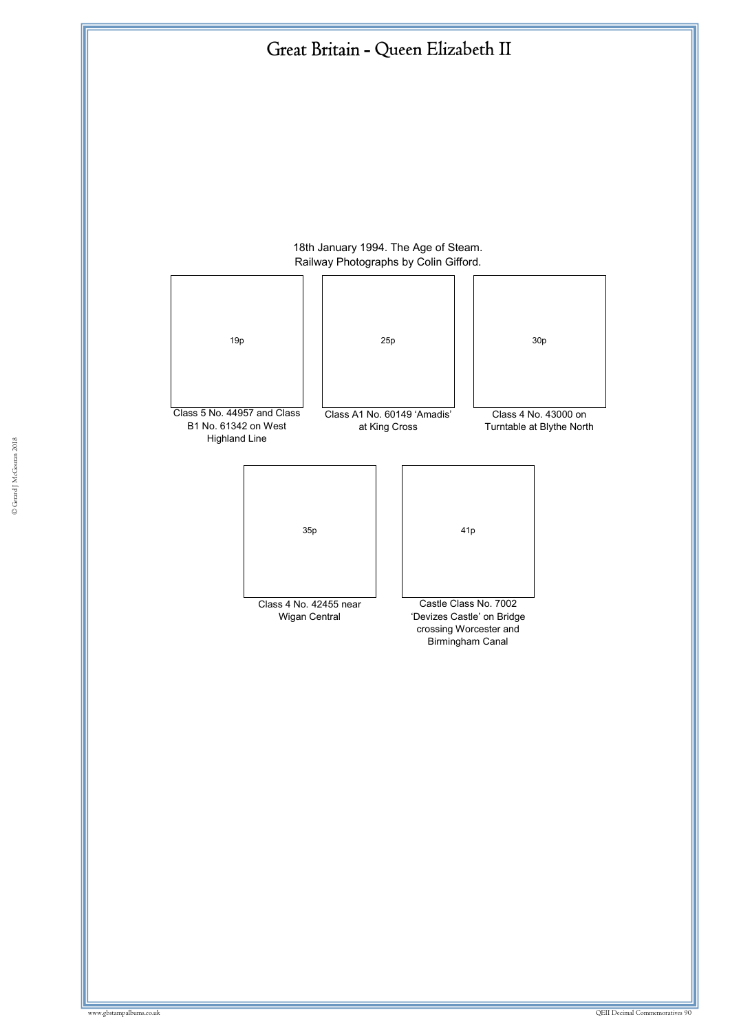# Great Britain - Queen Elizabeth II

18th January 1994. The Age of Steam.
Railway Photographs by Colin Gifford.

19p

Class 5 No. 44957 and Class B1 No. 61342 on West Highland Line

25p

Class A1 No. 60149 'Amadis' at King Cross

30p

Class 4 No. 43000 on Turntable at Blythe North

35p

Class 4 No. 42455 near Wigan Central

41p

Castle Class No. 7002 'Devizes Castle' on Bridge crossing Worcester and Birmingham Canal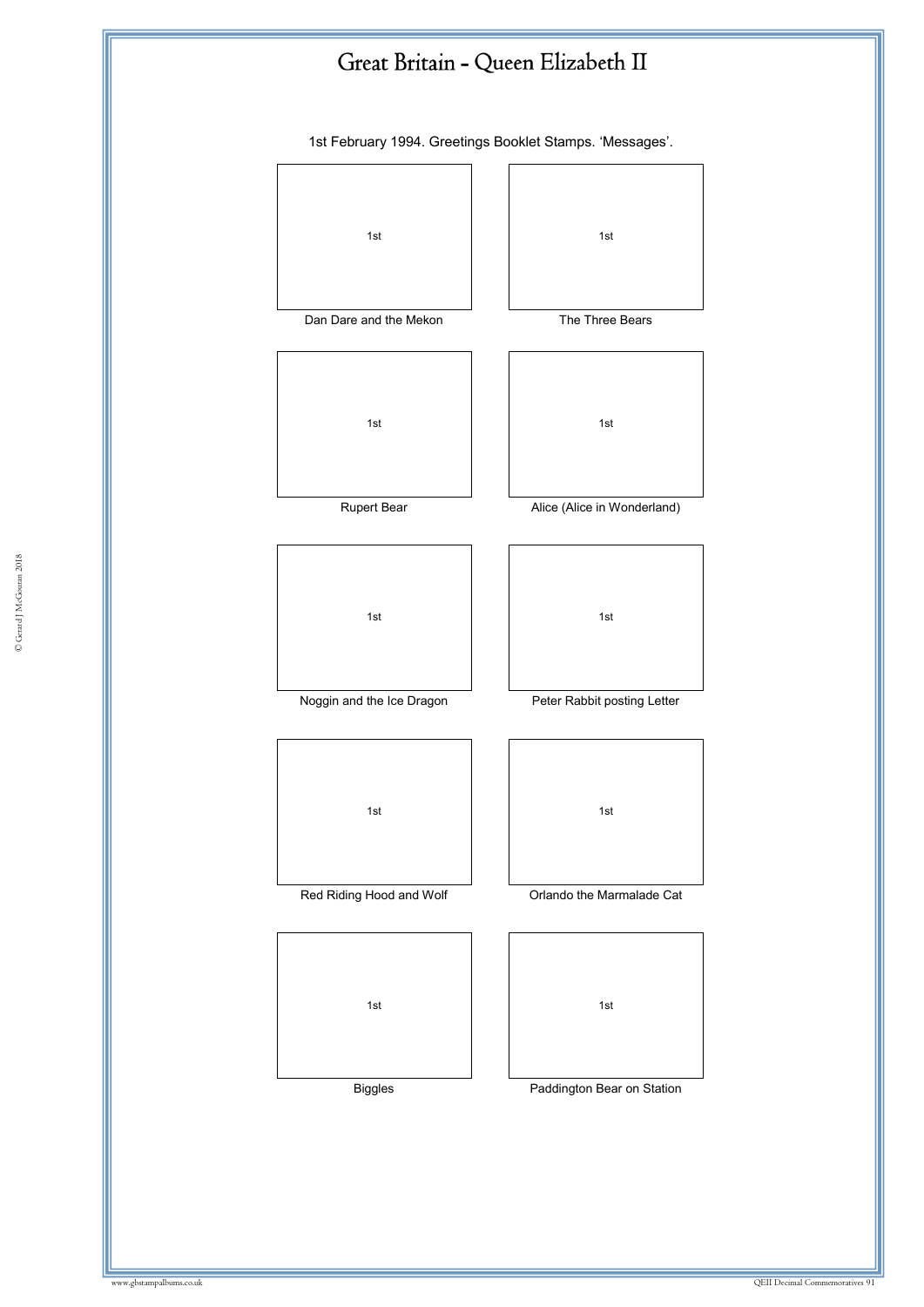# Great Britain - Queen Elizabeth II

1st February 1994. Greetings Booklet Stamps. 'Messages'.

| 1st | 1st |
|---|---|
| Dan Dare and the Mekon | The Three Bears |
| 1st | 1st |
| Rupert Bear | Alice (Alice in Wonderland) |
| 1st | 1st |
| Noggin and the Ice Dragon | Peter Rabbit posting Letter |
| 1st | 1st |
| Red Riding Hood and Wolf | Orlando the Marmalade Cat |
| 1st | 1st |
| Biggles | Paddington Bear on Station |

© Gerard J McGouran 2018

www.gbstampalbums.co.uk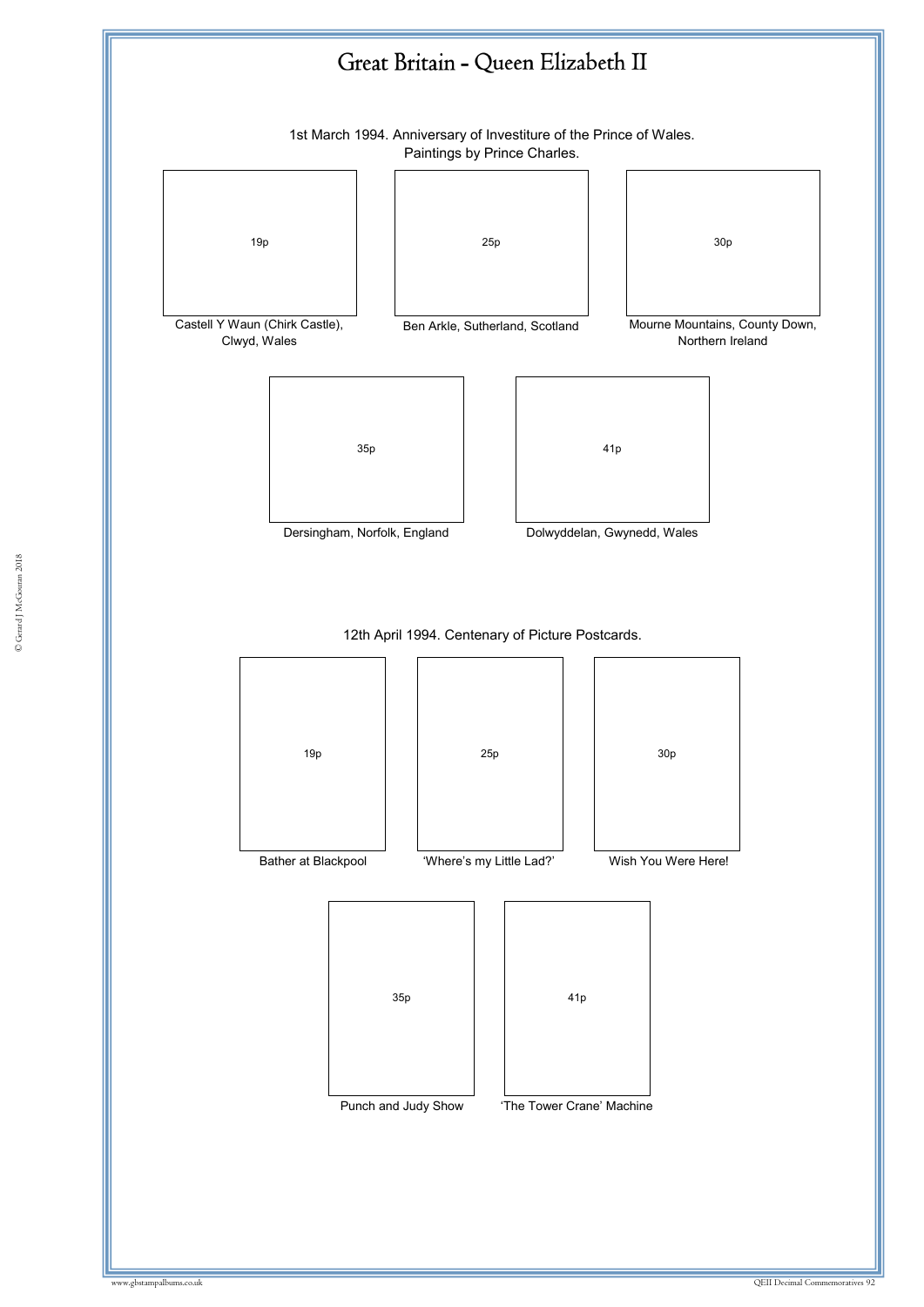# Great Britain - Queen Elizabeth II

1st March 1994. Anniversary of Investiture of the Prince of Wales.
Paintings by Prince Charles.

19p
Castell Y Waun (Chirk Castle), Clwyd, Wales

25p
Ben Arkle, Sutherland, Scotland

30p
Mourne Mountains, County Down, Northern Ireland

35p
Dersingham, Norfolk, England

41p
Dolwyddelan, Gwynedd, Wales

12th April 1994. Centenary of Picture Postcards.

19p
Bather at Blackpool

25p
'Where's my Little Lad?'

30p
Wish You Were Here!

35p
Punch and Judy Show

41p
'The Tower Crane' Machine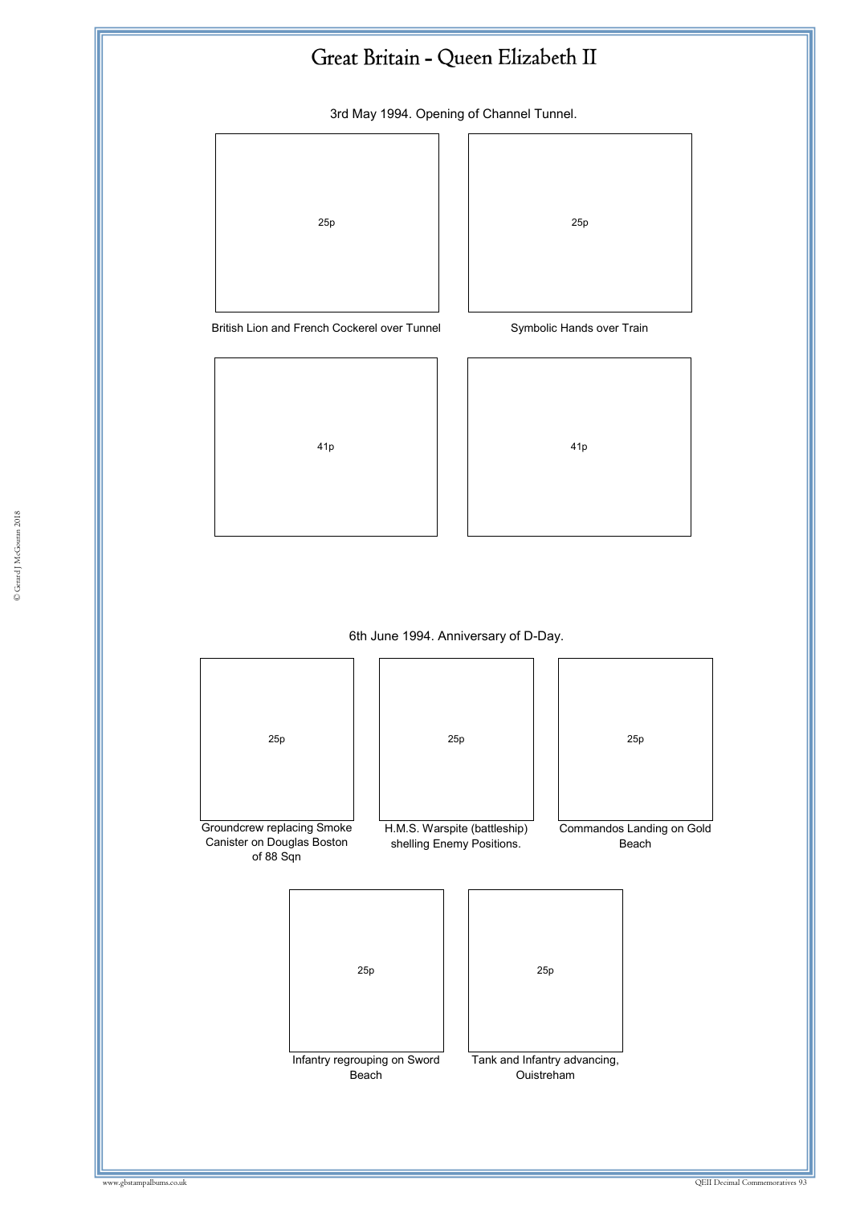# Great Britain - Queen Elizabeth II

3rd May 1994. Opening of Channel Tunnel.

25p

British Lion and French Cockerel over Tunnel

25p

Symbolic Hands over Train

41p

41p

6th June 1994. Anniversary of D-Day.

25p

Groundcrew replacing Smoke Canister on Douglas Boston of 88 Sqn

25p

H.M.S. Warspite (battleship) shelling Enemy Positions.

25p

Commandos Landing on Gold Beach

25p

Infantry regrouping on Sword Beach

25p

Tank and Infantry advancing, Ouistreham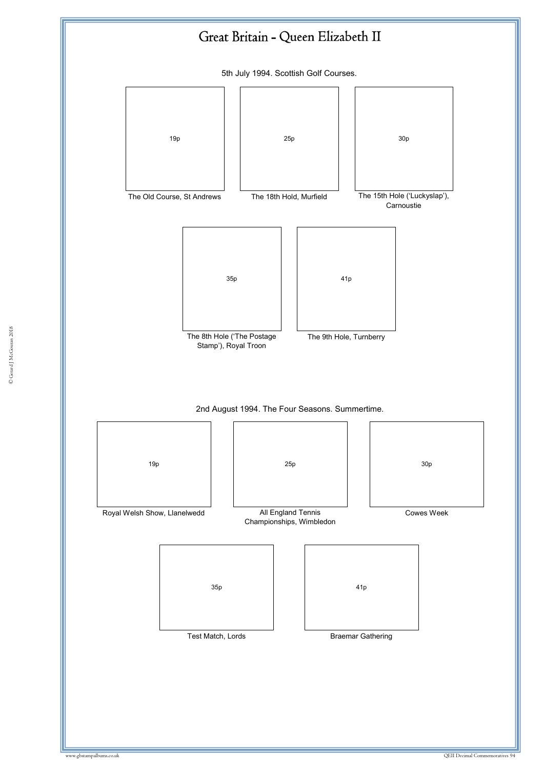# Great Britain - Queen Elizabeth II

5th July 1994. Scottish Golf Courses.

19p
The Old Course, St Andrews

25p
The 18th Hold, Murfield

30p
The 15th Hole ('Luckyslap'), Carnoustie

35p
The 8th Hole ('The Postage Stamp'), Royal Troon

41p
The 9th Hole, Turnberry

2nd August 1994. The Four Seasons. Summertime.

19p
Royal Welsh Show, Llanelwedd

25p
All England Tennis Championships, Wimbledon

30p
Cowes Week

35p
Test Match, Lords

41p
Braemar Gathering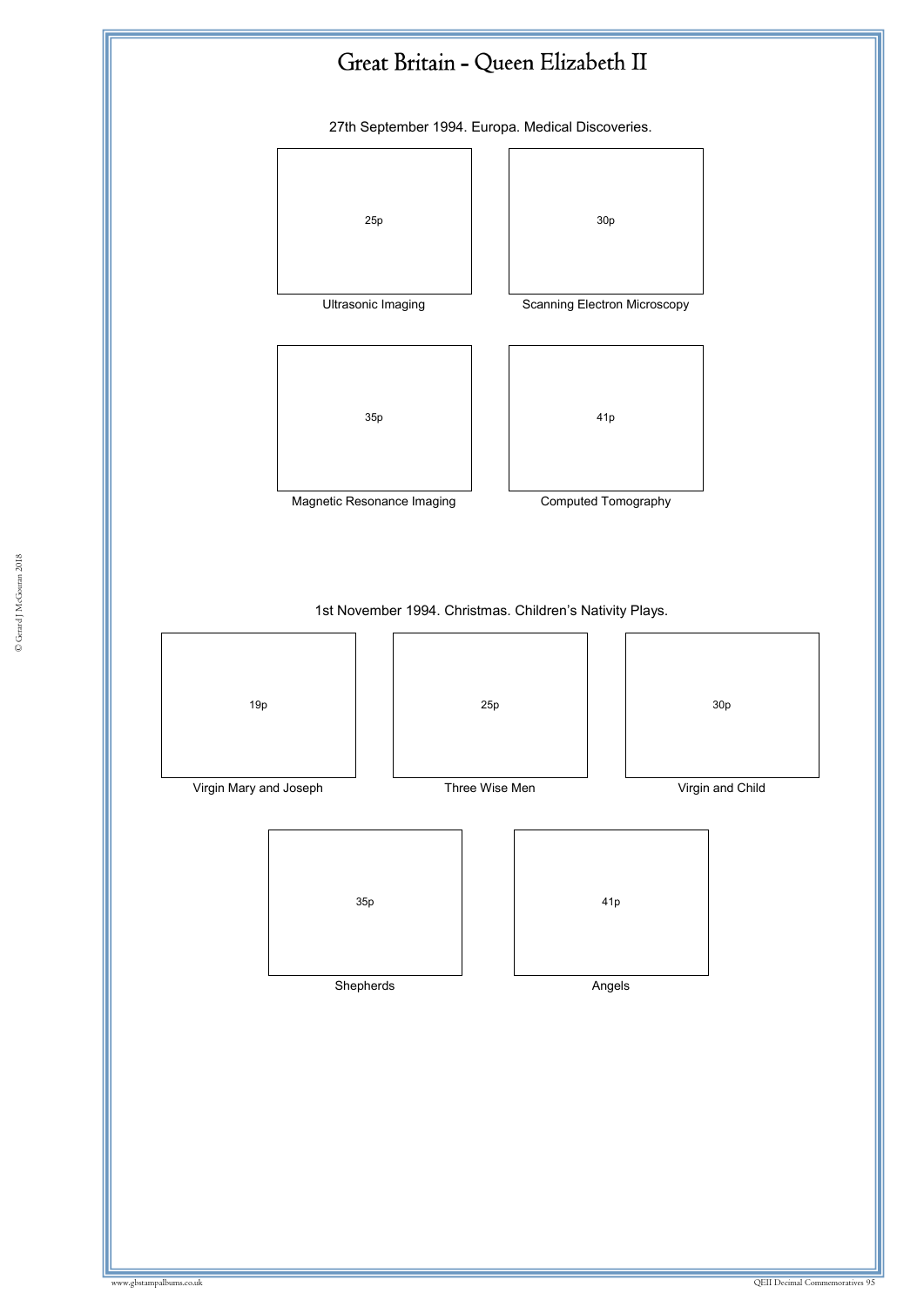# Great Britain - Queen Elizabeth II

## 27th September 1994. Europa. Medical Discoveries.

25p
Ultrasonic Imaging

30p
Scanning Electron Microscopy

35p
Magnetic Resonance Imaging

41p
Computed Tomography

## 1st November 1994. Christmas. Children's Nativity Plays.

19p
Virgin Mary and Joseph

25p
Three Wise Men

30p
Virgin and Child

35p
Shepherds

41p
Angels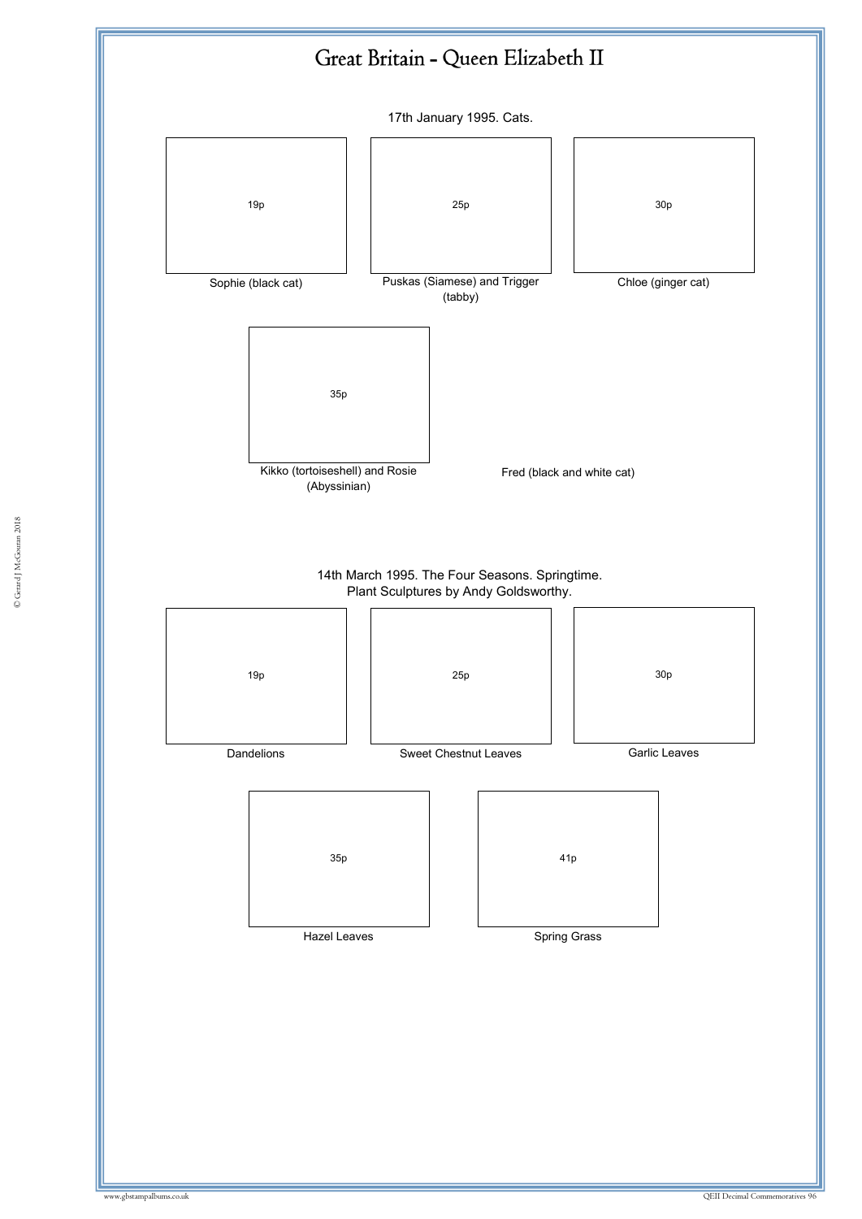# Great Britain - Queen Elizabeth II

17th January 1995. Cats.

19p

Sophie (black cat)

25p

Puskas (Siamese) and Trigger (tabby)

30p

Chloe (ginger cat)

35p

Kikko (tortoiseshell) and Rosie (Abyssinian)

Fred (black and white cat)

14th March 1995. The Four Seasons. Springtime.
Plant Sculptures by Andy Goldsworthy.

19p

Dandelions

25p

Sweet Chestnut Leaves

30p

Garlic Leaves

35p

Hazel Leaves

41p

Spring Grass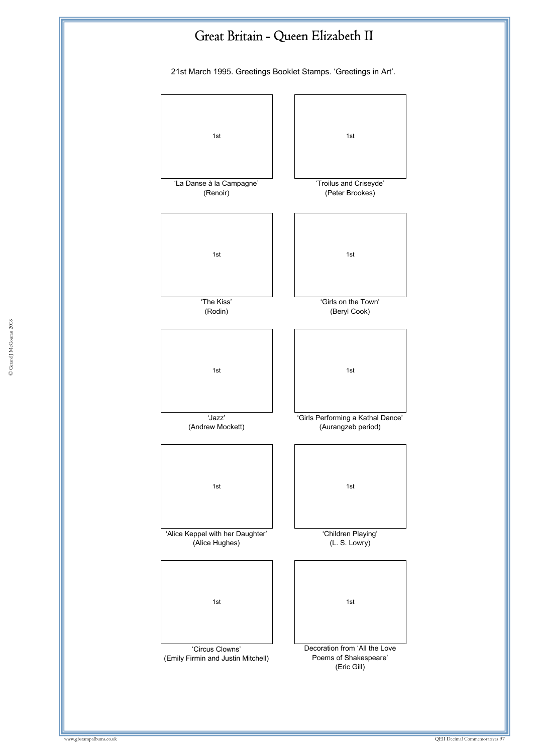# Great Britain - Queen Elizabeth II

21st March 1995. Greetings Booklet Stamps. 'Greetings in Art'.

| 1st | 1st |
|---|---|
| 'La Danse à la Campagne' (Renoir) | 'Troilus and Criseyde' (Peter Brookes) |
| 1st | 1st |
| 'The Kiss' (Rodin) | 'Girls on the Town' (Beryl Cook) |
| 1st | 1st |
| 'Jazz' (Andrew Mockett) | 'Girls Performing a Kathal Dance' (Aurangzeb period) |
| 1st | 1st |
| 'Alice Keppel with her Daughter' (Alice Hughes) | 'Children Playing' (L. S. Lowry) |
| 1st | 1st |
| 'Circus Clowns' (Emily Firmin and Justin Mitchell) | Decoration from 'All the Love Poems of Shakespeare' (Eric Gill) |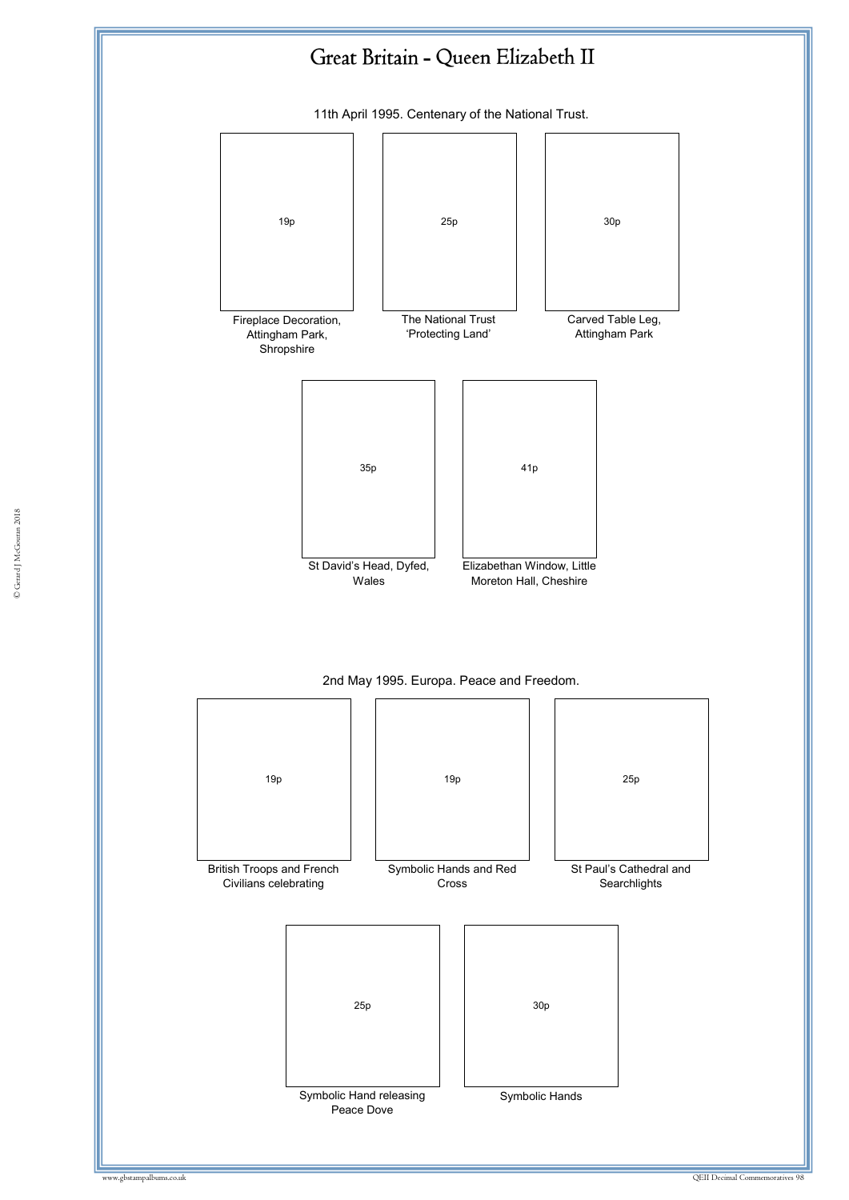# Great Britain - Queen Elizabeth II

11th April 1995. Centenary of the National Trust.

19p

Fireplace Decoration, Attingham Park, Shropshire

25p

The National Trust 'Protecting Land'

30p

Carved Table Leg, Attingham Park

35p

St David's Head, Dyfed, Wales

41p

Elizabethan Window, Little Moreton Hall, Cheshire

2nd May 1995. Europa. Peace and Freedom.

19p

British Troops and French Civilians celebrating

19p

Symbolic Hands and Red Cross

25p

St Paul's Cathedral and Searchlights

25p

Symbolic Hand releasing Peace Dove

30p

Symbolic Hands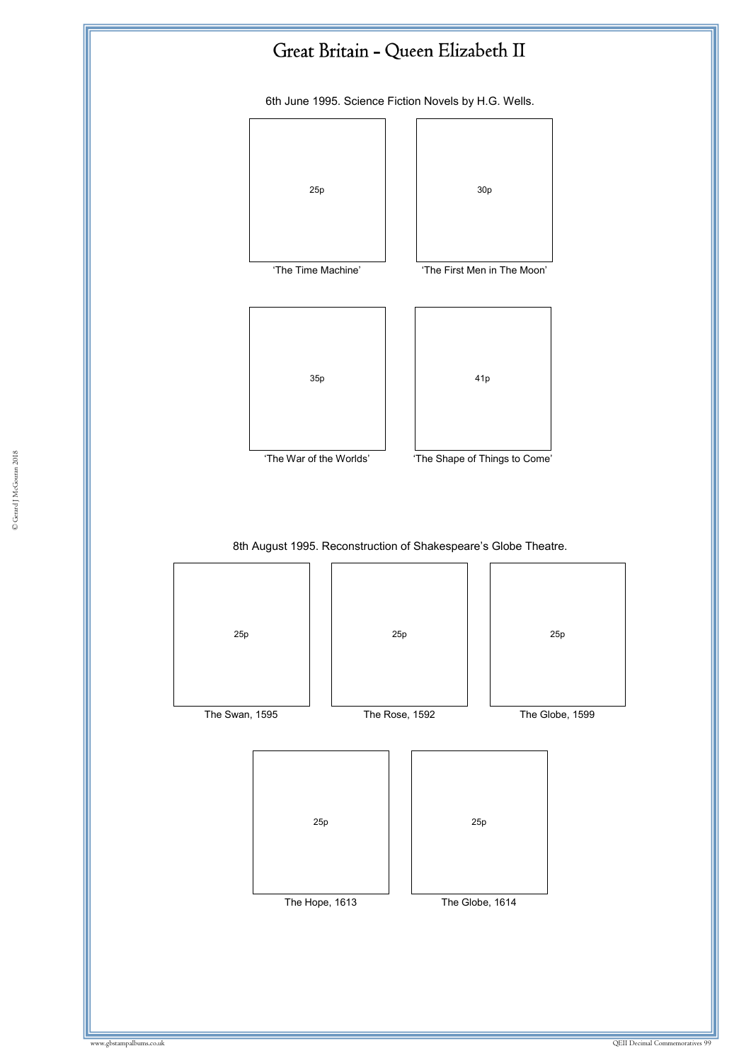# Great Britain - Queen Elizabeth II

6th June 1995. Science Fiction Novels by H.G. Wells.

25p

'The Time Machine'

30p

'The First Men in The Moon'

35p

'The War of the Worlds'

41p

'The Shape of Things to Come'

8th August 1995. Reconstruction of Shakespeare's Globe Theatre.

25p

The Swan, 1595

25p

The Rose, 1592

25p

The Globe, 1599

25p

The Hope, 1613

25p

The Globe, 1614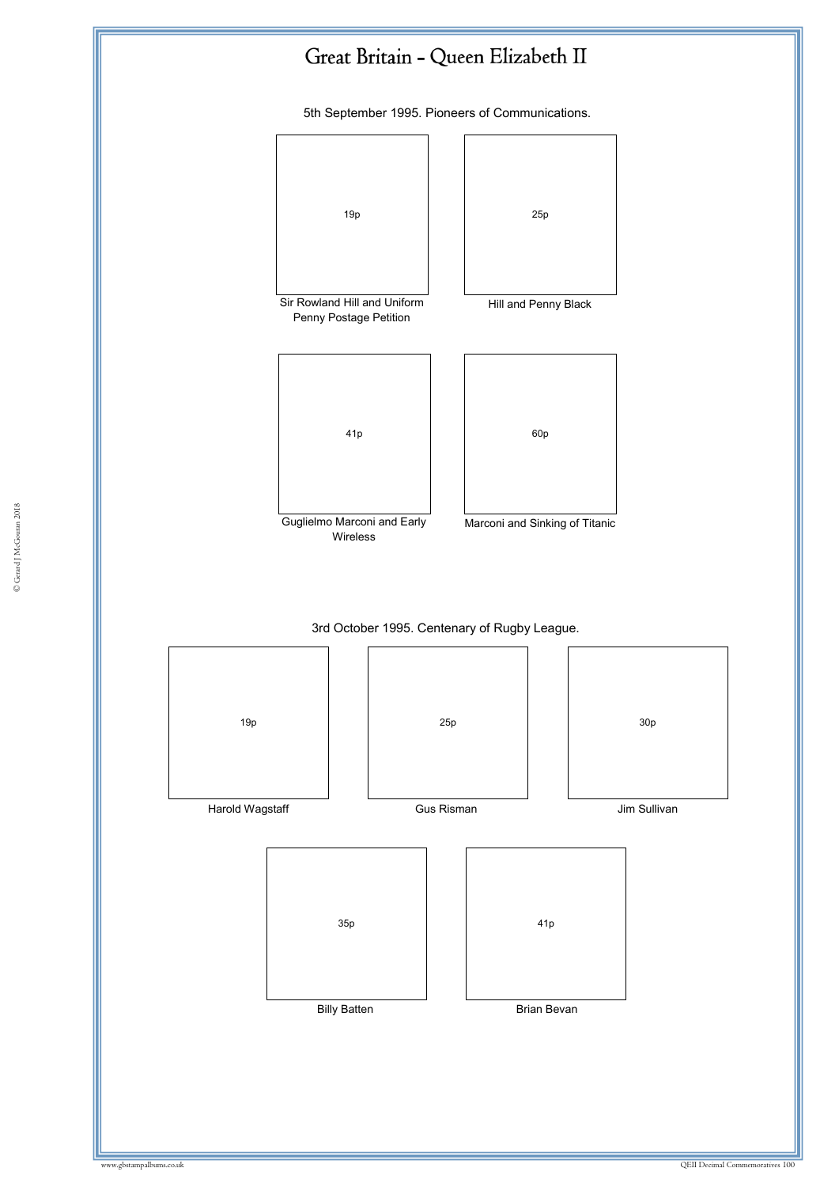# Great Britain - Queen Elizabeth II

5th September 1995. Pioneers of Communications.

19p

Sir Rowland Hill and Uniform Penny Postage Petition

25p

Hill and Penny Black

41p

Guglielmo Marconi and Early Wireless

60p

Marconi and Sinking of Titanic

3rd October 1995. Centenary of Rugby League.

19p

Harold Wagstaff

25p

Gus Risman

30p

Jim Sullivan

35p

Billy Batten

41p

Brian Bevan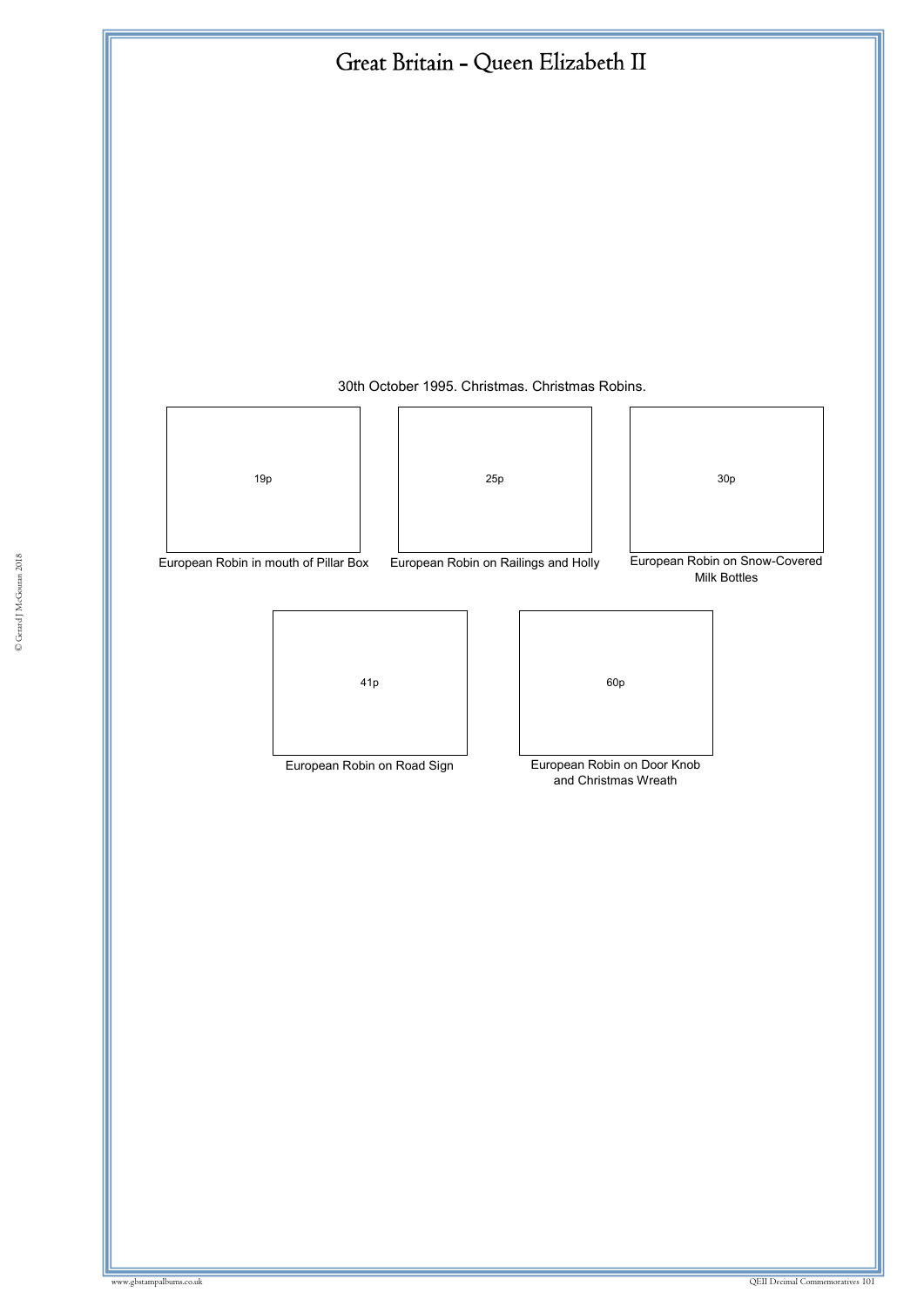# Great Britain - Queen Elizabeth II

30th October 1995. Christmas. Christmas Robins.

19p

European Robin in mouth of Pillar Box

25p

European Robin on Railings and Holly

30p

European Robin on Snow-Covered Milk Bottles

41p

European Robin on Road Sign

60p

European Robin on Door Knob and Christmas Wreath